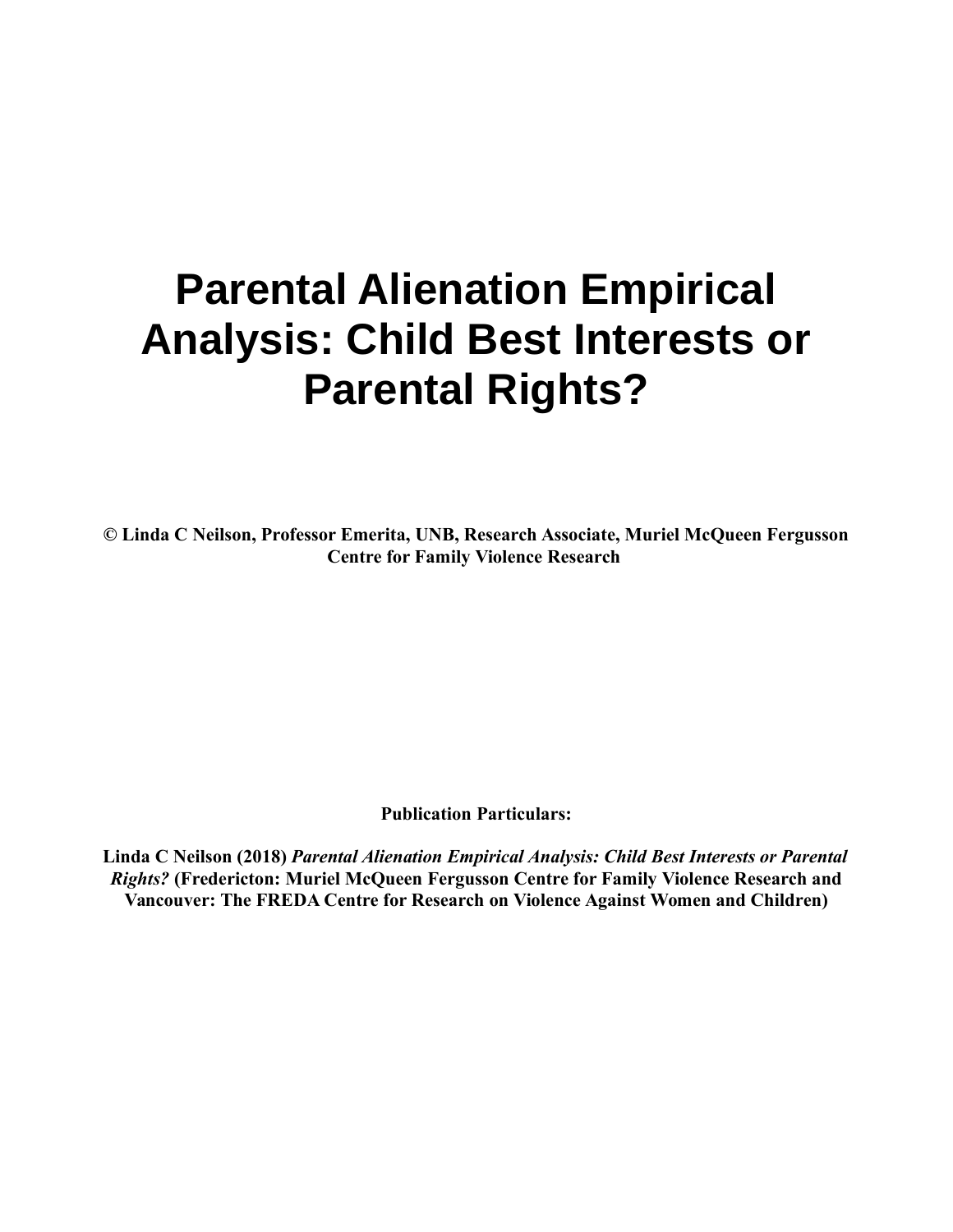# Parental Alienation Empirical Analysis: Child Best Interests or Parental Rights?

**© Linda C Neilson, Professor Emerita, UNB, Research Associate, Muriel McQueen Fergusson Centre for Family Violence Research**

**Publication Particulars:**

**Linda C Neilson (2018)** ***Parental Alienation Empirical Analysis: Child Best Interests or Parental Rights?*** **(Fredericton: Muriel McQueen Fergusson Centre for Family Violence Research and Vancouver: The FREDA Centre for Research on Violence Against Women and Children)**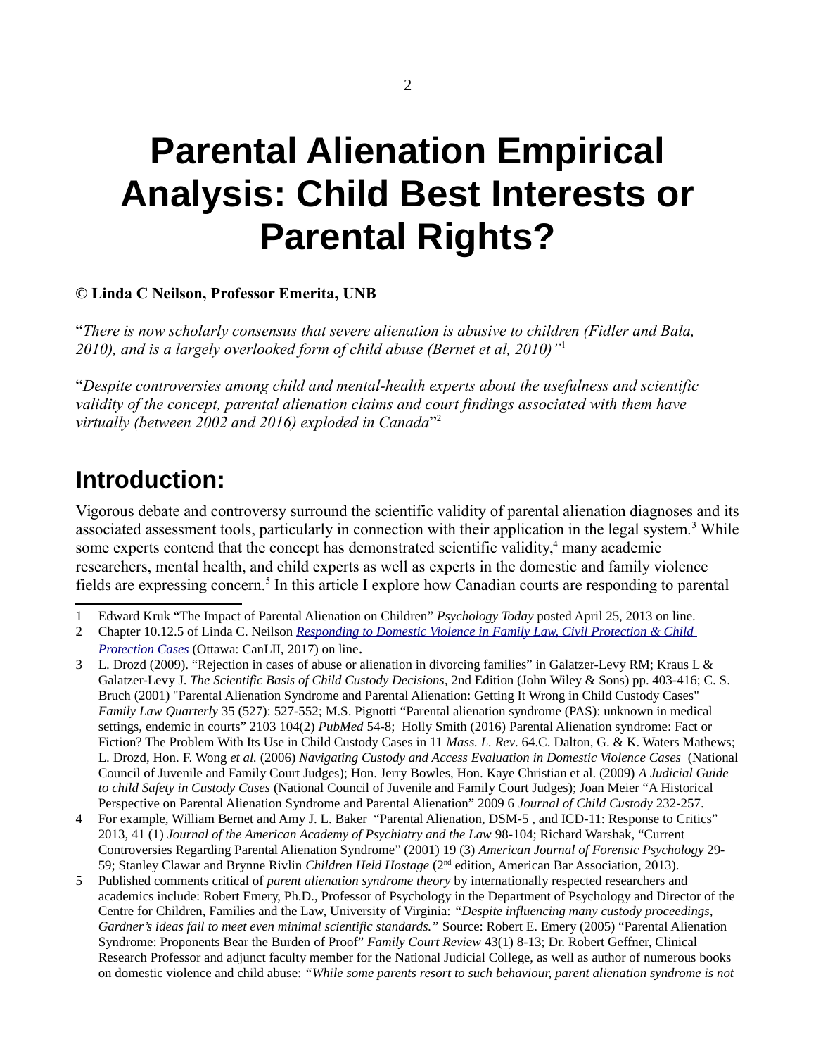# Parental Alienation Empirical Analysis: Child Best Interests or Parental Rights?

**© Linda C Neilson, Professor Emerita, UNB**

"*There is now scholarly consensus that severe alienation is abusive to children (Fidler and Bala, 2010), and is a largely overlooked form of child abuse (Bernet et al, 2010)"*[1]

"*Despite controversies among child and mental-health experts about the usefulness and scientific validity of the concept, parental alienation claims and court findings associated with them have virtually (between 2002 and 2016) exploded in Canada*"[2]

## Introduction:

Vigorous debate and controversy surround the scientific validity of parental alienation diagnoses and its associated assessment tools, particularly in connection with their application in the legal system.[3] While some experts contend that the concept has demonstrated scientific validity,[4] many academic researchers, mental health, and child experts as well as experts in the domestic and family violence fields are expressing concern.[5] In this article I explore how Canadian courts are responding to parental

---

1 Edward Kruk "The Impact of Parental Alienation on Children" *Psychology Today* posted April 25, 2013 on line.

2 Chapter 10.12.5 of Linda C. Neilson *Responding to Domestic Violence in Family Law, Civil Protection & Child Protection Cases* (Ottawa: CanLII, 2017) on line.

3 L. Drozd (2009). "Rejection in cases of abuse or alienation in divorcing families" in Galatzer-Levy RM; Kraus L & Galatzer-Levy J. *The Scientific Basis of Child Custody Decisions*, 2nd Edition (John Wiley & Sons) pp. 403-416; C. S. Bruch (2001) "Parental Alienation Syndrome and Parental Alienation: Getting It Wrong in Child Custody Cases" *Family Law Quarterly* 35 (527): 527-552; M.S. Pignotti "Parental alienation syndrome (PAS): unknown in medical settings, endemic in courts" 2103 104(2) *PubMed* 54-8; Holly Smith (2016) Parental Alienation syndrome: Fact or Fiction? The Problem With Its Use in Child Custody Cases in 11 *Mass. L. Rev*. 64.C. Dalton, G. & K. Waters Mathews; L. Drozd, Hon. F. Wong *et al.* (2006) *Navigating Custody and Access Evaluation in Domestic Violence Cases* (National Council of Juvenile and Family Court Judges); Hon. Jerry Bowles, Hon. Kaye Christian et al. (2009) *A Judicial Guide to child Safety in Custody Cases* (National Council of Juvenile and Family Court Judges); Joan Meier "A Historical Perspective on Parental Alienation Syndrome and Parental Alienation" 2009 6 *Journal of Child Custody* 232-257.

4 For example, William Bernet and Amy J. L. Baker "Parental Alienation, DSM-5 , and ICD-11: Response to Critics" 2013, 41 (1) *Journal of the American Academy of Psychiatry and the Law* 98-104; Richard Warshak, "Current Controversies Regarding Parental Alienation Syndrome" (2001) 19 (3) *American Journal of Forensic Psychology* 29-59; Stanley Clawar and Brynne Rivlin *Children Held Hostage* (2nd edition, American Bar Association, 2013).

5 Published comments critical of *parent alienation syndrome theory* by internationally respected researchers and academics include: Robert Emery, Ph.D., Professor of Psychology in the Department of Psychology and Director of the Centre for Children, Families and the Law, University of Virginia: *"Despite influencing many custody proceedings, Gardner's ideas fail to meet even minimal scientific standards."* Source: Robert E. Emery (2005) "Parental Alienation Syndrome: Proponents Bear the Burden of Proof" *Family Court Review* 43(1) 8-13; Dr. Robert Geffner, Clinical Research Professor and adjunct faculty member for the National Judicial College, as well as author of numerous books on domestic violence and child abuse: *"While some parents resort to such behaviour, parent alienation syndrome is not*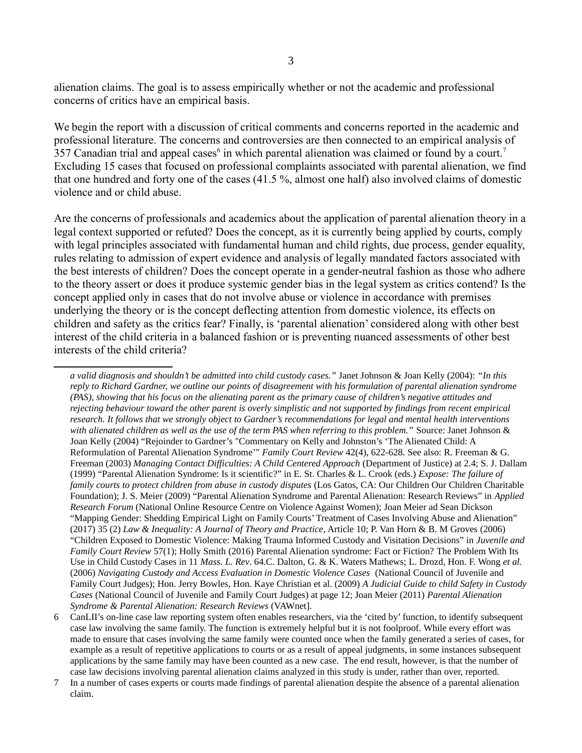alienation claims. The goal is to assess empirically whether or not the academic and professional concerns of critics have an empirical basis.

We begin the report with a discussion of critical comments and concerns reported in the academic and professional literature. The concerns and controversies are then connected to an empirical analysis of 357 Canadian trial and appeal cases[6] in which parental alienation was claimed or found by a court.[7] Excluding 15 cases that focused on professional complaints associated with parental alienation, we find that one hundred and forty one of the cases (41.5 %, almost one half) also involved claims of domestic violence and or child abuse.

Are the concerns of professionals and academics about the application of parental alienation theory in a legal context supported or refuted? Does the concept, as it is currently being applied by courts, comply with legal principles associated with fundamental human and child rights, due process, gender equality, rules relating to admission of expert evidence and analysis of legally mandated factors associated with the best interests of children? Does the concept operate in a gender-neutral fashion as those who adhere to the theory assert or does it produce systemic gender bias in the legal system as critics contend? Is the concept applied only in cases that do not involve abuse or violence in accordance with premises underlying the theory or is the concept deflecting attention from domestic violence, its effects on children and safety as the critics fear? Finally, is 'parental alienation' considered along with other best interest of the child criteria in a balanced fashion or is preventing nuanced assessments of other best interests of the child criteria?

---

*a valid diagnosis and shouldn't be admitted into child custody cases."* Janet Johnson & Joan Kelly (2004): *"In this reply to Richard Gardner, we outline our points of disagreement with his formulation of parental alienation syndrome (PAS), showing that his focus on the alienating parent as the primary cause of children's negative attitudes and rejecting behaviour toward the other parent is overly simplistic and not supported by findings from recent empirical research. It follows that we strongly object to Gardner's recommendations for legal and mental health interventions with alienated children as well as the use of the term PAS when referring to this problem."* Source: Janet Johnson & Joan Kelly (2004) "Rejoinder to Gardner's "Commentary on Kelly and Johnston's 'The Alienated Child: A Reformulation of Parental Alienation Syndrome'" *Family Court Review* 42(4), 622-628. See also: R. Freeman & G. Freeman (2003) *Managing Contact Difficulties: A Child Centered Approach* (Department of Justice) at 2.4; S. J. Dallam (1999) "Parental Alienation Syndrome: Is it scientific?" in E. St. Charles & L. Crook (eds.) *Expose: The failure of family courts to protect children from abuse in custody disputes* (Los Gatos, CA: Our Children Our Children Charitable Foundation); J. S. Meier (2009) "Parental Alienation Syndrome and Parental Alienation: Research Reviews" in *Applied Research Forum* (National Online Resource Centre on Violence Against Women); Joan Meier ad Sean Dickson "Mapping Gender: Shedding Empirical Light on Family Courts' Treatment of Cases Involving Abuse and Alienation" (2017) 35 (2) *Law & Inequality: A Journal of Theory and Practice*, Article 10; P. Van Horn & B. M Groves (2006) "Children Exposed to Domestic Violence: Making Trauma Informed Custody and Visitation Decisions" in *Juvenile and Family Court Review* 57(1); Holly Smith (2016) Parental Alienation syndrome: Fact or Fiction? The Problem With Its Use in Child Custody Cases in 11 *Mass. L. Rev*. 64.C. Dalton, G. & K. Waters Mathews; L. Drozd, Hon. F. Wong *et al.* (2006) *Navigating Custody and Access Evaluation in Domestic Violence Cases* (National Council of Juvenile and Family Court Judges); Hon. Jerry Bowles, Hon. Kaye Christian et al. (2009) *A Judicial Guide to child Safety in Custody Cases* (National Council of Juvenile and Family Court Judges) at page 12; Joan Meier (2011) *Parental Alienation Syndrome & Parental Alienation: Research Reviews* (VAWnet].

6 CanLII's on-line case law reporting system often enables researchers, via the 'cited by' function, to identify subsequent case law involving the same family. The function is extremely helpful but it is not foolproof. While every effort was made to ensure that cases involving the same family were counted once when the family generated a series of cases, for example as a result of repetitive applications to courts or as a result of appeal judgments, in some instances subsequent applications by the same family may have been counted as a new case. The end result, however, is that the number of case law decisions involving parental alienation claims analyzed in this study is under, rather than over, reported.

7 In a number of cases experts or courts made findings of parental alienation despite the absence of a parental alienation claim.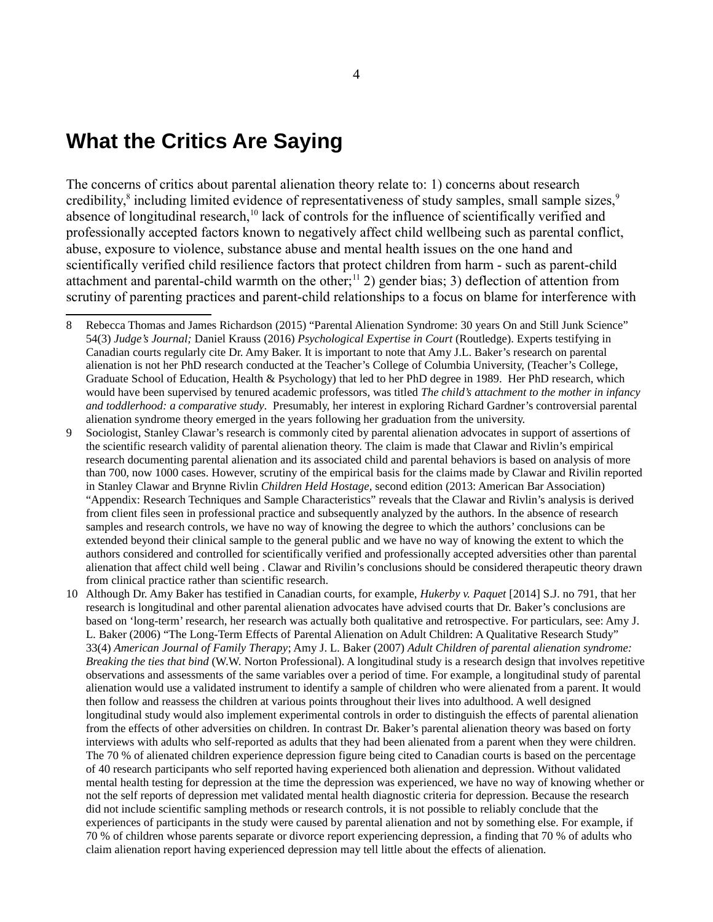## What the Critics Are Saying

The concerns of critics about parental alienation theory relate to: 1) concerns about research credibility,[8] including limited evidence of representativeness of study samples, small sample sizes,[9] absence of longitudinal research,[10] lack of controls for the influence of scientifically verified and professionally accepted factors known to negatively affect child wellbeing such as parental conflict, abuse, exposure to violence, substance abuse and mental health issues on the one hand and scientifically verified child resilience factors that protect children from harm - such as parent-child attachment and parental-child warmth on the other;[11] 2) gender bias; 3) deflection of attention from scrutiny of parenting practices and parent-child relationships to a focus on blame for interference with

---

8 Rebecca Thomas and James Richardson (2015) "Parental Alienation Syndrome: 30 years On and Still Junk Science" 54(3) *Judge's Journal;* Daniel Krauss (2016) *Psychological Expertise in Court* (Routledge). Experts testifying in Canadian courts regularly cite Dr. Amy Baker. It is important to note that Amy J.L. Baker's research on parental alienation is not her PhD research conducted at the Teacher's College of Columbia University, (Teacher's College, Graduate School of Education, Health & Psychology) that led to her PhD degree in 1989. Her PhD research, which would have been supervised by tenured academic professors, was titled *The child's attachment to the mother in infancy and toddlerhood: a comparative study*. Presumably, her interest in exploring Richard Gardner's controversial parental alienation syndrome theory emerged in the years following her graduation from the university.

9 Sociologist, Stanley Clawar's research is commonly cited by parental alienation advocates in support of assertions of the scientific research validity of parental alienation theory. The claim is made that Clawar and Rivlin's empirical research documenting parental alienation and its associated child and parental behaviors is based on analysis of more than 700, now 1000 cases. However, scrutiny of the empirical basis for the claims made by Clawar and Rivilin reported in Stanley Clawar and Brynne Rivlin *Children Held Hostage*, second edition (2013: American Bar Association) "Appendix: Research Techniques and Sample Characteristics" reveals that the Clawar and Rivlin's analysis is derived from client files seen in professional practice and subsequently analyzed by the authors. In the absence of research samples and research controls, we have no way of knowing the degree to which the authors' conclusions can be extended beyond their clinical sample to the general public and we have no way of knowing the extent to which the authors considered and controlled for scientifically verified and professionally accepted adversities other than parental alienation that affect child well being . Clawar and Rivilin's conclusions should be considered therapeutic theory drawn from clinical practice rather than scientific research.

10 Although Dr. Amy Baker has testified in Canadian courts, for example, *Hukerby v. Paquet* [2014] S.J. no 791, that her research is longitudinal and other parental alienation advocates have advised courts that Dr. Baker's conclusions are based on 'long-term' research, her research was actually both qualitative and retrospective. For particulars, see: Amy J. L. Baker (2006) "The Long-Term Effects of Parental Alienation on Adult Children: A Qualitative Research Study" 33(4) *American Journal of Family Therapy*; Amy J. L. Baker (2007) *Adult Children of parental alienation syndrome: Breaking the ties that bind* (W.W. Norton Professional). A longitudinal study is a research design that involves repetitive observations and assessments of the same variables over a period of time. For example, a longitudinal study of parental alienation would use a validated instrument to identify a sample of children who were alienated from a parent. It would then follow and reassess the children at various points throughout their lives into adulthood. A well designed longitudinal study would also implement experimental controls in order to distinguish the effects of parental alienation from the effects of other adversities on children. In contrast Dr. Baker's parental alienation theory was based on forty interviews with adults who self-reported as adults that they had been alienated from a parent when they were children. The 70 % of alienated children experience depression figure being cited to Canadian courts is based on the percentage of 40 research participants who self reported having experienced both alienation and depression. Without validated mental health testing for depression at the time the depression was experienced, we have no way of knowing whether or not the self reports of depression met validated mental health diagnostic criteria for depression. Because the research did not include scientific sampling methods or research controls, it is not possible to reliably conclude that the experiences of participants in the study were caused by parental alienation and not by something else. For example, if 70 % of children whose parents separate or divorce report experiencing depression, a finding that 70 % of adults who claim alienation report having experienced depression may tell little about the effects of alienation.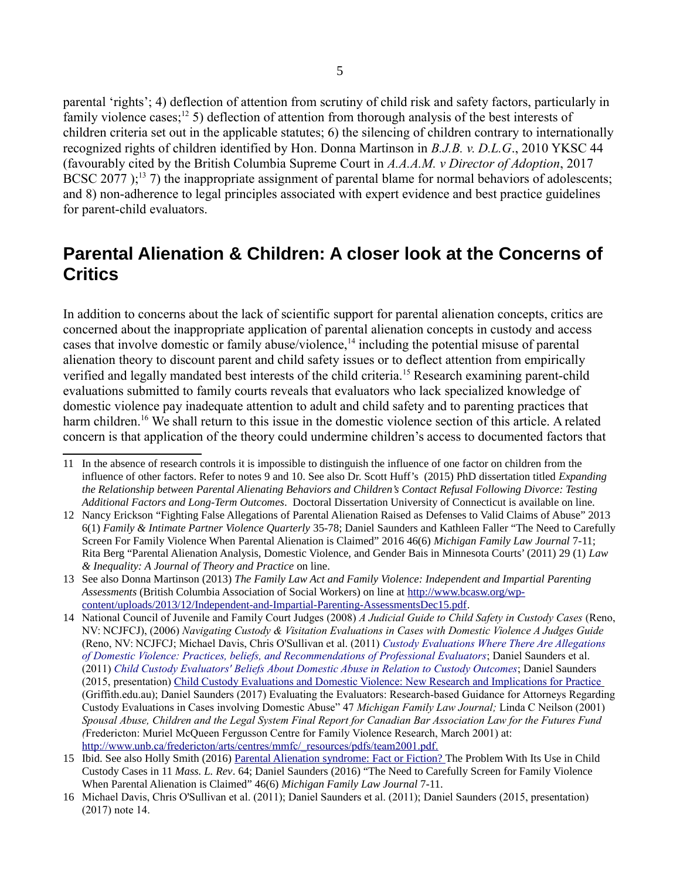parental 'rights'; 4) deflection of attention from scrutiny of child risk and safety factors, particularly in family violence cases;[12] 5) deflection of attention from thorough analysis of the best interests of children criteria set out in the applicable statutes; 6) the silencing of children contrary to internationally recognized rights of children identified by Hon. Donna Martinson in *B.J.B. v. D.L.G*., 2010 YKSC 44 (favourably cited by the British Columbia Supreme Court in *A.A.A.M. v Director of Adoption*, 2017 BCSC 2077 );[13] 7) the inappropriate assignment of parental blame for normal behaviors of adolescents; and 8) non-adherence to legal principles associated with expert evidence and best practice guidelines for parent-child evaluators.

## Parental Alienation & Children: A closer look at the Concerns of Critics

In addition to concerns about the lack of scientific support for parental alienation concepts, critics are concerned about the inappropriate application of parental alienation concepts in custody and access cases that involve domestic or family abuse/violence,[14] including the potential misuse of parental alienation theory to discount parent and child safety issues or to deflect attention from empirically verified and legally mandated best interests of the child criteria.[15] Research examining parent-child evaluations submitted to family courts reveals that evaluators who lack specialized knowledge of domestic violence pay inadequate attention to adult and child safety and to parenting practices that harm children.[16] We shall return to this issue in the domestic violence section of this article. A related concern is that application of the theory could undermine children's access to documented factors that

---

11 In the absence of research controls it is impossible to distinguish the influence of one factor on children from the influence of other factors. Refer to notes 9 and 10. See also Dr. Scott Huff's (2015) PhD dissertation titled *Expanding the Relationship between Parental Alienating Behaviors and Children's Contact Refusal Following Divorce: Testing Additional Factors and Long-Term Outcomes*. Doctoral Dissertation University of Connecticut is available on line.

12 Nancy Erickson "Fighting False Allegations of Parental Alienation Raised as Defenses to Valid Claims of Abuse" 2013 6(1) *Family & Intimate Partner Violence Quarterly* 35-78; Daniel Saunders and Kathleen Faller "The Need to Carefully Screen For Family Violence When Parental Alienation is Claimed" 2016 46(6) *Michigan Family Law Journal* 7-11; Rita Berg "Parental Alienation Analysis, Domestic Violence, and Gender Bais in Minnesota Courts' (2011) 29 (1) *Law & Inequality: A Journal of Theory and Practice* on line.

13 See also Donna Martinson (2013) *The Family Law Act and Family Violence: Independent and Impartial Parenting Assessments* (British Columbia Association of Social Workers) on line at http://www.bcasw.org/wp-content/uploads/2013/12/Independent-and-Impartial-Parenting-AssessmentsDec15.pdf.

14 National Council of Juvenile and Family Court Judges (2008) *A Judicial Guide to Child Safety in Custody Cases* (Reno, NV: NCJFCJ), (2006) *Navigating Custody & Visitation Evaluations in Cases with Domestic Violence A Judges Guide* (Reno, NV: NCJFCJ; Michael Davis, Chris O'Sullivan et al. (2011) *Custody Evaluations Where There Are Allegations of Domestic Violence: Practices, beliefs, and Recommendations of Professional Evaluators*; Daniel Saunders et al. (2011) *Child Custody Evaluators' Beliefs About Domestic Abuse in Relation to Custody Outcomes*; Daniel Saunders (2015, presentation) Child Custody Evaluations and Domestic Violence: New Research and Implications for Practice (Griffith.edu.au); Daniel Saunders (2017) Evaluating the Evaluators: Research-based Guidance for Attorneys Regarding Custody Evaluations in Cases involving Domestic Abuse" 47 *Michigan Family Law Journal;* Linda C Neilson (2001) *Spousal Abuse, Children and the Legal System Final Report for Canadian Bar Association Law for the Futures Fund (*Fredericton: Muriel McQueen Fergusson Centre for Family Violence Research, March 2001) at: http://www.unb.ca/fredericton/arts/centres/mmfc/_resources/pdfs/team2001.pdf.

15 Ibid. See also Holly Smith (2016) Parental Alienation syndrome: Fact or Fiction? The Problem With Its Use in Child Custody Cases in 11 *Mass. L. Rev*. 64; Daniel Saunders (2016) "The Need to Carefully Screen for Family Violence When Parental Alienation is Claimed" 46(6) *Michigan Family Law Journal* 7-11.

16 Michael Davis, Chris O'Sullivan et al. (2011); Daniel Saunders et al. (2011); Daniel Saunders (2015, presentation) (2017) note 14.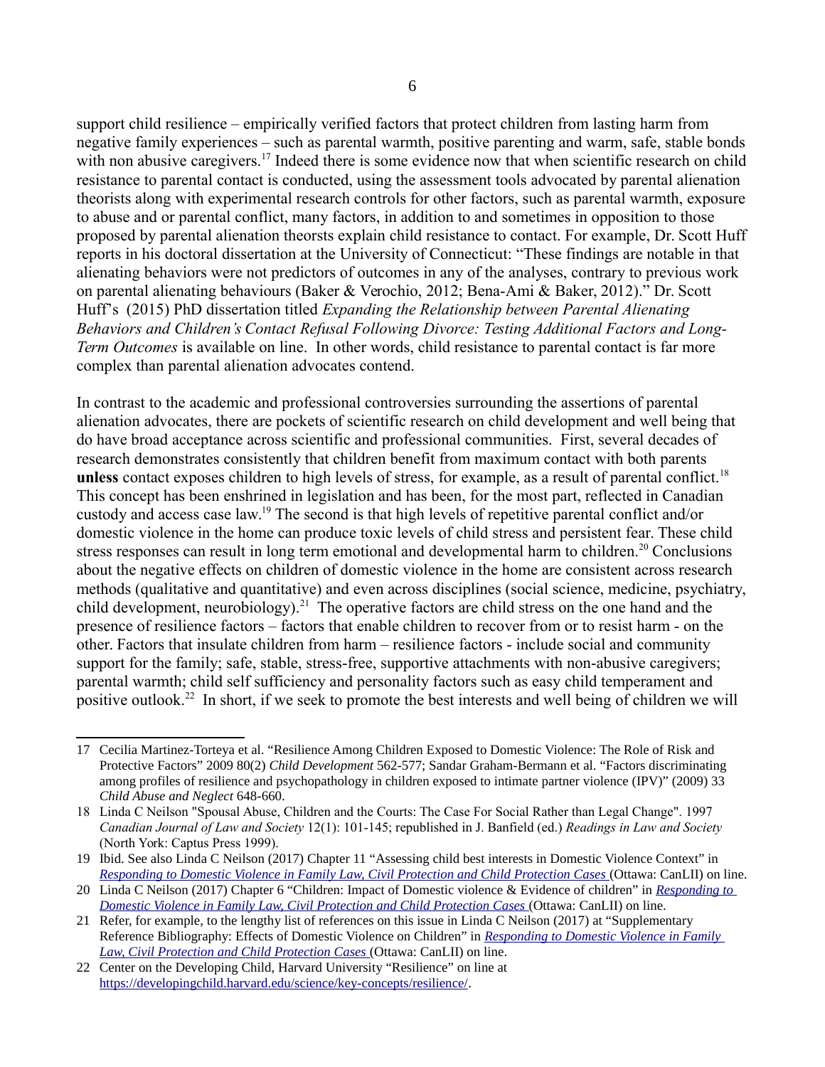support child resilience – empirically verified factors that protect children from lasting harm from negative family experiences – such as parental warmth, positive parenting and warm, safe, stable bonds with non abusive caregivers.[17] Indeed there is some evidence now that when scientific research on child resistance to parental contact is conducted, using the assessment tools advocated by parental alienation theorists along with experimental research controls for other factors, such as parental warmth, exposure to abuse and or parental conflict, many factors, in addition to and sometimes in opposition to those proposed by parental alienation theorsts explain child resistance to contact. For example, Dr. Scott Huff reports in his doctoral dissertation at the University of Connecticut: "These findings are notable in that alienating behaviors were not predictors of outcomes in any of the analyses, contrary to previous work on parental alienating behaviours (Baker & Verochio, 2012; Bena-Ami & Baker, 2012)." Dr. Scott Huff's (2015) PhD dissertation titled *Expanding the Relationship between Parental Alienating Behaviors and Children's Contact Refusal Following Divorce: Testing Additional Factors and Long-Term Outcomes* is available on line. In other words, child resistance to parental contact is far more complex than parental alienation advocates contend.

In contrast to the academic and professional controversies surrounding the assertions of parental alienation advocates, there are pockets of scientific research on child development and well being that do have broad acceptance across scientific and professional communities. First, several decades of research demonstrates consistently that children benefit from maximum contact with both parents **unless** contact exposes children to high levels of stress, for example, as a result of parental conflict.[18] This concept has been enshrined in legislation and has been, for the most part, reflected in Canadian custody and access case law.[19] The second is that high levels of repetitive parental conflict and/or domestic violence in the home can produce toxic levels of child stress and persistent fear. These child stress responses can result in long term emotional and developmental harm to children.[20] Conclusions about the negative effects on children of domestic violence in the home are consistent across research methods (qualitative and quantitative) and even across disciplines (social science, medicine, psychiatry, child development, neurobiology).[21] The operative factors are child stress on the one hand and the presence of resilience factors – factors that enable children to recover from or to resist harm - on the other. Factors that insulate children from harm – resilience factors - include social and community support for the family; safe, stable, stress-free, supportive attachments with non-abusive caregivers; parental warmth; child self sufficiency and personality factors such as easy child temperament and positive outlook.[22] In short, if we seek to promote the best interests and well being of children we will

---

17 Cecilia Martinez-Torteya et al. "Resilience Among Children Exposed to Domestic Violence: The Role of Risk and Protective Factors" 2009 80(2) *Child Development* 562-577; Sandar Graham-Bermann et al. "Factors discriminating among profiles of resilience and psychopathology in children exposed to intimate partner violence (IPV)" (2009) 33 *Child Abuse and Neglect* 648-660.

18 Linda C Neilson "Spousal Abuse, Children and the Courts: The Case For Social Rather than Legal Change". 1997 *Canadian Journal of Law and Society* 12(1): 101-145; republished in J. Banfield (ed.) *Readings in Law and Society* (North York: Captus Press 1999).

19 Ibid. See also Linda C Neilson (2017) Chapter 11 "Assessing child best interests in Domestic Violence Context" in *Responding to Domestic Violence in Family Law, Civil Protection and Child Protection Cases* (Ottawa: CanLII) on line.

20 Linda C Neilson (2017) Chapter 6 "Children: Impact of Domestic violence & Evidence of children" in *Responding to Domestic Violence in Family Law, Civil Protection and Child Protection Cases* (Ottawa: CanLII) on line.

21 Refer, for example, to the lengthy list of references on this issue in Linda C Neilson (2017) at "Supplementary Reference Bibliography: Effects of Domestic Violence on Children" in *Responding to Domestic Violence in Family Law, Civil Protection and Child Protection Cases* (Ottawa: CanLII) on line.

22 Center on the Developing Child, Harvard University "Resilience" on line at https://developingchild.harvard.edu/science/key-concepts/resilience/.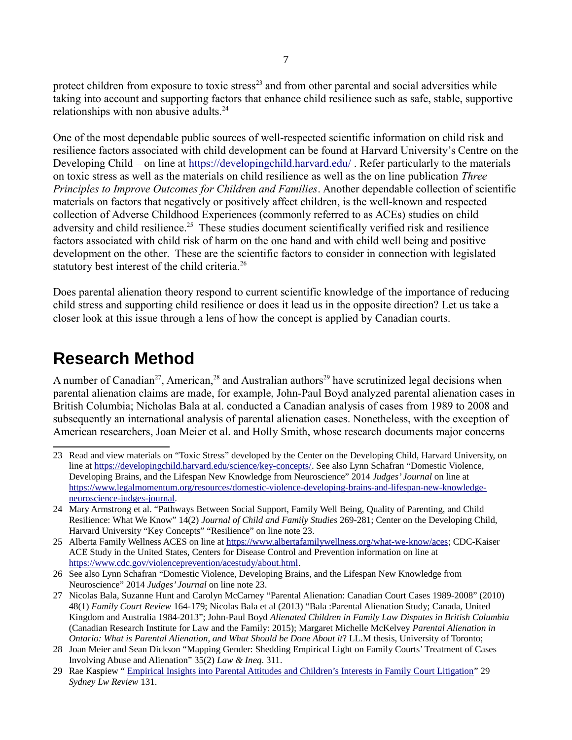protect children from exposure to toxic stress[23] and from other parental and social adversities while taking into account and supporting factors that enhance child resilience such as safe, stable, supportive relationships with non abusive adults.[24]

One of the most dependable public sources of well-respected scientific information on child risk and resilience factors associated with child development can be found at Harvard University's Centre on the Developing Child – on line at https://developingchild.harvard.edu/ . Refer particularly to the materials on toxic stress as well as the materials on child resilience as well as the on line publication *Three Principles to Improve Outcomes for Children and Families*. Another dependable collection of scientific materials on factors that negatively or positively affect children, is the well-known and respected collection of Adverse Childhood Experiences (commonly referred to as ACEs) studies on child adversity and child resilience.[25] These studies document scientifically verified risk and resilience factors associated with child risk of harm on the one hand and with child well being and positive development on the other. These are the scientific factors to consider in connection with legislated statutory best interest of the child criteria.[26]

Does parental alienation theory respond to current scientific knowledge of the importance of reducing child stress and supporting child resilience or does it lead us in the opposite direction? Let us take a closer look at this issue through a lens of how the concept is applied by Canadian courts.

## Research Method

A number of Canadian[27], American,[28] and Australian authors[29] have scrutinized legal decisions when parental alienation claims are made, for example, John-Paul Boyd analyzed parental alienation cases in British Columbia; Nicholas Bala at al. conducted a Canadian analysis of cases from 1989 to 2008 and subsequently an international analysis of parental alienation cases. Nonetheless, with the exception of American researchers, Joan Meier et al. and Holly Smith, whose research documents major concerns

---

23 Read and view materials on "Toxic Stress" developed by the Center on the Developing Child, Harvard University, on line at https://developingchild.harvard.edu/science/key-concepts/. See also Lynn Schafran "Domestic Violence, Developing Brains, and the Lifespan New Knowledge from Neuroscience" 2014 *Judges' Journal* on line at https://www.legalmomentum.org/resources/domestic-violence-developing-brains-and-lifespan-new-knowledge-neuroscience-judges-journal.

24 Mary Armstrong et al. "Pathways Between Social Support, Family Well Being, Quality of Parenting, and Child Resilience: What We Know" 14(2) *Journal of Child and Family Studies* 269-281; Center on the Developing Child, Harvard University "Key Concepts" "Resilience" on line note 23.

25 Alberta Family Wellness ACES on line at https://www.albertafamilywellness.org/what-we-know/aces; CDC-Kaiser ACE Study in the United States, Centers for Disease Control and Prevention information on line at https://www.cdc.gov/violenceprevention/acestudy/about.html.

26 See also Lynn Schafran "Domestic Violence, Developing Brains, and the Lifespan New Knowledge from Neuroscience" 2014 *Judges' Journal* on line note 23.

27 Nicolas Bala, Suzanne Hunt and Carolyn McCarney "Parental Alienation: Canadian Court Cases 1989-2008" (2010) 48(1) *Family Court Review* 164-179; Nicolas Bala et al (2013) "Bala :Parental Alienation Study; Canada, United Kingdom and Australia 1984-2013"; John-Paul Boyd *Alienated Children in Family Law Disputes in British Columbia* (Canadian Research Institute for Law and the Family: 2015); Margaret Michelle McKelvey *Parental Alienation in Ontario: What is Parental Alienation, and What Should be Done About it*? LL.M thesis, University of Toronto;

28 Joan Meier and Sean Dickson "Mapping Gender: Shedding Empirical Light on Family Courts' Treatment of Cases Involving Abuse and Alienation" 35(2) *Law & Ineq*. 311.

29 Rae Kaspiew " Empirical Insights into Parental Attitudes and Children's Interests in Family Court Litigation" 29 *Sydney Lw Review* 131.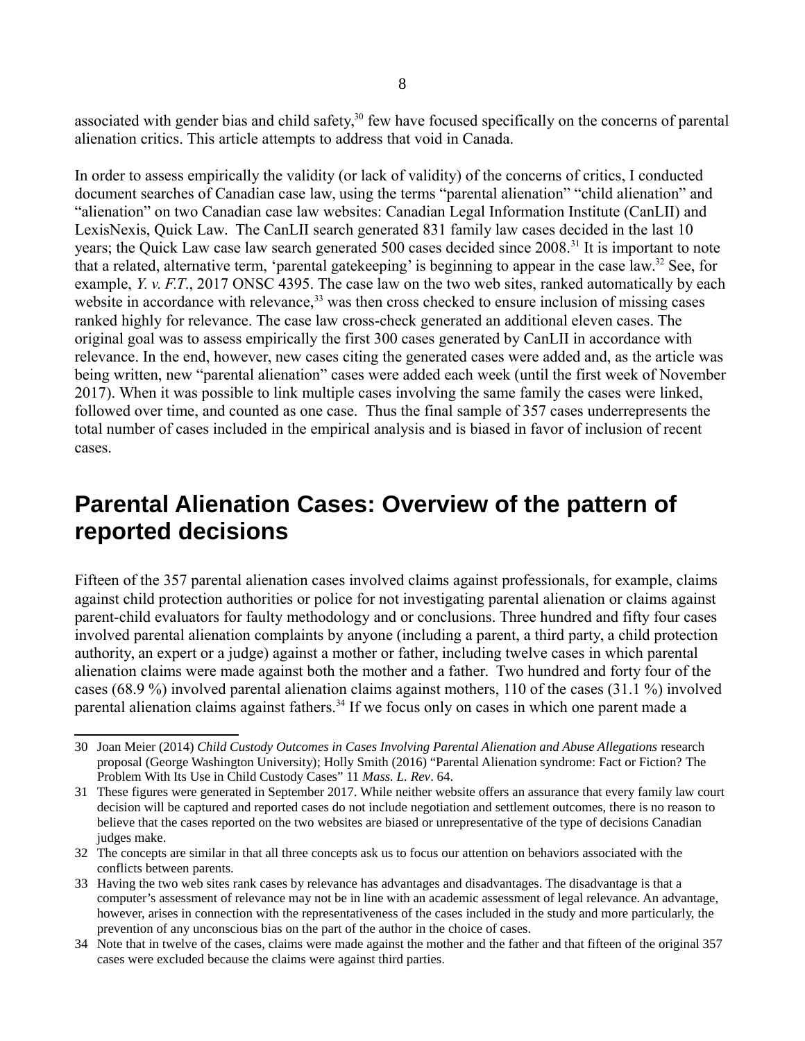associated with gender bias and child safety,[30] few have focused specifically on the concerns of parental alienation critics. This article attempts to address that void in Canada.

In order to assess empirically the validity (or lack of validity) of the concerns of critics, I conducted document searches of Canadian case law, using the terms "parental alienation" "child alienation" and "alienation" on two Canadian case law websites: Canadian Legal Information Institute (CanLII) and LexisNexis, Quick Law. The CanLII search generated 831 family law cases decided in the last 10 years; the Quick Law case law search generated 500 cases decided since 2008.[31] It is important to note that a related, alternative term, 'parental gatekeeping' is beginning to appear in the case law.[32] See, for example, *Y. v. F.T.*, 2017 ONSC 4395. The case law on the two web sites, ranked automatically by each website in accordance with relevance,[33] was then cross checked to ensure inclusion of missing cases ranked highly for relevance. The case law cross-check generated an additional eleven cases. The original goal was to assess empirically the first 300 cases generated by CanLII in accordance with relevance. In the end, however, new cases citing the generated cases were added and, as the article was being written, new "parental alienation" cases were added each week (until the first week of November 2017). When it was possible to link multiple cases involving the same family the cases were linked, followed over time, and counted as one case. Thus the final sample of 357 cases underrepresents the total number of cases included in the empirical analysis and is biased in favor of inclusion of recent cases.

## Parental Alienation Cases: Overview of the pattern of reported decisions

Fifteen of the 357 parental alienation cases involved claims against professionals, for example, claims against child protection authorities or police for not investigating parental alienation or claims against parent-child evaluators for faulty methodology and or conclusions. Three hundred and fifty four cases involved parental alienation complaints by anyone (including a parent, a third party, a child protection authority, an expert or a judge) against a mother or father, including twelve cases in which parental alienation claims were made against both the mother and a father. Two hundred and forty four of the cases (68.9 %) involved parental alienation claims against mothers, 110 of the cases (31.1 %) involved parental alienation claims against fathers.[34] If we focus only on cases in which one parent made a

---

30 Joan Meier (2014) *Child Custody Outcomes in Cases Involving Parental Alienation and Abuse Allegations* research proposal (George Washington University); Holly Smith (2016) "Parental Alienation syndrome: Fact or Fiction? The Problem With Its Use in Child Custody Cases" 11 *Mass. L. Rev*. 64.

31 These figures were generated in September 2017. While neither website offers an assurance that every family law court decision will be captured and reported cases do not include negotiation and settlement outcomes, there is no reason to believe that the cases reported on the two websites are biased or unrepresentative of the type of decisions Canadian judges make.

32 The concepts are similar in that all three concepts ask us to focus our attention on behaviors associated with the conflicts between parents.

33 Having the two web sites rank cases by relevance has advantages and disadvantages. The disadvantage is that a computer's assessment of relevance may not be in line with an academic assessment of legal relevance. An advantage, however, arises in connection with the representativeness of the cases included in the study and more particularly, the prevention of any unconscious bias on the part of the author in the choice of cases.

34 Note that in twelve of the cases, claims were made against the mother and the father and that fifteen of the original 357 cases were excluded because the claims were against third parties.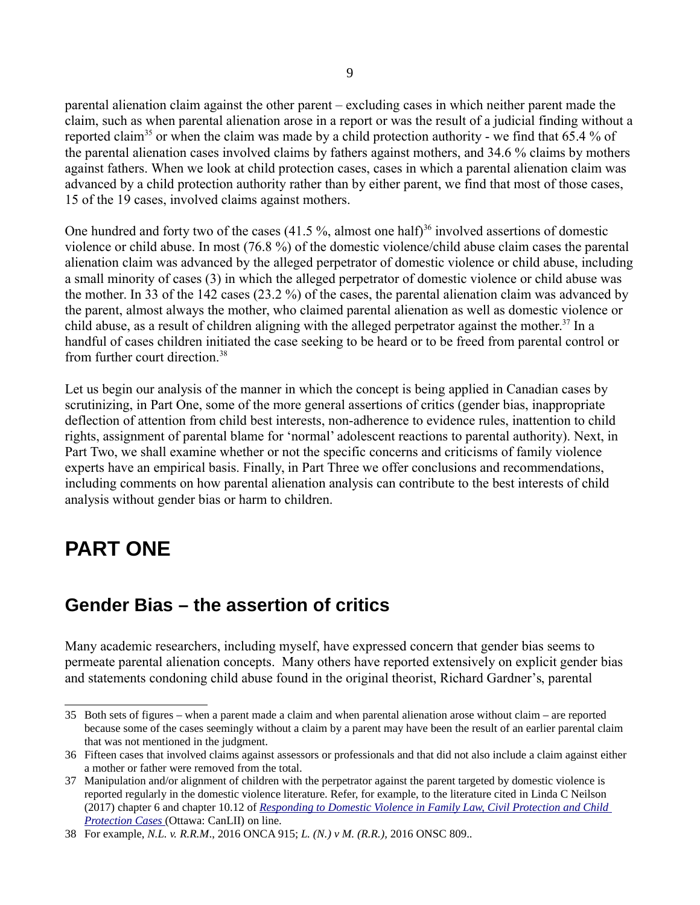parental alienation claim against the other parent – excluding cases in which neither parent made the claim, such as when parental alienation arose in a report or was the result of a judicial finding without a reported claim[35] or when the claim was made by a child protection authority - we find that 65.4 % of the parental alienation cases involved claims by fathers against mothers, and 34.6 % claims by mothers against fathers. When we look at child protection cases, cases in which a parental alienation claim was advanced by a child protection authority rather than by either parent, we find that most of those cases, 15 of the 19 cases, involved claims against mothers.

One hundred and forty two of the cases (41.5 %, almost one half)[36] involved assertions of domestic violence or child abuse. In most (76.8 %) of the domestic violence/child abuse claim cases the parental alienation claim was advanced by the alleged perpetrator of domestic violence or child abuse, including a small minority of cases (3) in which the alleged perpetrator of domestic violence or child abuse was the mother. In 33 of the 142 cases (23.2 %) of the cases, the parental alienation claim was advanced by the parent, almost always the mother, who claimed parental alienation as well as domestic violence or child abuse, as a result of children aligning with the alleged perpetrator against the mother.[37] In a handful of cases children initiated the case seeking to be heard or to be freed from parental control or from further court direction.[38]

Let us begin our analysis of the manner in which the concept is being applied in Canadian cases by scrutinizing, in Part One, some of the more general assertions of critics (gender bias, inappropriate deflection of attention from child best interests, non-adherence to evidence rules, inattention to child rights, assignment of parental blame for 'normal' adolescent reactions to parental authority). Next, in Part Two, we shall examine whether or not the specific concerns and criticisms of family violence experts have an empirical basis. Finally, in Part Three we offer conclusions and recommendations, including comments on how parental alienation analysis can contribute to the best interests of child analysis without gender bias or harm to children.

# PART ONE

## Gender Bias – the assertion of critics

Many academic researchers, including myself, have expressed concern that gender bias seems to permeate parental alienation concepts. Many others have reported extensively on explicit gender bias and statements condoning child abuse found in the original theorist, Richard Gardner's, parental

---

35 Both sets of figures – when a parent made a claim and when parental alienation arose without claim – are reported because some of the cases seemingly without a claim by a parent may have been the result of an earlier parental claim that was not mentioned in the judgment.

36 Fifteen cases that involved claims against assessors or professionals and that did not also include a claim against either a mother or father were removed from the total.

37 Manipulation and/or alignment of children with the perpetrator against the parent targeted by domestic violence is reported regularly in the domestic violence literature. Refer, for example, to the literature cited in Linda C Neilson (2017) chapter 6 and chapter 10.12 of *Responding to Domestic Violence in Family Law, Civil Protection and Child Protection Cases* (Ottawa: CanLII) on line.

38 For example, *N.L. v. R.R.M*., 2016 ONCA 915; *L. (N.) v M. (R.R.)*, 2016 ONSC 809..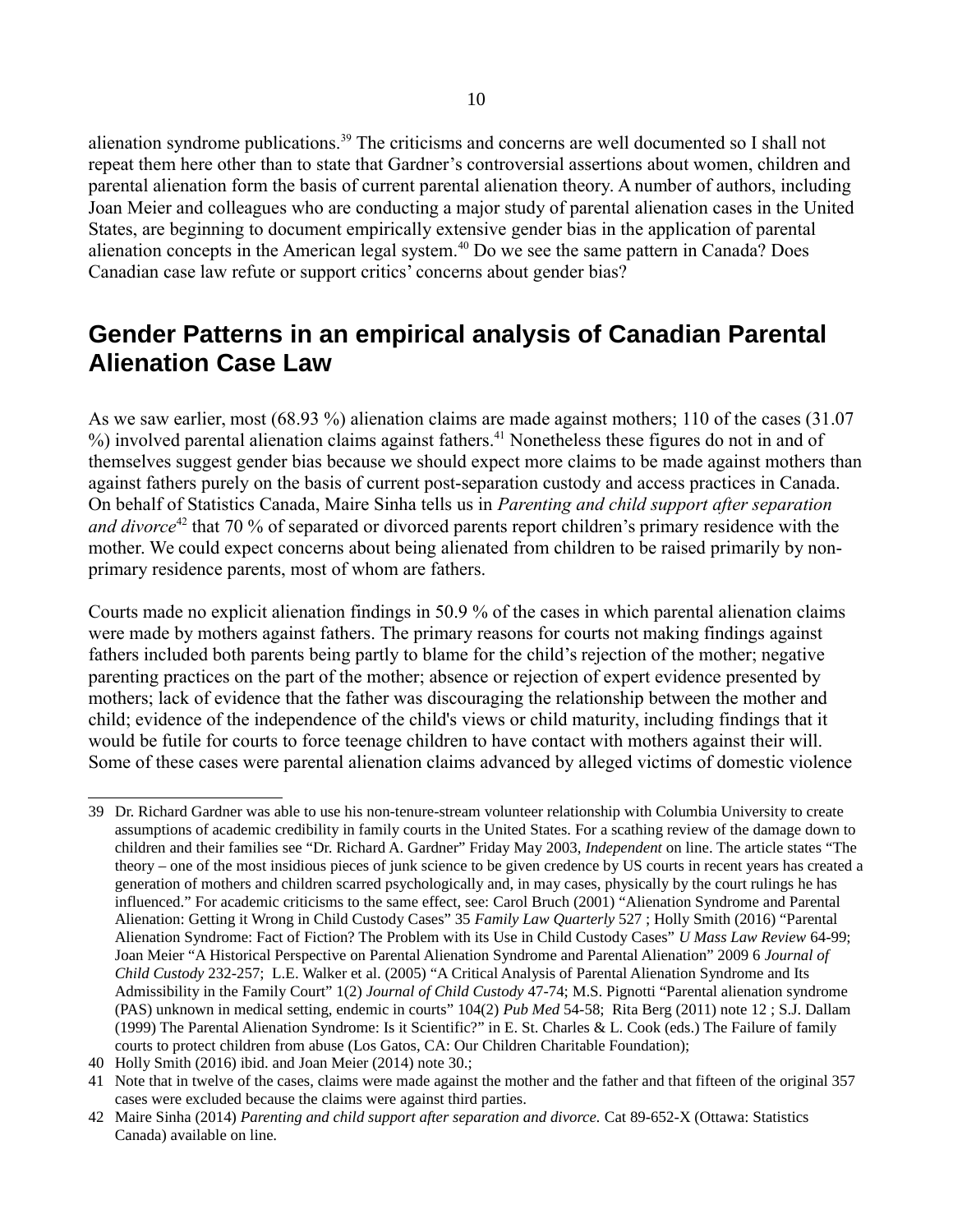alienation syndrome publications.[39] The criticisms and concerns are well documented so I shall not repeat them here other than to state that Gardner's controversial assertions about women, children and parental alienation form the basis of current parental alienation theory. A number of authors, including Joan Meier and colleagues who are conducting a major study of parental alienation cases in the United States, are beginning to document empirically extensive gender bias in the application of parental alienation concepts in the American legal system.[40] Do we see the same pattern in Canada? Does Canadian case law refute or support critics' concerns about gender bias?

## Gender Patterns in an empirical analysis of Canadian Parental Alienation Case Law

As we saw earlier, most (68.93 %) alienation claims are made against mothers; 110 of the cases (31.07 %) involved parental alienation claims against fathers.[41] Nonetheless these figures do not in and of themselves suggest gender bias because we should expect more claims to be made against mothers than against fathers purely on the basis of current post-separation custody and access practices in Canada. On behalf of Statistics Canada, Maire Sinha tells us in *Parenting and child support after separation and divorce*[42] that 70 % of separated or divorced parents report children's primary residence with the mother. We could expect concerns about being alienated from children to be raised primarily by non-primary residence parents, most of whom are fathers.

Courts made no explicit alienation findings in 50.9 % of the cases in which parental alienation claims were made by mothers against fathers. The primary reasons for courts not making findings against fathers included both parents being partly to blame for the child's rejection of the mother; negative parenting practices on the part of the mother; absence or rejection of expert evidence presented by mothers; lack of evidence that the father was discouraging the relationship between the mother and child; evidence of the independence of the child's views or child maturity, including findings that it would be futile for courts to force teenage children to have contact with mothers against their will. Some of these cases were parental alienation claims advanced by alleged victims of domestic violence

---

39 Dr. Richard Gardner was able to use his non-tenure-stream volunteer relationship with Columbia University to create assumptions of academic credibility in family courts in the United States. For a scathing review of the damage down to children and their families see "Dr. Richard A. Gardner" Friday May 2003, *Independent* on line. The article states "The theory – one of the most insidious pieces of junk science to be given credence by US courts in recent years has created a generation of mothers and children scarred psychologically and, in may cases, physically by the court rulings he has influenced." For academic criticisms to the same effect, see: Carol Bruch (2001) "Alienation Syndrome and Parental Alienation: Getting it Wrong in Child Custody Cases" 35 *Family Law Quarterly* 527 ; Holly Smith (2016) "Parental Alienation Syndrome: Fact of Fiction? The Problem with its Use in Child Custody Cases" *U Mass Law Review* 64-99; Joan Meier "A Historical Perspective on Parental Alienation Syndrome and Parental Alienation" 2009 6 *Journal of Child Custody* 232-257; L.E. Walker et al. (2005) "A Critical Analysis of Parental Alienation Syndrome and Its Admissibility in the Family Court" 1(2) *Journal of Child Custody* 47-74; M.S. Pignotti "Parental alienation syndrome (PAS) unknown in medical setting, endemic in courts" 104(2) *Pub Med* 54-58; Rita Berg (2011) note 12 ; S.J. Dallam (1999) The Parental Alienation Syndrome: Is it Scientific?" in E. St. Charles & L. Cook (eds.) The Failure of family courts to protect children from abuse (Los Gatos, CA: Our Children Charitable Foundation);

40 Holly Smith (2016) ibid. and Joan Meier (2014) note 30.;

41 Note that in twelve of the cases, claims were made against the mother and the father and that fifteen of the original 357 cases were excluded because the claims were against third parties.

42 Maire Sinha (2014) *Parenting and child support after separation and divorce.* Cat 89-652-X (Ottawa: Statistics Canada) available on line.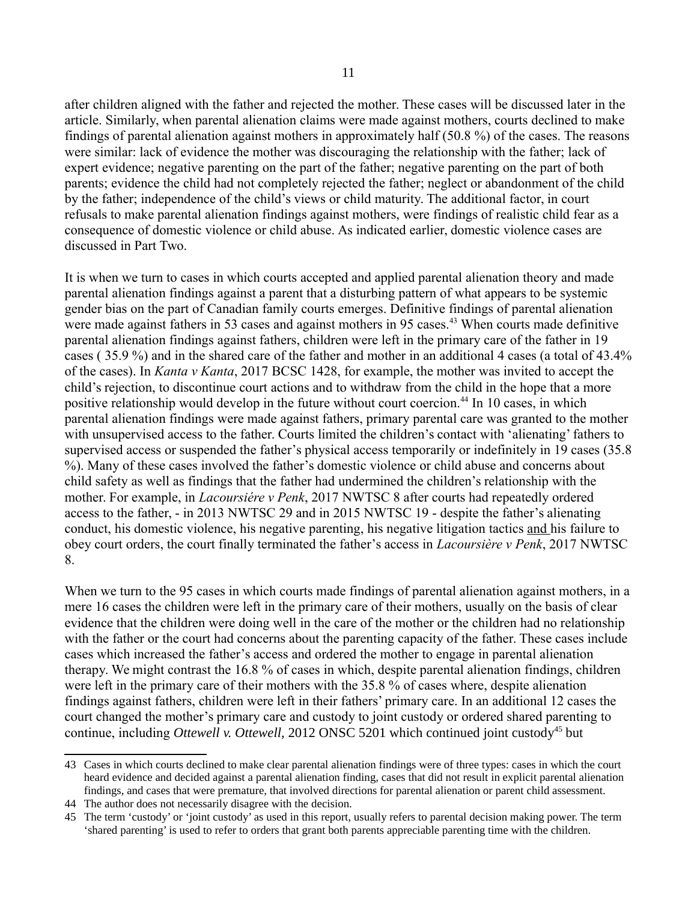after children aligned with the father and rejected the mother. These cases will be discussed later in the article. Similarly, when parental alienation claims were made against mothers, courts declined to make findings of parental alienation against mothers in approximately half (50.8 %) of the cases. The reasons were similar: lack of evidence the mother was discouraging the relationship with the father; lack of expert evidence; negative parenting on the part of the father; negative parenting on the part of both parents; evidence the child had not completely rejected the father; neglect or abandonment of the child by the father; independence of the child's views or child maturity. The additional factor, in court refusals to make parental alienation findings against mothers, were findings of realistic child fear as a consequence of domestic violence or child abuse. As indicated earlier, domestic violence cases are discussed in Part Two.

It is when we turn to cases in which courts accepted and applied parental alienation theory and made parental alienation findings against a parent that a disturbing pattern of what appears to be systemic gender bias on the part of Canadian family courts emerges. Definitive findings of parental alienation were made against fathers in 53 cases and against mothers in 95 cases.[43] When courts made definitive parental alienation findings against fathers, children were left in the primary care of the father in 19 cases ( 35.9 %) and in the shared care of the father and mother in an additional 4 cases (a total of 43.4% of the cases). In *Kanta v Kanta*, 2017 BCSC 1428, for example, the mother was invited to accept the child's rejection, to discontinue court actions and to withdraw from the child in the hope that a more positive relationship would develop in the future without court coercion.[44] In 10 cases, in which parental alienation findings were made against fathers, primary parental care was granted to the mother with unsupervised access to the father. Courts limited the children's contact with 'alienating' fathers to supervised access or suspended the father's physical access temporarily or indefinitely in 19 cases (35.8 %). Many of these cases involved the father's domestic violence or child abuse and concerns about child safety as well as findings that the father had undermined the children's relationship with the mother. For example, in *Lacoursiére v Penk*, 2017 NWTSC 8 after courts had repeatedly ordered access to the father, - in 2013 NWTSC 29 and in 2015 NWTSC 19 - despite the father's alienating conduct, his domestic violence, his negative parenting, his negative litigation tactics and his failure to obey court orders, the court finally terminated the father's access in *Lacoursière v Penk*, 2017 NWTSC 8.

When we turn to the 95 cases in which courts made findings of parental alienation against mothers, in a mere 16 cases the children were left in the primary care of their mothers, usually on the basis of clear evidence that the children were doing well in the care of the mother or the children had no relationship with the father or the court had concerns about the parenting capacity of the father. These cases include cases which increased the father's access and ordered the mother to engage in parental alienation therapy. We might contrast the 16.8 % of cases in which, despite parental alienation findings, children were left in the primary care of their mothers with the 35.8 % of cases where, despite alienation findings against fathers, children were left in their fathers' primary care. In an additional 12 cases the court changed the mother's primary care and custody to joint custody or ordered shared parenting to continue, including *Ottewell v. Ottewell,* 2012 ONSC 5201 which continued joint custody[45] but

---

43 Cases in which courts declined to make clear parental alienation findings were of three types: cases in which the court heard evidence and decided against a parental alienation finding, cases that did not result in explicit parental alienation findings, and cases that were premature, that involved directions for parental alienation or parent child assessment.

44 The author does not necessarily disagree with the decision.

45 The term 'custody' or 'joint custody' as used in this report, usually refers to parental decision making power. The term 'shared parenting' is used to refer to orders that grant both parents appreciable parenting time with the children.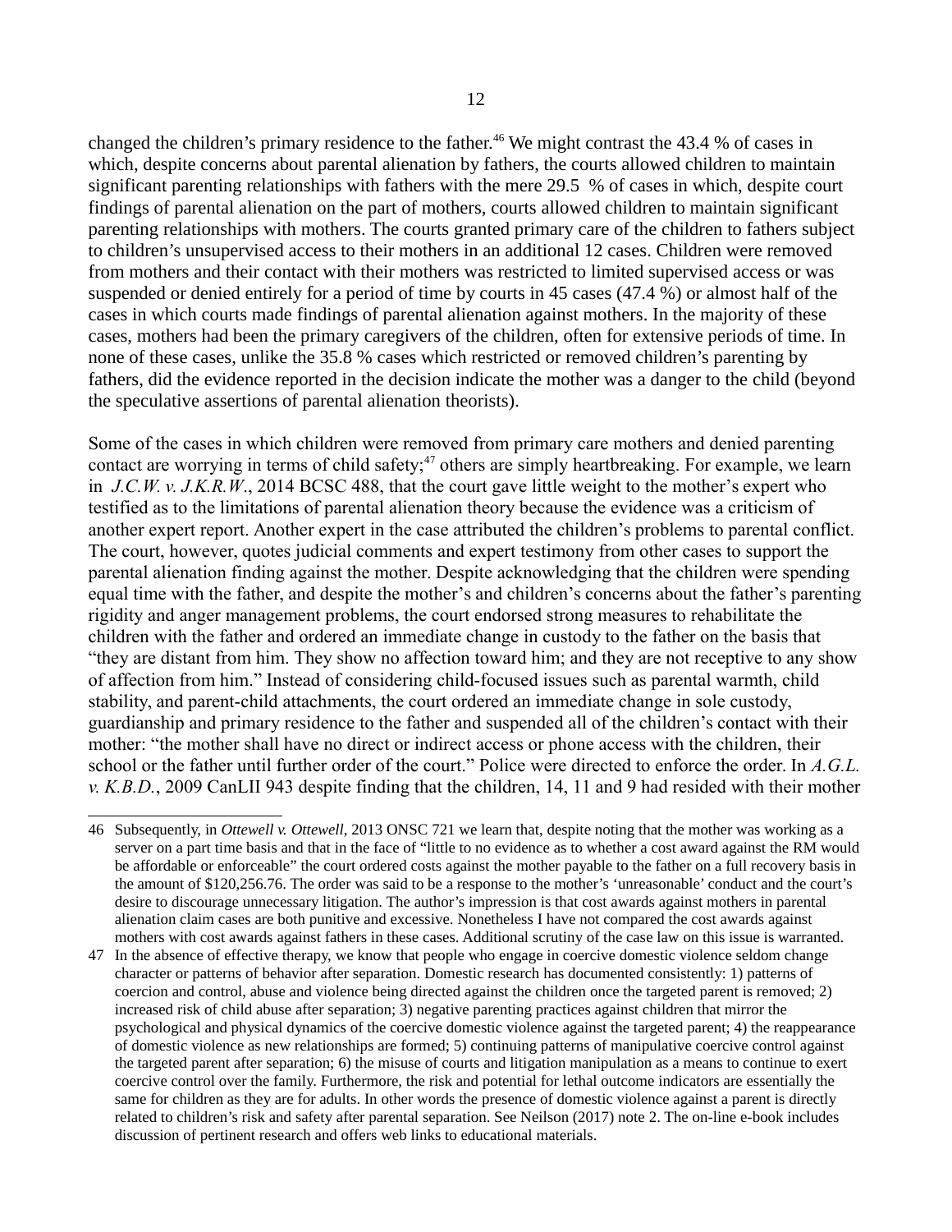changed the children's primary residence to the father.[46] We might contrast the 43.4 % of cases in which, despite concerns about parental alienation by fathers, the courts allowed children to maintain significant parenting relationships with fathers with the mere 29.5 % of cases in which, despite court findings of parental alienation on the part of mothers, courts allowed children to maintain significant parenting relationships with mothers. The courts granted primary care of the children to fathers subject to children's unsupervised access to their mothers in an additional 12 cases. Children were removed from mothers and their contact with their mothers was restricted to limited supervised access or was suspended or denied entirely for a period of time by courts in 45 cases (47.4 %) or almost half of the cases in which courts made findings of parental alienation against mothers. In the majority of these cases, mothers had been the primary caregivers of the children, often for extensive periods of time. In none of these cases, unlike the 35.8 % cases which restricted or removed children's parenting by fathers, did the evidence reported in the decision indicate the mother was a danger to the child (beyond the speculative assertions of parental alienation theorists).

Some of the cases in which children were removed from primary care mothers and denied parenting contact are worrying in terms of child safety;[47] others are simply heartbreaking. For example, we learn in *J.C.W. v. J.K.R.W.*, 2014 BCSC 488, that the court gave little weight to the mother's expert who testified as to the limitations of parental alienation theory because the evidence was a criticism of another expert report. Another expert in the case attributed the children's problems to parental conflict. The court, however, quotes judicial comments and expert testimony from other cases to support the parental alienation finding against the mother. Despite acknowledging that the children were spending equal time with the father, and despite the mother's and children's concerns about the father's parenting rigidity and anger management problems, the court endorsed strong measures to rehabilitate the children with the father and ordered an immediate change in custody to the father on the basis that "they are distant from him. They show no affection toward him; and they are not receptive to any show of affection from him." Instead of considering child-focused issues such as parental warmth, child stability, and parent-child attachments, the court ordered an immediate change in sole custody, guardianship and primary residence to the father and suspended all of the children's contact with their mother: "the mother shall have no direct or indirect access or phone access with the children, their school or the father until further order of the court." Police were directed to enforce the order. In *A.G.L. v. K.B.D.*, 2009 CanLII 943 despite finding that the children, 14, 11 and 9 had resided with their mother

---

46 Subsequently, in *Ottewell v. Ottewell*, 2013 ONSC 721 we learn that, despite noting that the mother was working as a server on a part time basis and that in the face of "little to no evidence as to whether a cost award against the RM would be affordable or enforceable" the court ordered costs against the mother payable to the father on a full recovery basis in the amount of $120,256.76. The order was said to be a response to the mother's 'unreasonable' conduct and the court's desire to discourage unnecessary litigation. The author's impression is that cost awards against mothers in parental alienation claim cases are both punitive and excessive. Nonetheless I have not compared the cost awards against mothers with cost awards against fathers in these cases. Additional scrutiny of the case law on this issue is warranted.

47 In the absence of effective therapy, we know that people who engage in coercive domestic violence seldom change character or patterns of behavior after separation. Domestic research has documented consistently: 1) patterns of coercion and control, abuse and violence being directed against the children once the targeted parent is removed; 2) increased risk of child abuse after separation; 3) negative parenting practices against children that mirror the psychological and physical dynamics of the coercive domestic violence against the targeted parent; 4) the reappearance of domestic violence as new relationships are formed; 5) continuing patterns of manipulative coercive control against the targeted parent after separation; 6) the misuse of courts and litigation manipulation as a means to continue to exert coercive control over the family. Furthermore, the risk and potential for lethal outcome indicators are essentially the same for children as they are for adults. In other words the presence of domestic violence against a parent is directly related to children's risk and safety after parental separation. See Neilson (2017) note 2. The on-line e-book includes discussion of pertinent research and offers web links to educational materials.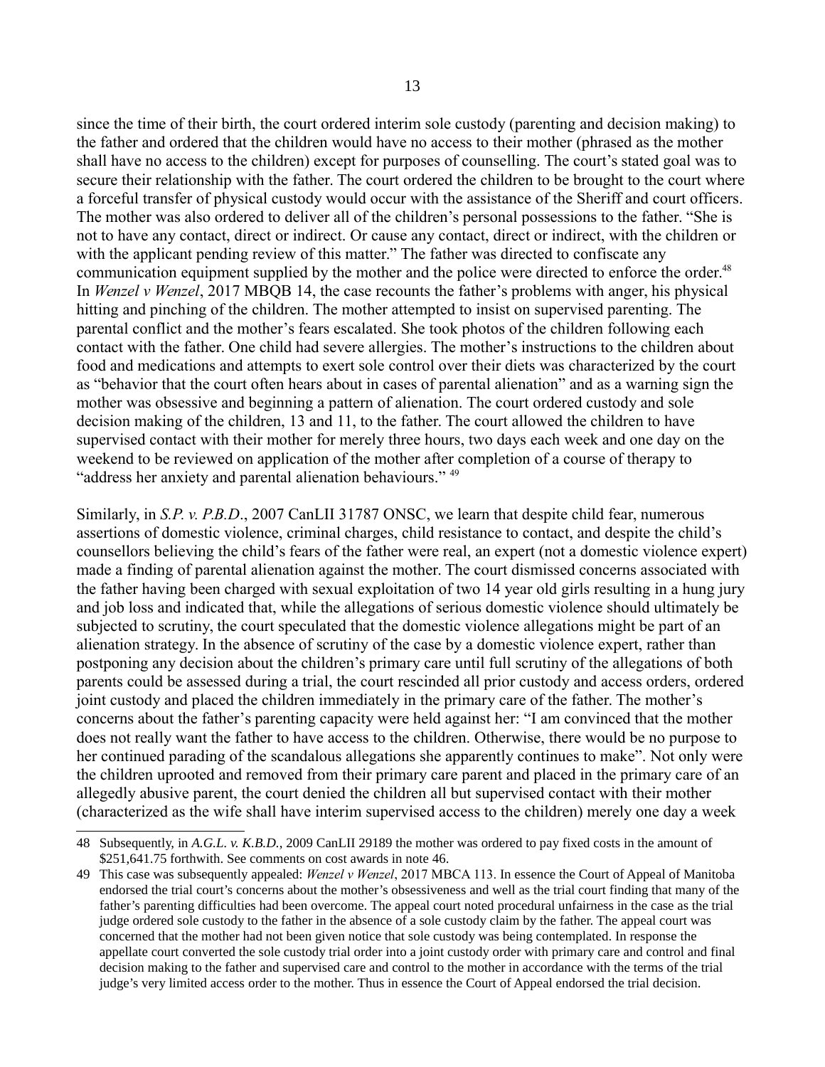since the time of their birth, the court ordered interim sole custody (parenting and decision making) to the father and ordered that the children would have no access to their mother (phrased as the mother shall have no access to the children) except for purposes of counselling. The court's stated goal was to secure their relationship with the father. The court ordered the children to be brought to the court where a forceful transfer of physical custody would occur with the assistance of the Sheriff and court officers. The mother was also ordered to deliver all of the children's personal possessions to the father. "She is not to have any contact, direct or indirect. Or cause any contact, direct or indirect, with the children or with the applicant pending review of this matter." The father was directed to confiscate any communication equipment supplied by the mother and the police were directed to enforce the order.[48] In *Wenzel v Wenzel*, 2017 MBQB 14, the case recounts the father's problems with anger, his physical hitting and pinching of the children. The mother attempted to insist on supervised parenting. The parental conflict and the mother's fears escalated. She took photos of the children following each contact with the father. One child had severe allergies. The mother's instructions to the children about food and medications and attempts to exert sole control over their diets was characterized by the court as "behavior that the court often hears about in cases of parental alienation" and as a warning sign the mother was obsessive and beginning a pattern of alienation. The court ordered custody and sole decision making of the children, 13 and 11, to the father. The court allowed the children to have supervised contact with their mother for merely three hours, two days each week and one day on the weekend to be reviewed on application of the mother after completion of a course of therapy to "address her anxiety and parental alienation behaviours." [49]

Similarly, in *S.P. v. P.B.D*., 2007 CanLII 31787 ONSC, we learn that despite child fear, numerous assertions of domestic violence, criminal charges, child resistance to contact, and despite the child's counsellors believing the child's fears of the father were real, an expert (not a domestic violence expert) made a finding of parental alienation against the mother. The court dismissed concerns associated with the father having been charged with sexual exploitation of two 14 year old girls resulting in a hung jury and job loss and indicated that, while the allegations of serious domestic violence should ultimately be subjected to scrutiny, the court speculated that the domestic violence allegations might be part of an alienation strategy. In the absence of scrutiny of the case by a domestic violence expert, rather than postponing any decision about the children's primary care until full scrutiny of the allegations of both parents could be assessed during a trial, the court rescinded all prior custody and access orders, ordered joint custody and placed the children immediately in the primary care of the father. The mother's concerns about the father's parenting capacity were held against her: "I am convinced that the mother does not really want the father to have access to the children. Otherwise, there would be no purpose to her continued parading of the scandalous allegations she apparently continues to make". Not only were the children uprooted and removed from their primary care parent and placed in the primary care of an allegedly abusive parent, the court denied the children all but supervised contact with their mother (characterized as the wife shall have interim supervised access to the children) merely one day a week

---

48 Subsequently, in *A.G.L. v. K.B.D.*, 2009 CanLII 29189 the mother was ordered to pay fixed costs in the amount of \$251,641.75 forthwith. See comments on cost awards in note 46.

49 This case was subsequently appealed: *Wenzel v Wenzel*, 2017 MBCA 113. In essence the Court of Appeal of Manitoba endorsed the trial court's concerns about the mother's obsessiveness and well as the trial court finding that many of the father's parenting difficulties had been overcome. The appeal court noted procedural unfairness in the case as the trial judge ordered sole custody to the father in the absence of a sole custody claim by the father. The appeal court was concerned that the mother had not been given notice that sole custody was being contemplated. In response the appellate court converted the sole custody trial order into a joint custody order with primary care and control and final decision making to the father and supervised care and control to the mother in accordance with the terms of the trial judge's very limited access order to the mother. Thus in essence the Court of Appeal endorsed the trial decision.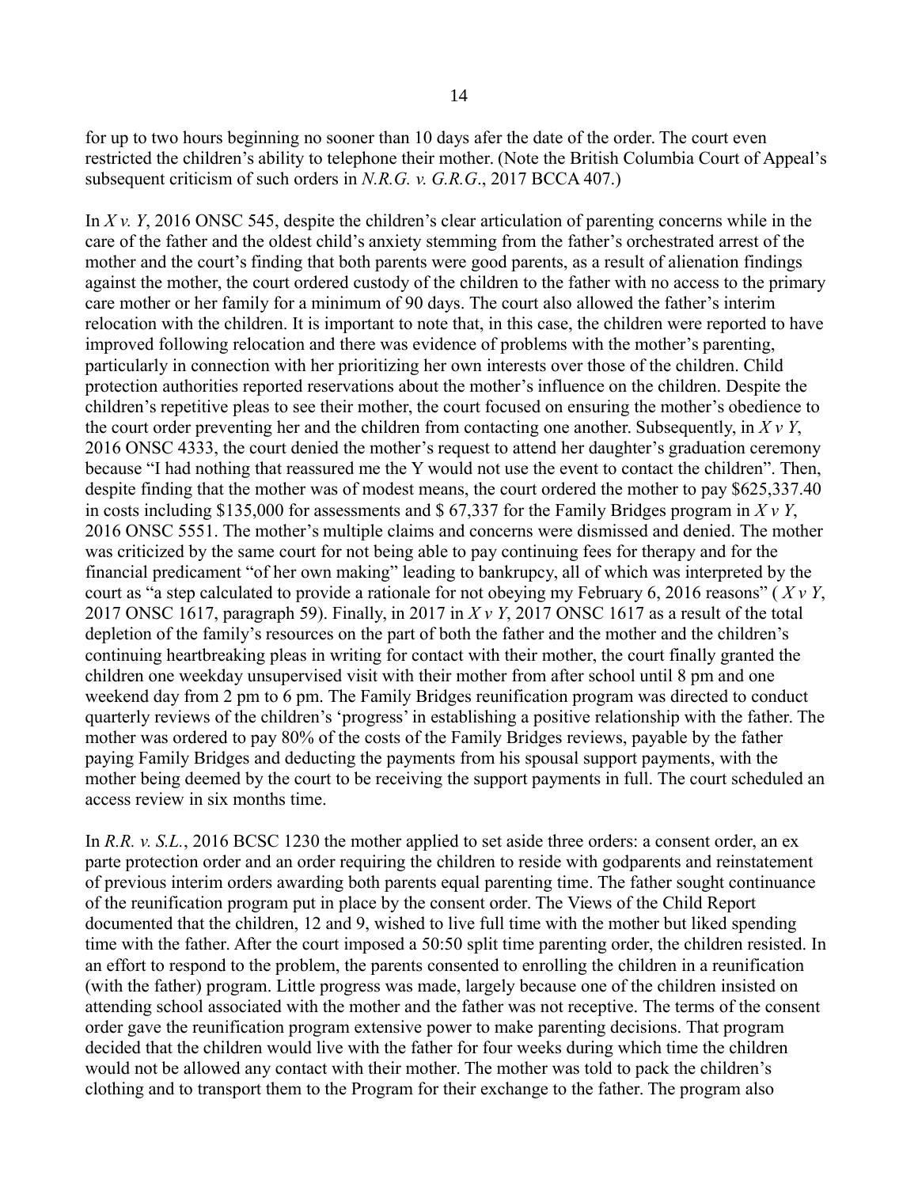for up to two hours beginning no sooner than 10 days afer the date of the order. The court even restricted the children's ability to telephone their mother. (Note the British Columbia Court of Appeal's subsequent criticism of such orders in *N.R.G. v. G.R.G*., 2017 BCCA 407.)

In *X v. Y*, 2016 ONSC 545, despite the children's clear articulation of parenting concerns while in the care of the father and the oldest child's anxiety stemming from the father's orchestrated arrest of the mother and the court's finding that both parents were good parents, as a result of alienation findings against the mother, the court ordered custody of the children to the father with no access to the primary care mother or her family for a minimum of 90 days. The court also allowed the father's interim relocation with the children. It is important to note that, in this case, the children were reported to have improved following relocation and there was evidence of problems with the mother's parenting, particularly in connection with her prioritizing her own interests over those of the children. Child protection authorities reported reservations about the mother's influence on the children. Despite the children's repetitive pleas to see their mother, the court focused on ensuring the mother's obedience to the court order preventing her and the children from contacting one another. Subsequently, in *X v Y*, 2016 ONSC 4333, the court denied the mother's request to attend her daughter's graduation ceremony because "I had nothing that reassured me the Y would not use the event to contact the children". Then, despite finding that the mother was of modest means, the court ordered the mother to pay $625,337.40 in costs including $135,000 for assessments and $ 67,337 for the Family Bridges program in *X v Y*, 2016 ONSC 5551. The mother's multiple claims and concerns were dismissed and denied. The mother was criticized by the same court for not being able to pay continuing fees for therapy and for the financial predicament "of her own making" leading to bankruptcy, all of which was interpreted by the court as "a step calculated to provide a rationale for not obeying my February 6, 2016 reasons" ( *X v Y*, 2017 ONSC 1617, paragraph 59). Finally, in 2017 in *X v Y*, 2017 ONSC 1617 as a result of the total depletion of the family's resources on the part of both the father and the mother and the children's continuing heartbreaking pleas in writing for contact with their mother, the court finally granted the children one weekday unsupervised visit with their mother from after school until 8 pm and one weekend day from 2 pm to 6 pm. The Family Bridges reunification program was directed to conduct quarterly reviews of the children's 'progress' in establishing a positive relationship with the father. The mother was ordered to pay 80% of the costs of the Family Bridges reviews, payable by the father paying Family Bridges and deducting the payments from his spousal support payments, with the mother being deemed by the court to be receiving the support payments in full. The court scheduled an access review in six months time.

In *R.R. v. S.L.*, 2016 BCSC 1230 the mother applied to set aside three orders: a consent order, an ex parte protection order and an order requiring the children to reside with godparents and reinstatement of previous interim orders awarding both parents equal parenting time. The father sought continuance of the reunification program put in place by the consent order. The Views of the Child Report documented that the children, 12 and 9, wished to live full time with the mother but liked spending time with the father. After the court imposed a 50:50 split time parenting order, the children resisted. In an effort to respond to the problem, the parents consented to enrolling the children in a reunification (with the father) program. Little progress was made, largely because one of the children insisted on attending school associated with the mother and the father was not receptive. The terms of the consent order gave the reunification program extensive power to make parenting decisions. That program decided that the children would live with the father for four weeks during which time the children would not be allowed any contact with their mother. The mother was told to pack the children's clothing and to transport them to the Program for their exchange to the father. The program also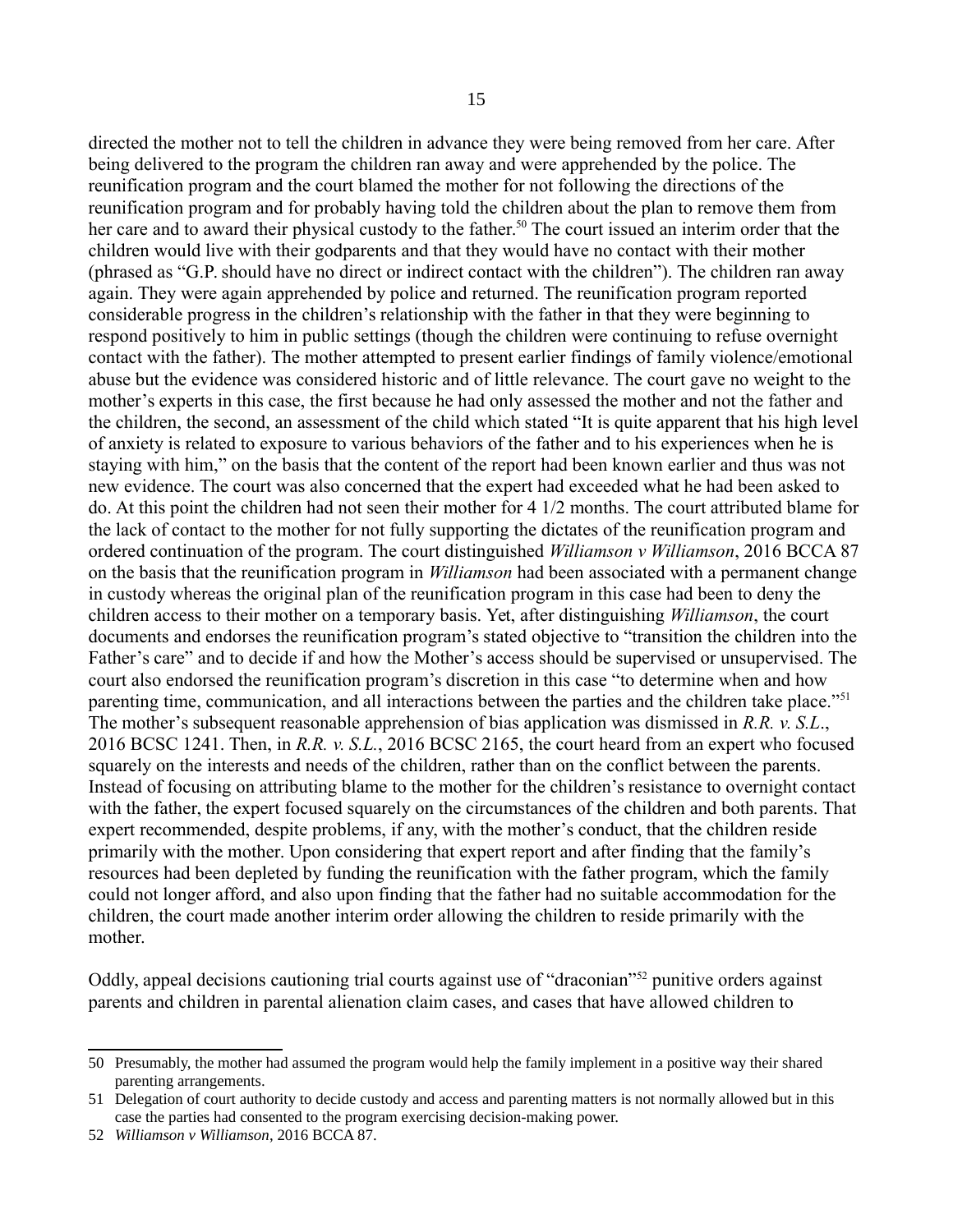directed the mother not to tell the children in advance they were being removed from her care. After being delivered to the program the children ran away and were apprehended by the police. The reunification program and the court blamed the mother for not following the directions of the reunification program and for probably having told the children about the plan to remove them from her care and to award their physical custody to the father.[50] The court issued an interim order that the children would live with their godparents and that they would have no contact with their mother (phrased as "G.P. should have no direct or indirect contact with the children"). The children ran away again. They were again apprehended by police and returned. The reunification program reported considerable progress in the children's relationship with the father in that they were beginning to respond positively to him in public settings (though the children were continuing to refuse overnight contact with the father). The mother attempted to present earlier findings of family violence/emotional abuse but the evidence was considered historic and of little relevance. The court gave no weight to the mother's experts in this case, the first because he had only assessed the mother and not the father and the children, the second, an assessment of the child which stated "It is quite apparent that his high level of anxiety is related to exposure to various behaviors of the father and to his experiences when he is staying with him," on the basis that the content of the report had been known earlier and thus was not new evidence. The court was also concerned that the expert had exceeded what he had been asked to do. At this point the children had not seen their mother for 4 1/2 months. The court attributed blame for the lack of contact to the mother for not fully supporting the dictates of the reunification program and ordered continuation of the program. The court distinguished *Williamson v Williamson*, 2016 BCCA 87 on the basis that the reunification program in *Williamson* had been associated with a permanent change in custody whereas the original plan of the reunification program in this case had been to deny the children access to their mother on a temporary basis. Yet, after distinguishing *Williamson*, the court documents and endorses the reunification program's stated objective to "transition the children into the Father's care" and to decide if and how the Mother's access should be supervised or unsupervised. The court also endorsed the reunification program's discretion in this case "to determine when and how parenting time, communication, and all interactions between the parties and the children take place."[51] The mother's subsequent reasonable apprehension of bias application was dismissed in *R.R. v. S.L.*, 2016 BCSC 1241. Then, in *R.R. v. S.L.*, 2016 BCSC 2165, the court heard from an expert who focused squarely on the interests and needs of the children, rather than on the conflict between the parents. Instead of focusing on attributing blame to the mother for the children's resistance to overnight contact with the father, the expert focused squarely on the circumstances of the children and both parents. That expert recommended, despite problems, if any, with the mother's conduct, that the children reside primarily with the mother. Upon considering that expert report and after finding that the family's resources had been depleted by funding the reunification with the father program, which the family could not longer afford, and also upon finding that the father had no suitable accommodation for the children, the court made another interim order allowing the children to reside primarily with the mother.

Oddly, appeal decisions cautioning trial courts against use of "draconian"[52] punitive orders against parents and children in parental alienation claim cases, and cases that have allowed children to

---

50 Presumably, the mother had assumed the program would help the family implement in a positive way their shared parenting arrangements.

51 Delegation of court authority to decide custody and access and parenting matters is not normally allowed but in this case the parties had consented to the program exercising decision-making power.

52 *Williamson v Williamson*, 2016 BCCA 87.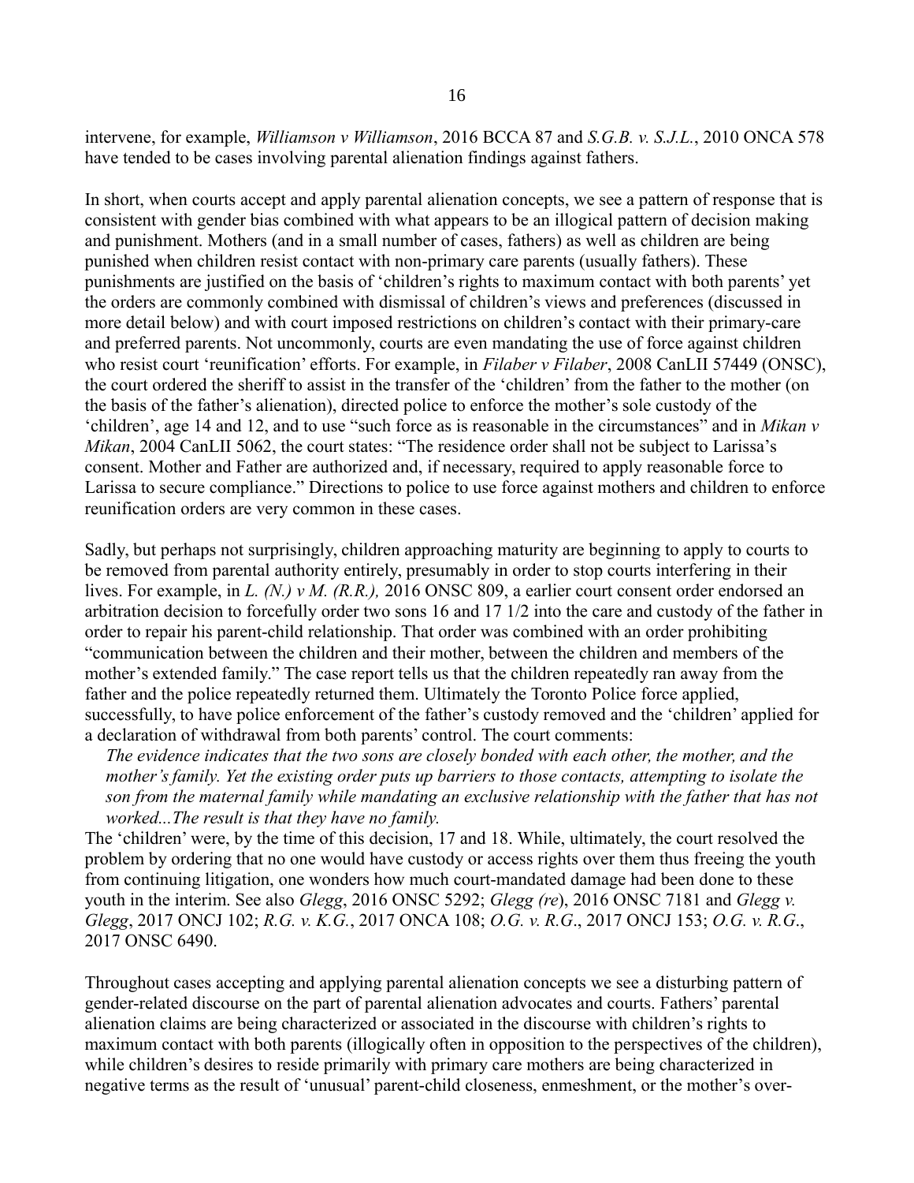intervene, for example, *Williamson v Williamson*, 2016 BCCA 87 and *S.G.B. v. S.J.L.*, 2010 ONCA 578 have tended to be cases involving parental alienation findings against fathers.

In short, when courts accept and apply parental alienation concepts, we see a pattern of response that is consistent with gender bias combined with what appears to be an illogical pattern of decision making and punishment. Mothers (and in a small number of cases, fathers) as well as children are being punished when children resist contact with non-primary care parents (usually fathers). These punishments are justified on the basis of 'children's rights to maximum contact with both parents' yet the orders are commonly combined with dismissal of children's views and preferences (discussed in more detail below) and with court imposed restrictions on children's contact with their primary-care and preferred parents. Not uncommonly, courts are even mandating the use of force against children who resist court 'reunification' efforts. For example, in *Filaber v Filaber*, 2008 CanLII 57449 (ONSC), the court ordered the sheriff to assist in the transfer of the 'children' from the father to the mother (on the basis of the father's alienation), directed police to enforce the mother's sole custody of the 'children', age 14 and 12, and to use "such force as is reasonable in the circumstances" and in *Mikan v Mikan*, 2004 CanLII 5062, the court states: "The residence order shall not be subject to Larissa's consent. Mother and Father are authorized and, if necessary, required to apply reasonable force to Larissa to secure compliance." Directions to police to use force against mothers and children to enforce reunification orders are very common in these cases.

Sadly, but perhaps not surprisingly, children approaching maturity are beginning to apply to courts to be removed from parental authority entirely, presumably in order to stop courts interfering in their lives. For example, in *L. (N.) v M. (R.R.),* 2016 ONSC 809, a earlier court consent order endorsed an arbitration decision to forcefully order two sons 16 and 17 1/2 into the care and custody of the father in order to repair his parent-child relationship. That order was combined with an order prohibiting "communication between the children and their mother, between the children and members of the mother's extended family." The case report tells us that the children repeatedly ran away from the father and the police repeatedly returned them. Ultimately the Toronto Police force applied, successfully, to have police enforcement of the father's custody removed and the 'children' applied for a declaration of withdrawal from both parents' control. The court comments:

> *The evidence indicates that the two sons are closely bonded with each other, the mother, and the mother's family. Yet the existing order puts up barriers to those contacts, attempting to isolate the son from the maternal family while mandating an exclusive relationship with the father that has not worked...The result is that they have no family.*

The 'children' were, by the time of this decision, 17 and 18. While, ultimately, the court resolved the problem by ordering that no one would have custody or access rights over them thus freeing the youth from continuing litigation, one wonders how much court-mandated damage had been done to these youth in the interim. See also *Glegg*, 2016 ONSC 5292; *Glegg (re*), 2016 ONSC 7181 and *Glegg v. Glegg*, 2017 ONCJ 102; *R.G. v. K.G.*, 2017 ONCA 108; *O.G. v. R.G*., 2017 ONCJ 153; *O.G. v. R.G*., 2017 ONSC 6490.

Throughout cases accepting and applying parental alienation concepts we see a disturbing pattern of gender-related discourse on the part of parental alienation advocates and courts. Fathers' parental alienation claims are being characterized or associated in the discourse with children's rights to maximum contact with both parents (illogically often in opposition to the perspectives of the children), while children's desires to reside primarily with primary care mothers are being characterized in negative terms as the result of 'unusual' parent-child closeness, enmeshment, or the mother's over-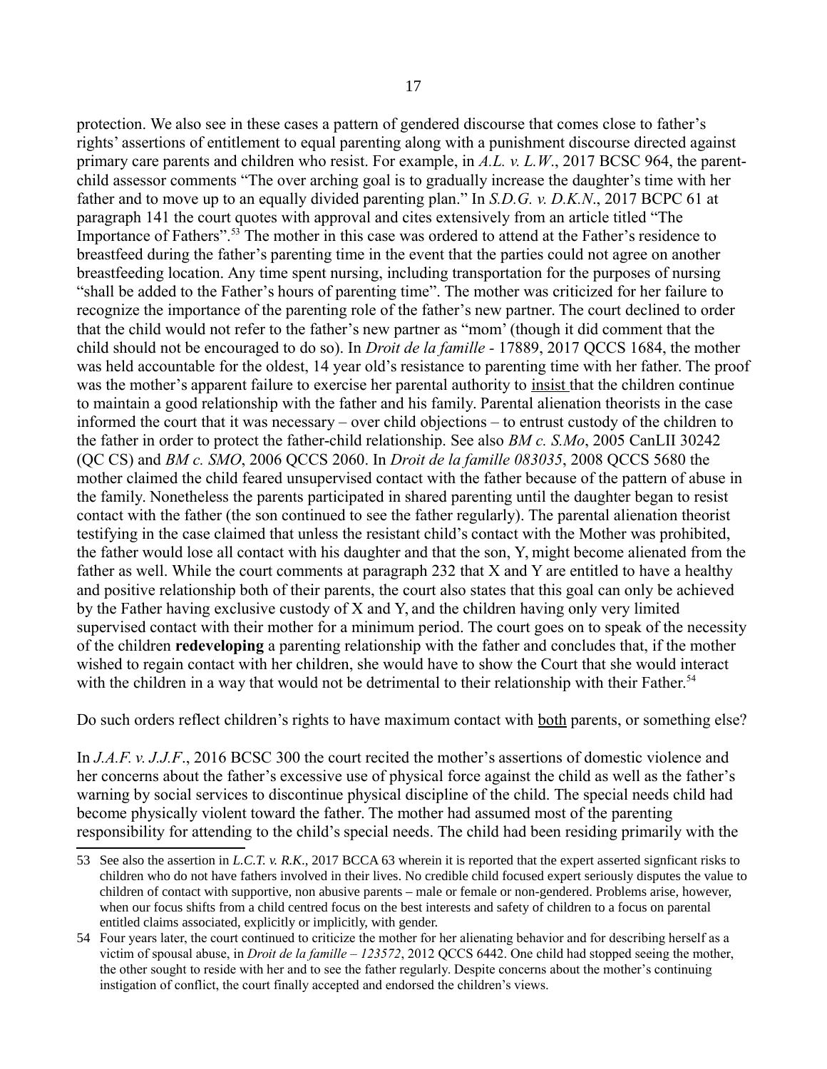protection. We also see in these cases a pattern of gendered discourse that comes close to father's rights' assertions of entitlement to equal parenting along with a punishment discourse directed against primary care parents and children who resist. For example, in *A.L. v. L.W*., 2017 BCSC 964, the parent-child assessor comments "The over arching goal is to gradually increase the daughter's time with her father and to move up to an equally divided parenting plan." In *S.D.G. v. D.K.N*., 2017 BCPC 61 at paragraph 141 the court quotes with approval and cites extensively from an article titled "The Importance of Fathers".[53] The mother in this case was ordered to attend at the Father's residence to breastfeed during the father's parenting time in the event that the parties could not agree on another breastfeeding location. Any time spent nursing, including transportation for the purposes of nursing "shall be added to the Father's hours of parenting time". The mother was criticized for her failure to recognize the importance of the parenting role of the father's new partner. The court declined to order that the child would not refer to the father's new partner as "mom' (though it did comment that the child should not be encouraged to do so). In *Droit de la famille* - 17889, 2017 QCCS 1684, the mother was held accountable for the oldest, 14 year old's resistance to parenting time with her father. The proof was the mother's apparent failure to exercise her parental authority to <u>insist</u> that the children continue to maintain a good relationship with the father and his family. Parental alienation theorists in the case informed the court that it was necessary – over child objections – to entrust custody of the children to the father in order to protect the father-child relationship. See also *BM c. S.Mo*, 2005 CanLII 30242 (QC CS) and *BM c. SMO*, 2006 QCCS 2060. In *Droit de la famille 083035*, 2008 QCCS 5680 the mother claimed the child feared unsupervised contact with the father because of the pattern of abuse in the family. Nonetheless the parents participated in shared parenting until the daughter began to resist contact with the father (the son continued to see the father regularly). The parental alienation theorist testifying in the case claimed that unless the resistant child's contact with the Mother was prohibited, the father would lose all contact with his daughter and that the son, Y, might become alienated from the father as well. While the court comments at paragraph 232 that X and Y are entitled to have a healthy and positive relationship both of their parents, the court also states that this goal can only be achieved by the Father having exclusive custody of X and Y, and the children having only very limited supervised contact with their mother for a minimum period. The court goes on to speak of the necessity of the children **redeveloping** a parenting relationship with the father and concludes that, if the mother wished to regain contact with her children, she would have to show the Court that she would interact with the children in a way that would not be detrimental to their relationship with their Father.[54]

Do such orders reflect children's rights to have maximum contact with <u>both</u> parents, or something else?

In *J.A.F. v. J.J.F*., 2016 BCSC 300 the court recited the mother's assertions of domestic violence and her concerns about the father's excessive use of physical force against the child as well as the father's warning by social services to discontinue physical discipline of the child. The special needs child had become physically violent toward the father. The mother had assumed most of the parenting responsibility for attending to the child's special needs. The child had been residing primarily with the

---

53 See also the assertion in *L.C.T. v. R.K*., 2017 BCCA 63 wherein it is reported that the expert asserted signficant risks to children who do not have fathers involved in their lives. No credible child focused expert seriously disputes the value to children of contact with supportive, non abusive parents – male or female or non-gendered. Problems arise, however, when our focus shifts from a child centred focus on the best interests and safety of children to a focus on parental entitled claims associated, explicitly or implicitly, with gender.

54 Four years later, the court continued to criticize the mother for her alienating behavior and for describing herself as a victim of spousal abuse, in *Droit de la famille – 123572*, 2012 QCCS 6442. One child had stopped seeing the mother, the other sought to reside with her and to see the father regularly. Despite concerns about the mother's continuing instigation of conflict, the court finally accepted and endorsed the children's views.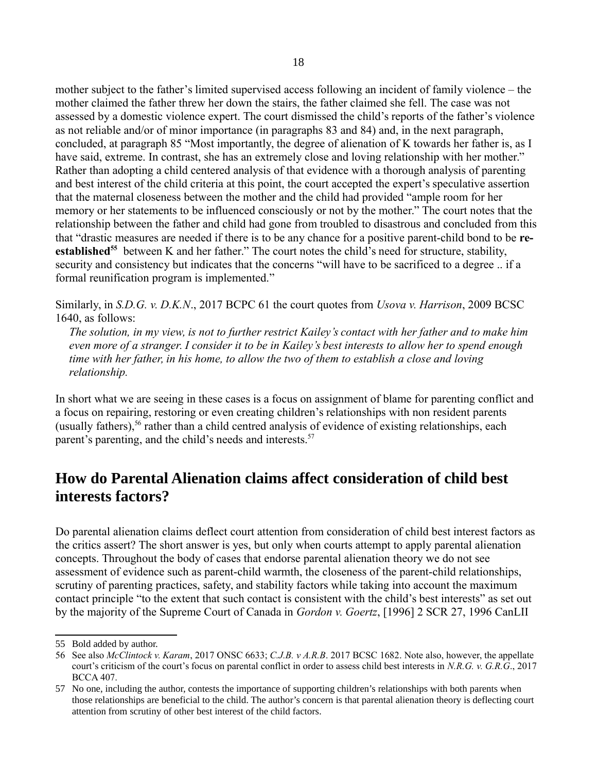mother subject to the father's limited supervised access following an incident of family violence – the mother claimed the father threw her down the stairs, the father claimed she fell. The case was not assessed by a domestic violence expert. The court dismissed the child's reports of the father's violence as not reliable and/or of minor importance (in paragraphs 83 and 84) and, in the next paragraph, concluded, at paragraph 85 "Most importantly, the degree of alienation of K towards her father is, as I have said, extreme. In contrast, she has an extremely close and loving relationship with her mother." Rather than adopting a child centered analysis of that evidence with a thorough analysis of parenting and best interest of the child criteria at this point, the court accepted the expert's speculative assertion that the maternal closeness between the mother and the child had provided "ample room for her memory or her statements to be influenced consciously or not by the mother." The court notes that the relationship between the father and child had gone from troubled to disastrous and concluded from this that "drastic measures are needed if there is to be any chance for a positive parent-child bond to be **re-established**[55] between K and her father." The court notes the child's need for structure, stability, security and consistency but indicates that the concerns "will have to be sacrificed to a degree .. if a formal reunification program is implemented."

Similarly, in *S.D.G. v. D.K.N*., 2017 BCPC 61 the court quotes from *Usova v. Harrison*, 2009 BCSC 1640, as follows:

> *The solution, in my view, is not to further restrict Kailey's contact with her father and to make him even more of a stranger. I consider it to be in Kailey's best interests to allow her to spend enough time with her father, in his home, to allow the two of them to establish a close and loving relationship.*

In short what we are seeing in these cases is a focus on assignment of blame for parenting conflict and a focus on repairing, restoring or even creating children's relationships with non resident parents (usually fathers),[56] rather than a child centred analysis of evidence of existing relationships, each parent's parenting, and the child's needs and interests.[57]

## How do Parental Alienation claims affect consideration of child best interests factors?

Do parental alienation claims deflect court attention from consideration of child best interest factors as the critics assert? The short answer is yes, but only when courts attempt to apply parental alienation concepts. Throughout the body of cases that endorse parental alienation theory we do not see assessment of evidence such as parent-child warmth, the closeness of the parent-child relationships, scrutiny of parenting practices, safety, and stability factors while taking into account the maximum contact principle "to the extent that such contact is consistent with the child's best interests" as set out by the majority of the Supreme Court of Canada in *Gordon v. Goertz*, [1996] 2 SCR 27, 1996 CanLII

---

55 Bold added by author.

56 See also *McClintock v. Karam*, 2017 ONSC 6633; *C.J.B. v A.R.B*. 2017 BCSC 1682. Note also, however, the appellate court's criticism of the court's focus on parental conflict in order to assess child best interests in *N.R.G. v. G.R.G*., 2017 BCCA 407.

57 No one, including the author, contests the importance of supporting children's relationships with both parents when those relationships are beneficial to the child. The author's concern is that parental alienation theory is deflecting court attention from scrutiny of other best interest of the child factors.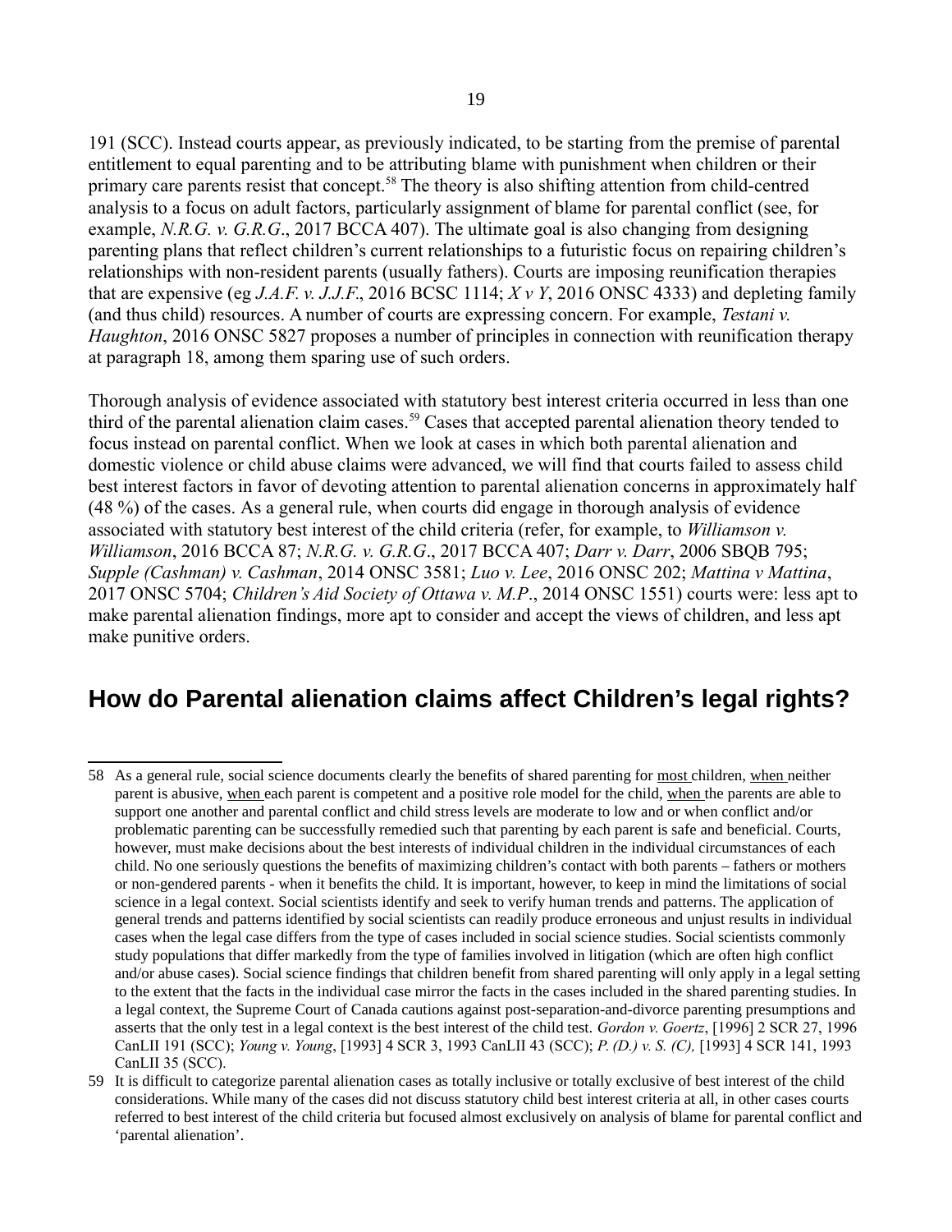191 (SCC). Instead courts appear, as previously indicated, to be starting from the premise of parental entitlement to equal parenting and to be attributing blame with punishment when children or their primary care parents resist that concept.[58] The theory is also shifting attention from child-centred analysis to a focus on adult factors, particularly assignment of blame for parental conflict (see, for example, *N.R.G. v. G.R.G*., 2017 BCCA 407). The ultimate goal is also changing from designing parenting plans that reflect children's current relationships to a futuristic focus on repairing children's relationships with non-resident parents (usually fathers). Courts are imposing reunification therapies that are expensive (eg *J.A.F. v. J.J.F*., 2016 BCSC 1114; *X v Y*, 2016 ONSC 4333) and depleting family (and thus child) resources. A number of courts are expressing concern. For example, *Testani v. Haughton*, 2016 ONSC 5827 proposes a number of principles in connection with reunification therapy at paragraph 18, among them sparing use of such orders.

Thorough analysis of evidence associated with statutory best interest criteria occurred in less than one third of the parental alienation claim cases.[59] Cases that accepted parental alienation theory tended to focus instead on parental conflict. When we look at cases in which both parental alienation and domestic violence or child abuse claims were advanced, we will find that courts failed to assess child best interest factors in favor of devoting attention to parental alienation concerns in approximately half (48 %) of the cases. As a general rule, when courts did engage in thorough analysis of evidence associated with statutory best interest of the child criteria (refer, for example, to *Williamson v. Williamson*, 2016 BCCA 87; *N.R.G. v. G.R.G*., 2017 BCCA 407; *Darr v. Darr*, 2006 SBQB 795; *Supple (Cashman) v. Cashman*, 2014 ONSC 3581; *Luo v. Lee*, 2016 ONSC 202; *Mattina v Mattina*, 2017 ONSC 5704; *Children's Aid Society of Ottawa v. M.P*., 2014 ONSC 1551) courts were: less apt to make parental alienation findings, more apt to consider and accept the views of children, and less apt make punitive orders.

## How do Parental alienation claims affect Children's legal rights?

---

58 As a general rule, social science documents clearly the benefits of shared parenting for most children, when neither parent is abusive, when each parent is competent and a positive role model for the child, when the parents are able to support one another and parental conflict and child stress levels are moderate to low and or when conflict and/or problematic parenting can be successfully remedied such that parenting by each parent is safe and beneficial. Courts, however, must make decisions about the best interests of individual children in the individual circumstances of each child. No one seriously questions the benefits of maximizing children's contact with both parents – fathers or mothers or non-gendered parents - when it benefits the child. It is important, however, to keep in mind the limitations of social science in a legal context. Social scientists identify and seek to verify human trends and patterns. The application of general trends and patterns identified by social scientists can readily produce erroneous and unjust results in individual cases when the legal case differs from the type of cases included in social science studies. Social scientists commonly study populations that differ markedly from the type of families involved in litigation (which are often high conflict and/or abuse cases). Social science findings that children benefit from shared parenting will only apply in a legal setting to the extent that the facts in the individual case mirror the facts in the cases included in the shared parenting studies. In a legal context, the Supreme Court of Canada cautions against post-separation-and-divorce parenting presumptions and asserts that the only test in a legal context is the best interest of the child test. *Gordon v. Goertz*, [1996] 2 SCR 27, 1996 CanLII 191 (SCC); *Young v. Young*, [1993] 4 SCR 3, 1993 CanLII 43 (SCC); *P. (D.) v. S. (C),* [1993] 4 SCR 141, 1993 CanLII 35 (SCC).

59 It is difficult to categorize parental alienation cases as totally inclusive or totally exclusive of best interest of the child considerations. While many of the cases did not discuss statutory child best interest criteria at all, in other cases courts referred to best interest of the child criteria but focused almost exclusively on analysis of blame for parental conflict and 'parental alienation'.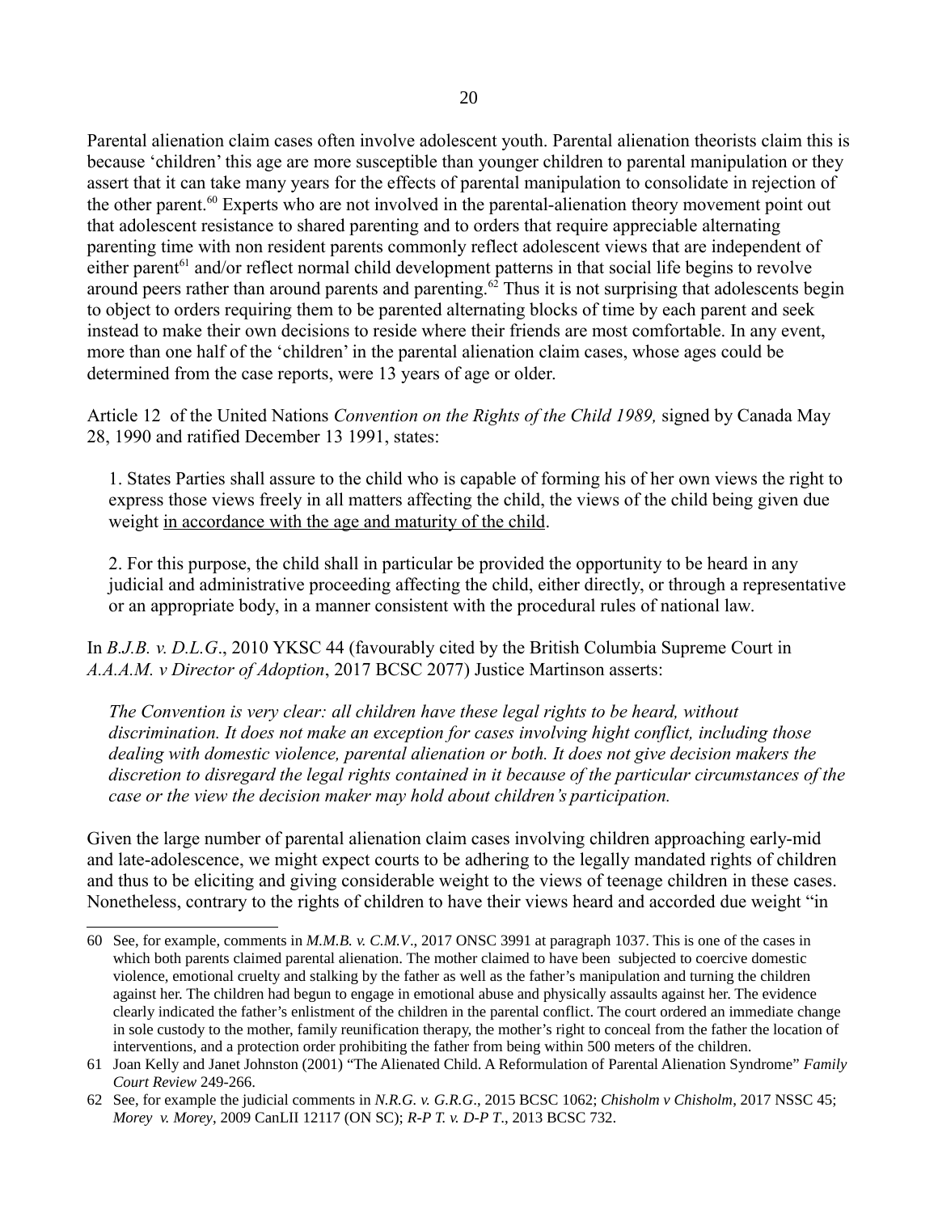Parental alienation claim cases often involve adolescent youth. Parental alienation theorists claim this is because 'children' this age are more susceptible than younger children to parental manipulation or they assert that it can take many years for the effects of parental manipulation to consolidate in rejection of the other parent.[60] Experts who are not involved in the parental-alienation theory movement point out that adolescent resistance to shared parenting and to orders that require appreciable alternating parenting time with non resident parents commonly reflect adolescent views that are independent of either parent[61] and/or reflect normal child development patterns in that social life begins to revolve around peers rather than around parents and parenting.[62] Thus it is not surprising that adolescents begin to object to orders requiring them to be parented alternating blocks of time by each parent and seek instead to make their own decisions to reside where their friends are most comfortable. In any event, more than one half of the 'children' in the parental alienation claim cases, whose ages could be determined from the case reports, were 13 years of age or older.

Article 12 of the United Nations *Convention on the Rights of the Child 1989,* signed by Canada May 28, 1990 and ratified December 13 1991, states:

> 1. States Parties shall assure to the child who is capable of forming his of her own views the right to express those views freely in all matters affecting the child, the views of the child being given due weight <u>in accordance with the age and maturity of the child</u>.
>
> 2. For this purpose, the child shall in particular be provided the opportunity to be heard in any judicial and administrative proceeding affecting the child, either directly, or through a representative or an appropriate body, in a manner consistent with the procedural rules of national law.

In *B.J.B. v. D.L.G*., 2010 YKSC 44 (favourably cited by the British Columbia Supreme Court in *A.A.A.M. v Director of Adoption*, 2017 BCSC 2077) Justice Martinson asserts:

> *The Convention is very clear: all children have these legal rights to be heard, without discrimination. It does not make an exception for cases involving hight conflict, including those dealing with domestic violence, parental alienation or both. It does not give decision makers the discretion to disregard the legal rights contained in it because of the particular circumstances of the case or the view the decision maker may hold about children's participation.*

Given the large number of parental alienation claim cases involving children approaching early-mid and late-adolescence, we might expect courts to be adhering to the legally mandated rights of children and thus to be eliciting and giving considerable weight to the views of teenage children in these cases. Nonetheless, contrary to the rights of children to have their views heard and accorded due weight "in

---

60 See, for example, comments in *M.M.B. v. C.M.V*., 2017 ONSC 3991 at paragraph 1037. This is one of the cases in which both parents claimed parental alienation. The mother claimed to have been subjected to coercive domestic violence, emotional cruelty and stalking by the father as well as the father's manipulation and turning the children against her. The children had begun to engage in emotional abuse and physically assaults against her. The evidence clearly indicated the father's enlistment of the children in the parental conflict. The court ordered an immediate change in sole custody to the mother, family reunification therapy, the mother's right to conceal from the father the location of interventions, and a protection order prohibiting the father from being within 500 meters of the children.

61 Joan Kelly and Janet Johnston (2001) "The Alienated Child. A Reformulation of Parental Alienation Syndrome" *Family Court Review* 249-266.

62 See, for example the judicial comments in *N.R.G. v. G.R.G*., 2015 BCSC 1062; *Chisholm v Chisholm*, 2017 NSSC 45; *Morey v. Morey*, 2009 CanLII 12117 (ON SC); *R-P T. v. D-P T*., 2013 BCSC 732.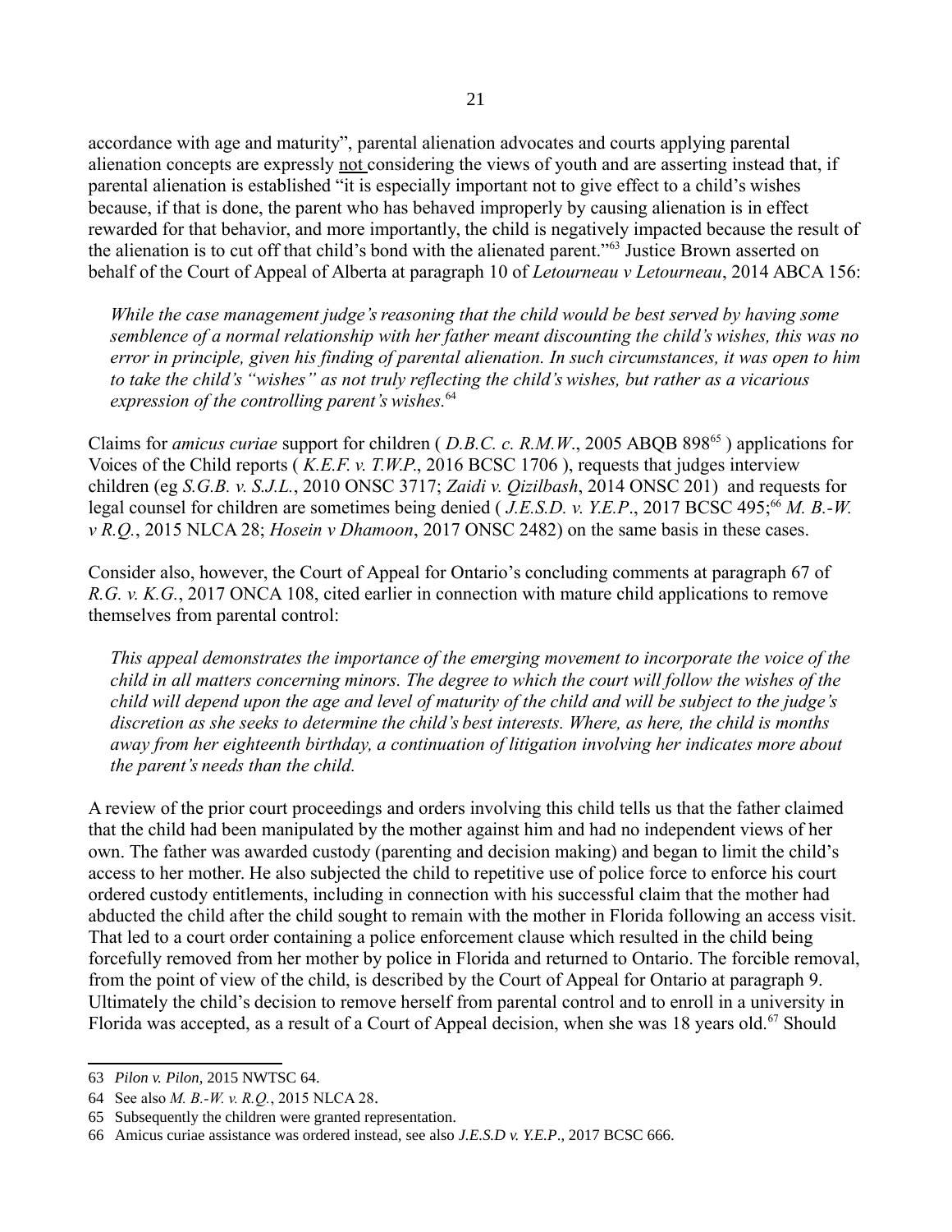accordance with age and maturity", parental alienation advocates and courts applying parental alienation concepts are expressly not considering the views of youth and are asserting instead that, if parental alienation is established "it is especially important not to give effect to a child's wishes because, if that is done, the parent who has behaved improperly by causing alienation is in effect rewarded for that behavior, and more importantly, the child is negatively impacted because the result of the alienation is to cut off that child's bond with the alienated parent."[63] Justice Brown asserted on behalf of the Court of Appeal of Alberta at paragraph 10 of *Letourneau v Letourneau*, 2014 ABCA 156:

> *While the case management judge's reasoning that the child would be best served by having some semblence of a normal relationship with her father meant discounting the child's wishes, this was no error in principle, given his finding of parental alienation. In such circumstances, it was open to him to take the child's "wishes" as not truly reflecting the child's wishes, but rather as a vicarious expression of the controlling parent's wishes.*[64]

Claims for *amicus curiae* support for children ( *D.B.C. c. R.M.W*., 2005 ABQB 898[65] ) applications for Voices of the Child reports ( *K.E.F. v. T.W.P*., 2016 BCSC 1706 ), requests that judges interview children (eg *S.G.B. v. S.J.L.*, 2010 ONSC 3717; *Zaidi v. Qizilbash*, 2014 ONSC 201) and requests for legal counsel for children are sometimes being denied ( *J.E.S.D. v. Y.E.P*., 2017 BCSC 495;[66] *M. B.-W. v R.Q.*, 2015 NLCA 28; *Hosein v Dhamoon*, 2017 ONSC 2482) on the same basis in these cases.

Consider also, however, the Court of Appeal for Ontario's concluding comments at paragraph 67 of *R.G. v. K.G.*, 2017 ONCA 108, cited earlier in connection with mature child applications to remove themselves from parental control:

> *This appeal demonstrates the importance of the emerging movement to incorporate the voice of the child in all matters concerning minors. The degree to which the court will follow the wishes of the child will depend upon the age and level of maturity of the child and will be subject to the judge's discretion as she seeks to determine the child's best interests. Where, as here, the child is months away from her eighteenth birthday, a continuation of litigation involving her indicates more about the parent's needs than the child.*

A review of the prior court proceedings and orders involving this child tells us that the father claimed that the child had been manipulated by the mother against him and had no independent views of her own. The father was awarded custody (parenting and decision making) and began to limit the child's access to her mother. He also subjected the child to repetitive use of police force to enforce his court ordered custody entitlements, including in connection with his successful claim that the mother had abducted the child after the child sought to remain with the mother in Florida following an access visit. That led to a court order containing a police enforcement clause which resulted in the child being forcefully removed from her mother by police in Florida and returned to Ontario. The forcible removal, from the point of view of the child, is described by the Court of Appeal for Ontario at paragraph 9. Ultimately the child's decision to remove herself from parental control and to enroll in a university in Florida was accepted, as a result of a Court of Appeal decision, when she was 18 years old.[67] Should

---

63 *Pilon v. Pilon*, 2015 NWTSC 64.

64 See also *M. B.-W. v. R.Q.*, 2015 NLCA 28.

65 Subsequently the children were granted representation.

66 Amicus curiae assistance was ordered instead, see also *J.E.S.D v. Y.E.P*., 2017 BCSC 666.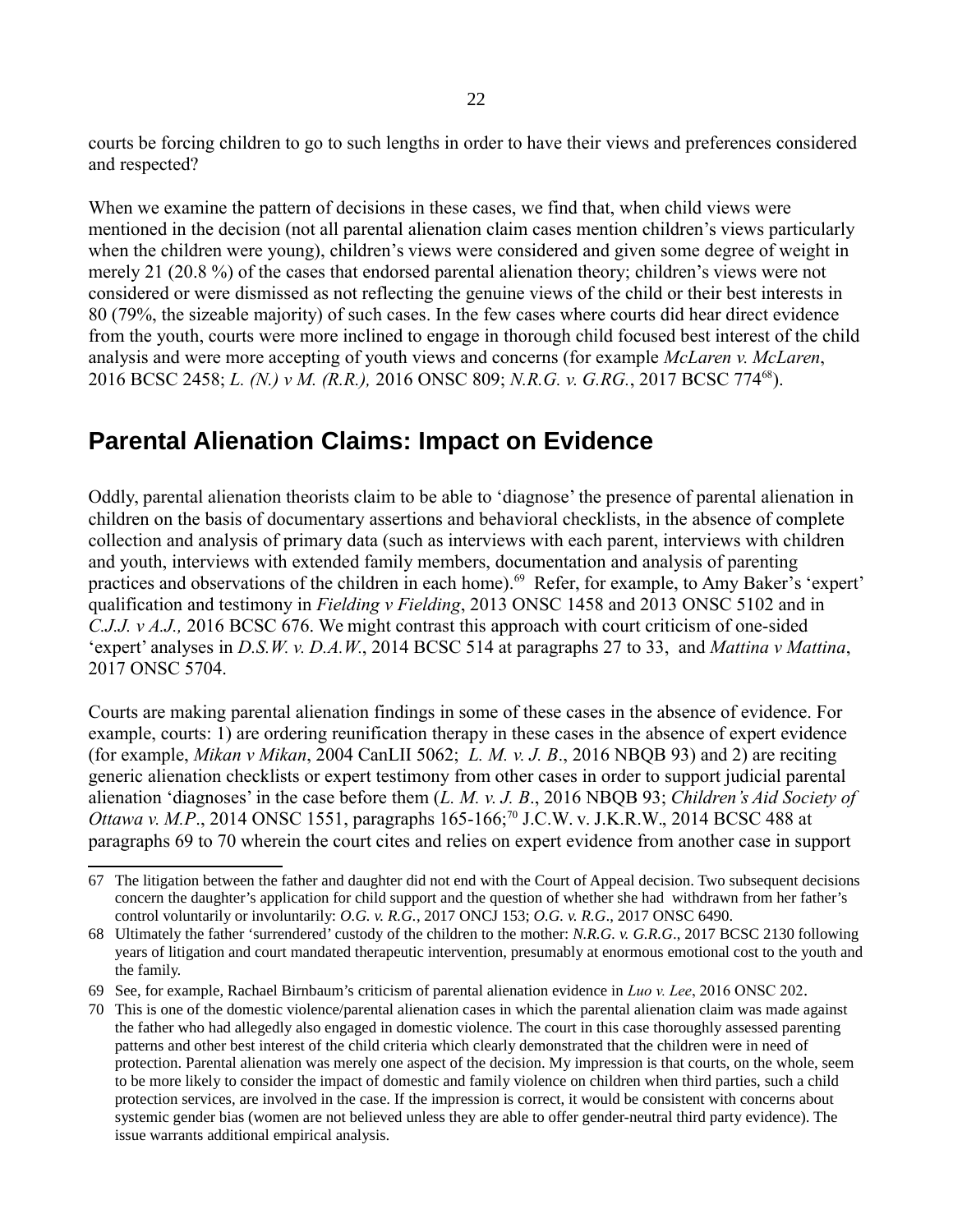courts be forcing children to go to such lengths in order to have their views and preferences considered and respected?

When we examine the pattern of decisions in these cases, we find that, when child views were mentioned in the decision (not all parental alienation claim cases mention children's views particularly when the children were young), children's views were considered and given some degree of weight in merely 21 (20.8 %) of the cases that endorsed parental alienation theory; children's views were not considered or were dismissed as not reflecting the genuine views of the child or their best interests in 80 (79%, the sizeable majority) of such cases. In the few cases where courts did hear direct evidence from the youth, courts were more inclined to engage in thorough child focused best interest of the child analysis and were more accepting of youth views and concerns (for example *McLaren v. McLaren*, 2016 BCSC 2458; *L. (N.) v M. (R.R.),* 2016 ONSC 809; *N.R.G. v. G.RG.*, 2017 BCSC 774[68]).

## Parental Alienation Claims: Impact on Evidence

Oddly, parental alienation theorists claim to be able to 'diagnose' the presence of parental alienation in children on the basis of documentary assertions and behavioral checklists, in the absence of complete collection and analysis of primary data (such as interviews with each parent, interviews with children and youth, interviews with extended family members, documentation and analysis of parenting practices and observations of the children in each home).[69] Refer, for example, to Amy Baker's 'expert' qualification and testimony in *Fielding v Fielding*, 2013 ONSC 1458 and 2013 ONSC 5102 and in *C.J.J. v A.J.,* 2016 BCSC 676. We might contrast this approach with court criticism of one-sided 'expert' analyses in *D.S.W. v. D.A.W.*, 2014 BCSC 514 at paragraphs 27 to 33, and *Mattina v Mattina*, 2017 ONSC 5704.

Courts are making parental alienation findings in some of these cases in the absence of evidence. For example, courts: 1) are ordering reunification therapy in these cases in the absence of expert evidence (for example, *Mikan v Mikan*, 2004 CanLII 5062; *L. M. v. J. B*., 2016 NBQB 93) and 2) are reciting generic alienation checklists or expert testimony from other cases in order to support judicial parental alienation 'diagnoses' in the case before them (*L. M. v. J. B*., 2016 NBQB 93; *Children's Aid Society of Ottawa v. M.P*., 2014 ONSC 1551, paragraphs 165-166;[70] J.C.W. v. J.K.R.W., 2014 BCSC 488 at paragraphs 69 to 70 wherein the court cites and relies on expert evidence from another case in support

---

67 The litigation between the father and daughter did not end with the Court of Appeal decision. Two subsequent decisions concern the daughter's application for child support and the question of whether she had withdrawn from her father's control voluntarily or involuntarily: *O.G. v. R.G.*, 2017 ONCJ 153; *O.G. v. R.G*., 2017 ONSC 6490.

68 Ultimately the father 'surrendered' custody of the children to the mother: *N.R.G. v. G.R.G*., 2017 BCSC 2130 following years of litigation and court mandated therapeutic intervention, presumably at enormous emotional cost to the youth and the family.

69 See, for example, Rachael Birnbaum's criticism of parental alienation evidence in *Luo v. Lee*, 2016 ONSC 202.

70 This is one of the domestic violence/parental alienation cases in which the parental alienation claim was made against the father who had allegedly also engaged in domestic violence. The court in this case thoroughly assessed parenting patterns and other best interest of the child criteria which clearly demonstrated that the children were in need of protection. Parental alienation was merely one aspect of the decision. My impression is that courts, on the whole, seem to be more likely to consider the impact of domestic and family violence on children when third parties, such a child protection services, are involved in the case. If the impression is correct, it would be consistent with concerns about systemic gender bias (women are not believed unless they are able to offer gender-neutral third party evidence). The issue warrants additional empirical analysis.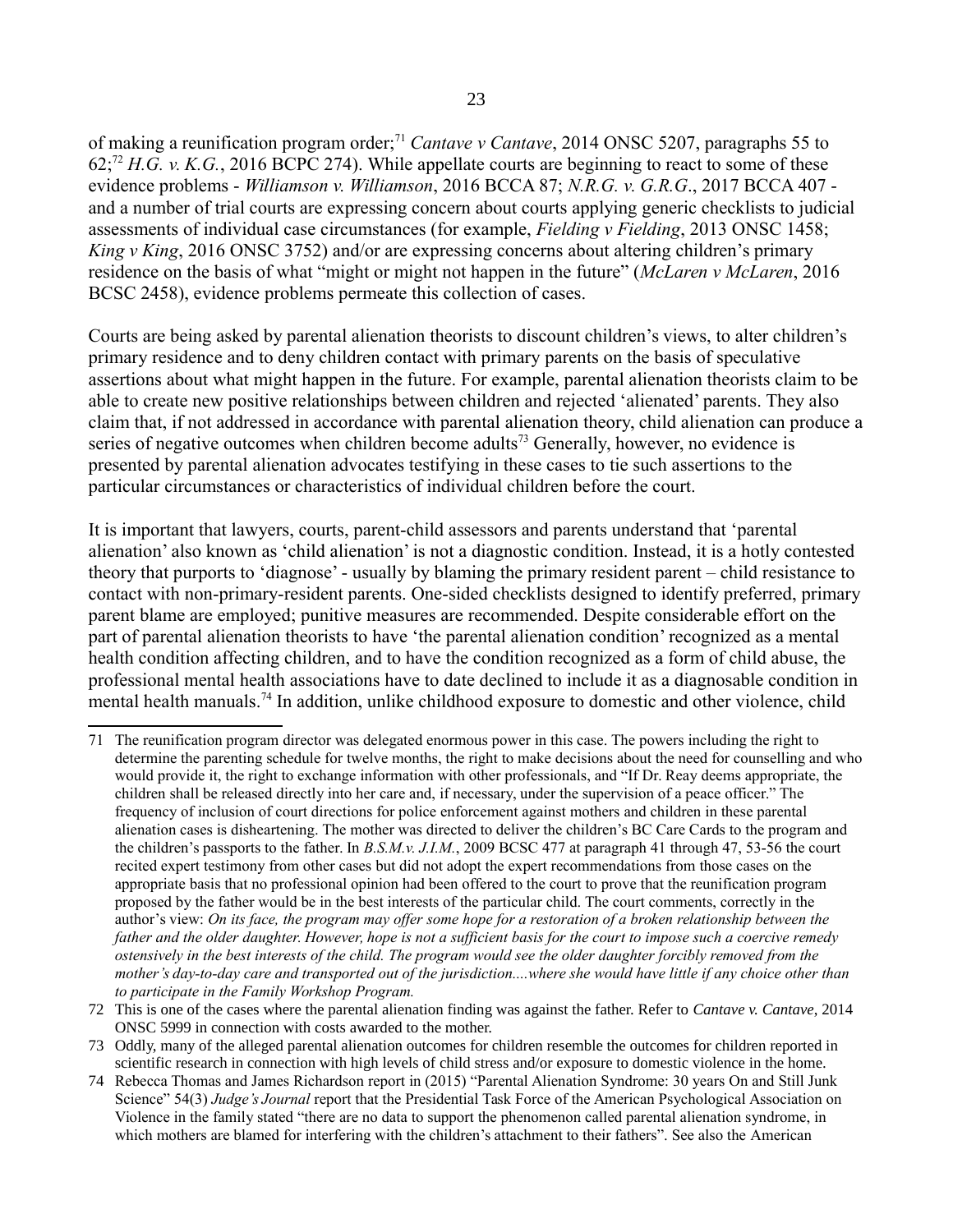of making a reunification program order;[71] *Cantave v Cantave*, 2014 ONSC 5207, paragraphs 55 to 62;[72] *H.G. v. K.G.*, 2016 BCPC 274). While appellate courts are beginning to react to some of these evidence problems - *Williamson v. Williamson*, 2016 BCCA 87; *N.R.G. v. G.R.G*., 2017 BCCA 407 - and a number of trial courts are expressing concern about courts applying generic checklists to judicial assessments of individual case circumstances (for example, *Fielding v Fielding*, 2013 ONSC 1458; *King v King*, 2016 ONSC 3752) and/or are expressing concerns about altering children's primary residence on the basis of what "might or might not happen in the future" (*McLaren v McLaren*, 2016 BCSC 2458), evidence problems permeate this collection of cases.

Courts are being asked by parental alienation theorists to discount children's views, to alter children's primary residence and to deny children contact with primary parents on the basis of speculative assertions about what might happen in the future. For example, parental alienation theorists claim to be able to create new positive relationships between children and rejected 'alienated' parents. They also claim that, if not addressed in accordance with parental alienation theory, child alienation can produce a series of negative outcomes when children become adults[73] Generally, however, no evidence is presented by parental alienation advocates testifying in these cases to tie such assertions to the particular circumstances or characteristics of individual children before the court.

It is important that lawyers, courts, parent-child assessors and parents understand that 'parental alienation' also known as 'child alienation' is not a diagnostic condition. Instead, it is a hotly contested theory that purports to 'diagnose' - usually by blaming the primary resident parent – child resistance to contact with non-primary-resident parents. One-sided checklists designed to identify preferred, primary parent blame are employed; punitive measures are recommended. Despite considerable effort on the part of parental alienation theorists to have 'the parental alienation condition' recognized as a mental health condition affecting children, and to have the condition recognized as a form of child abuse, the professional mental health associations have to date declined to include it as a diagnosable condition in mental health manuals.[74] In addition, unlike childhood exposure to domestic and other violence, child

---

71 The reunification program director was delegated enormous power in this case. The powers including the right to determine the parenting schedule for twelve months, the right to make decisions about the need for counselling and who would provide it, the right to exchange information with other professionals, and "If Dr. Reay deems appropriate, the children shall be released directly into her care and, if necessary, under the supervision of a peace officer." The frequency of inclusion of court directions for police enforcement against mothers and children in these parental alienation cases is disheartening. The mother was directed to deliver the children's BC Care Cards to the program and the children's passports to the father. In *B.S.M.v. J.I.M.*, 2009 BCSC 477 at paragraph 41 through 47, 53-56 the court recited expert testimony from other cases but did not adopt the expert recommendations from those cases on the appropriate basis that no professional opinion had been offered to the court to prove that the reunification program proposed by the father would be in the best interests of the particular child. The court comments, correctly in the author's view: *On its face, the program may offer some hope for a restoration of a broken relationship between the father and the older daughter. However, hope is not a sufficient basis for the court to impose such a coercive remedy ostensively in the best interests of the child. The program would see the older daughter forcibly removed from the mother's day-to-day care and transported out of the jurisdiction....where she would have little if any choice other than to participate in the Family Workshop Program.*

72 This is one of the cases where the parental alienation finding was against the father. Refer to *Cantave v. Cantave*, 2014 ONSC 5999 in connection with costs awarded to the mother.

73 Oddly, many of the alleged parental alienation outcomes for children resemble the outcomes for children reported in scientific research in connection with high levels of child stress and/or exposure to domestic violence in the home.

74 Rebecca Thomas and James Richardson report in (2015) "Parental Alienation Syndrome: 30 years On and Still Junk Science" 54(3) *Judge's Journal* report that the Presidential Task Force of the American Psychological Association on Violence in the family stated "there are no data to support the phenomenon called parental alienation syndrome, in which mothers are blamed for interfering with the children's attachment to their fathers". See also the American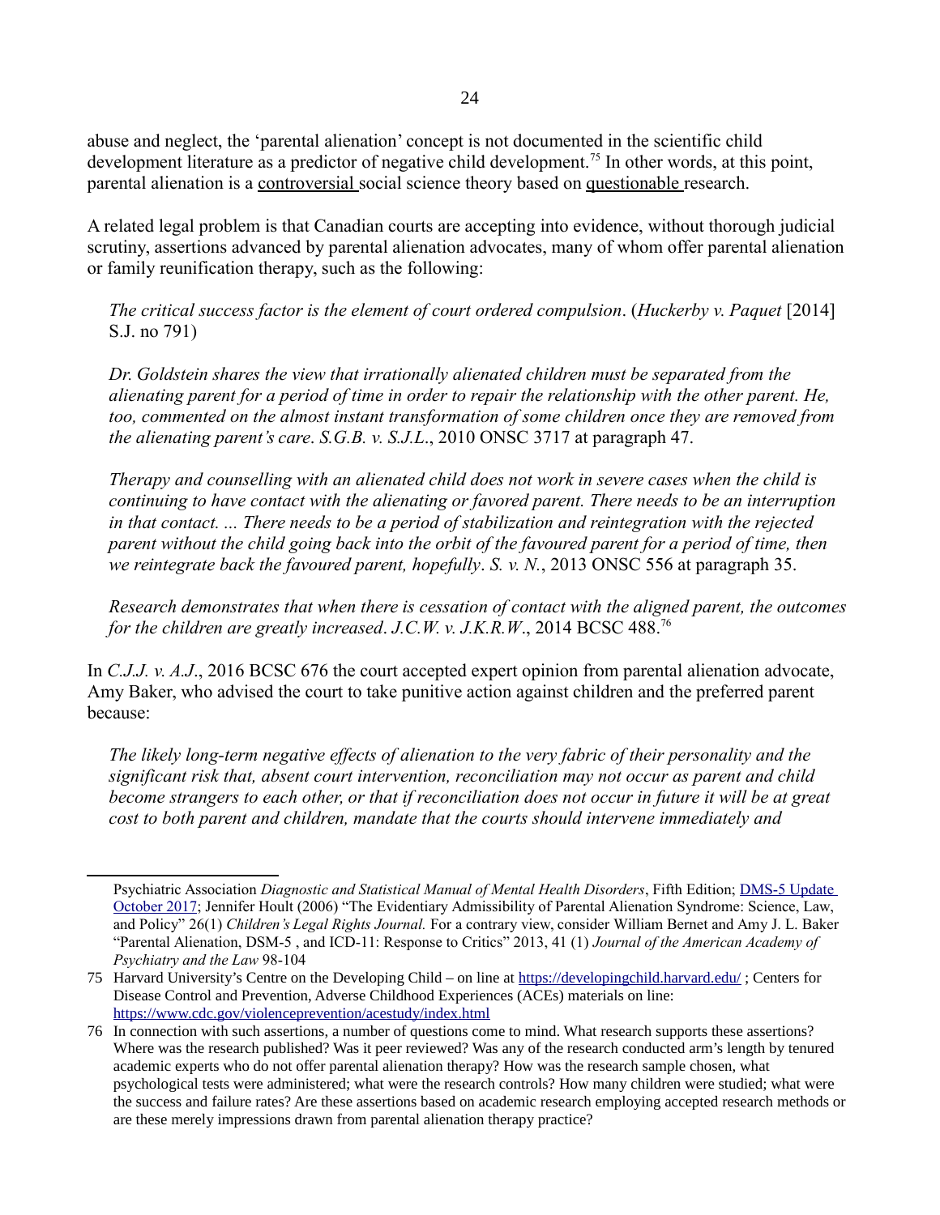abuse and neglect, the 'parental alienation' concept is not documented in the scientific child development literature as a predictor of negative child development.[75] In other words, at this point, parental alienation is a <u>controversial</u> social science theory based on <u>questionable</u> research.

A related legal problem is that Canadian courts are accepting into evidence, without thorough judicial scrutiny, assertions advanced by parental alienation advocates, many of whom offer parental alienation or family reunification therapy, such as the following:

> *The critical success factor is the element of court ordered compulsion*. (*Huckerby v. Paquet* [2014] S.J. no 791)
>
> *Dr. Goldstein shares the view that irrationally alienated children must be separated from the alienating parent for a period of time in order to repair the relationship with the other parent. He, too, commented on the almost instant transformation of some children once they are removed from the alienating parent's care*. *S.G.B. v. S.J.L*., 2010 ONSC 3717 at paragraph 47.
>
> *Therapy and counselling with an alienated child does not work in severe cases when the child is continuing to have contact with the alienating or favored parent. There needs to be an interruption in that contact. ... There needs to be a period of stabilization and reintegration with the rejected parent without the child going back into the orbit of the favoured parent for a period of time, then we reintegrate back the favoured parent, hopefully*. *S. v. N.*, 2013 ONSC 556 at paragraph 35.
>
> *Research demonstrates that when there is cessation of contact with the aligned parent, the outcomes for the children are greatly increased*. *J.C.W. v. J.K.R.W*., 2014 BCSC 488.[76]

In *C.J.J. v. A.J*., 2016 BCSC 676 the court accepted expert opinion from parental alienation advocate, Amy Baker, who advised the court to take punitive action against children and the preferred parent because:

> *The likely long-term negative effects of alienation to the very fabric of their personality and the significant risk that, absent court intervention, reconciliation may not occur as parent and child become strangers to each other, or that if reconciliation does not occur in future it will be at great cost to both parent and children, mandate that the courts should intervene immediately and*

---

Psychiatric Association *Diagnostic and Statistical Manual of Mental Health Disorders*, Fifth Edition; [DMS-5 Update October 2017](); Jennifer Hoult (2006) "The Evidentiary Admissibility of Parental Alienation Syndrome: Science, Law, and Policy" 26(1) *Children's Legal Rights Journal.* For a contrary view, consider William Bernet and Amy J. L. Baker "Parental Alienation, DSM-5 , and ICD-11: Response to Critics" 2013, 41 (1) *Journal of the American Academy of Psychiatry and the Law* 98-104

75 Harvard University's Centre on the Developing Child – on line at https://developingchild.harvard.edu/ ; Centers for Disease Control and Prevention, Adverse Childhood Experiences (ACEs) materials on line: https://www.cdc.gov/violenceprevention/acestudy/index.html

76 In connection with such assertions, a number of questions come to mind. What research supports these assertions? Where was the research published? Was it peer reviewed? Was any of the research conducted arm's length by tenured academic experts who do not offer parental alienation therapy? How was the research sample chosen, what psychological tests were administered; what were the research controls? How many children were studied; what were the success and failure rates? Are these assertions based on academic research employing accepted research methods or are these merely impressions drawn from parental alienation therapy practice?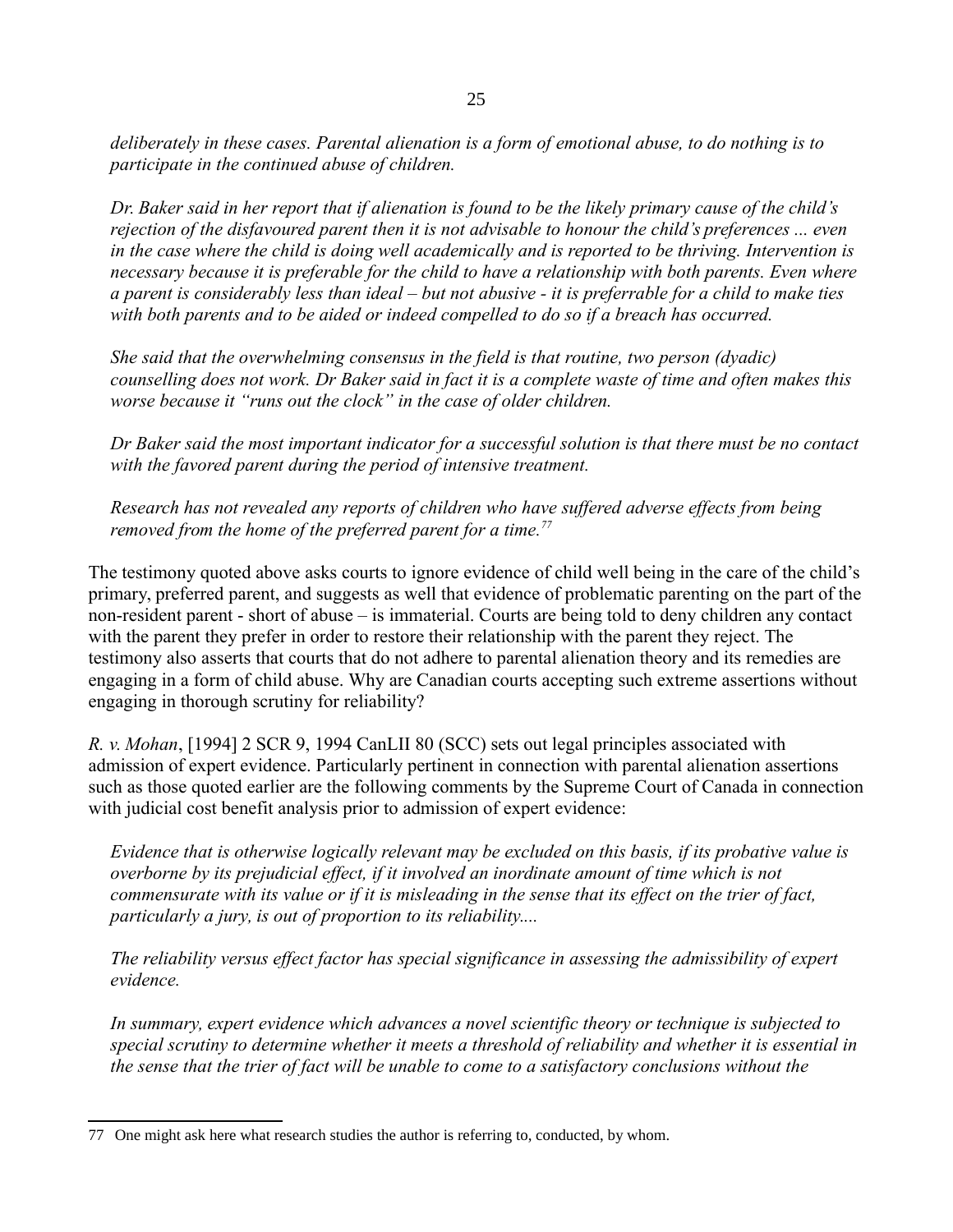*deliberately in these cases. Parental alienation is a form of emotional abuse, to do nothing is to participate in the continued abuse of children.*

*Dr. Baker said in her report that if alienation is found to be the likely primary cause of the child's rejection of the disfavoured parent then it is not advisable to honour the child's preferences ... even in the case where the child is doing well academically and is reported to be thriving. Intervention is necessary because it is preferable for the child to have a relationship with both parents. Even where a parent is considerably less than ideal – but not abusive - it is preferrable for a child to make ties with both parents and to be aided or indeed compelled to do so if a breach has occurred.*

*She said that the overwhelming consensus in the field is that routine, two person (dyadic) counselling does not work. Dr Baker said in fact it is a complete waste of time and often makes this worse because it "runs out the clock" in the case of older children.*

*Dr Baker said the most important indicator for a successful solution is that there must be no contact with the favored parent during the period of intensive treatment.*

*Research has not revealed any reports of children who have suffered adverse effects from being removed from the home of the preferred parent for a time.*[77]

The testimony quoted above asks courts to ignore evidence of child well being in the care of the child's primary, preferred parent, and suggests as well that evidence of problematic parenting on the part of the non-resident parent - short of abuse – is immaterial. Courts are being told to deny children any contact with the parent they prefer in order to restore their relationship with the parent they reject. The testimony also asserts that courts that do not adhere to parental alienation theory and its remedies are engaging in a form of child abuse. Why are Canadian courts accepting such extreme assertions without engaging in thorough scrutiny for reliability?

*R. v. Mohan*, [1994] 2 SCR 9, 1994 CanLII 80 (SCC) sets out legal principles associated with admission of expert evidence. Particularly pertinent in connection with parental alienation assertions such as those quoted earlier are the following comments by the Supreme Court of Canada in connection with judicial cost benefit analysis prior to admission of expert evidence:

*Evidence that is otherwise logically relevant may be excluded on this basis, if its probative value is overborne by its prejudicial effect, if it involved an inordinate amount of time which is not commensurate with its value or if it is misleading in the sense that its effect on the trier of fact, particularly a jury, is out of proportion to its reliability....*

*The reliability versus effect factor has special significance in assessing the admissibility of expert evidence.*

*In summary, expert evidence which advances a novel scientific theory or technique is subjected to special scrutiny to determine whether it meets a threshold of reliability and whether it is essential in the sense that the trier of fact will be unable to come to a satisfactory conclusions without the*

77 One might ask here what research studies the author is referring to, conducted, by whom.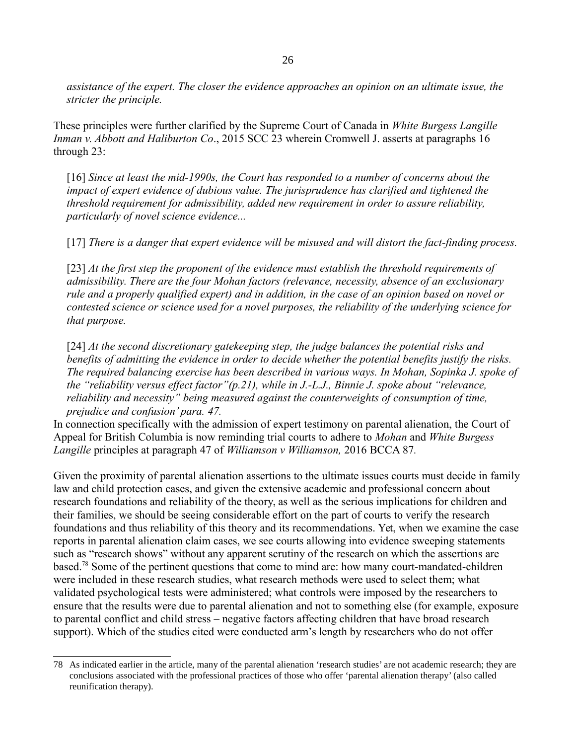*assistance of the expert. The closer the evidence approaches an opinion on an ultimate issue, the stricter the principle.*

These principles were further clarified by the Supreme Court of Canada in *White Burgess Langille Inman v. Abbott and Haliburton Co*., 2015 SCC 23 wherein Cromwell J. asserts at paragraphs 16 through 23:

> [16] *Since at least the mid-1990s, the Court has responded to a number of concerns about the impact of expert evidence of dubious value. The jurisprudence has clarified and tightened the threshold requirement for admissibility, added new requirement in order to assure reliability, particularly of novel science evidence...*
>
> [17] *There is a danger that expert evidence will be misused and will distort the fact-finding process.*
>
> [23] *At the first step the proponent of the evidence must establish the threshold requirements of admissibility. There are the four Mohan factors (relevance, necessity, absence of an exclusionary rule and a properly qualified expert) and in addition, in the case of an opinion based on novel or contested science or science used for a novel purposes, the reliability of the underlying science for that purpose.*
>
> [24] *At the second discretionary gatekeeping step, the judge balances the potential risks and benefits of admitting the evidence in order to decide whether the potential benefits justify the risks. The required balancing exercise has been described in various ways. In Mohan, Sopinka J. spoke of the "reliability versus effect factor"(p.21), while in J.-L.J., Binnie J. spoke about "relevance, reliability and necessity" being measured against the counterweights of consumption of time, prejudice and confusion' para. 47.*

In connection specifically with the admission of expert testimony on parental alienation, the Court of Appeal for British Columbia is now reminding trial courts to adhere to *Mohan* and *White Burgess Langille* principles at paragraph 47 of *Williamson v Williamson,* 2016 BCCA 87.

Given the proximity of parental alienation assertions to the ultimate issues courts must decide in family law and child protection cases, and given the extensive academic and professional concern about research foundations and reliability of the theory, as well as the serious implications for children and their families, we should be seeing considerable effort on the part of courts to verify the research foundations and thus reliability of this theory and its recommendations. Yet, when we examine the case reports in parental alienation claim cases, we see courts allowing into evidence sweeping statements such as "research shows" without any apparent scrutiny of the research on which the assertions are based.[78] Some of the pertinent questions that come to mind are: how many court-mandated-children were included in these research studies, what research methods were used to select them; what validated psychological tests were administered; what controls were imposed by the researchers to ensure that the results were due to parental alienation and not to something else (for example, exposure to parental conflict and child stress – negative factors affecting children that have broad research support). Which of the studies cited were conducted arm's length by researchers who do not offer

78 As indicated earlier in the article, many of the parental alienation 'research studies' are not academic research; they are conclusions associated with the professional practices of those who offer 'parental alienation therapy' (also called reunification therapy).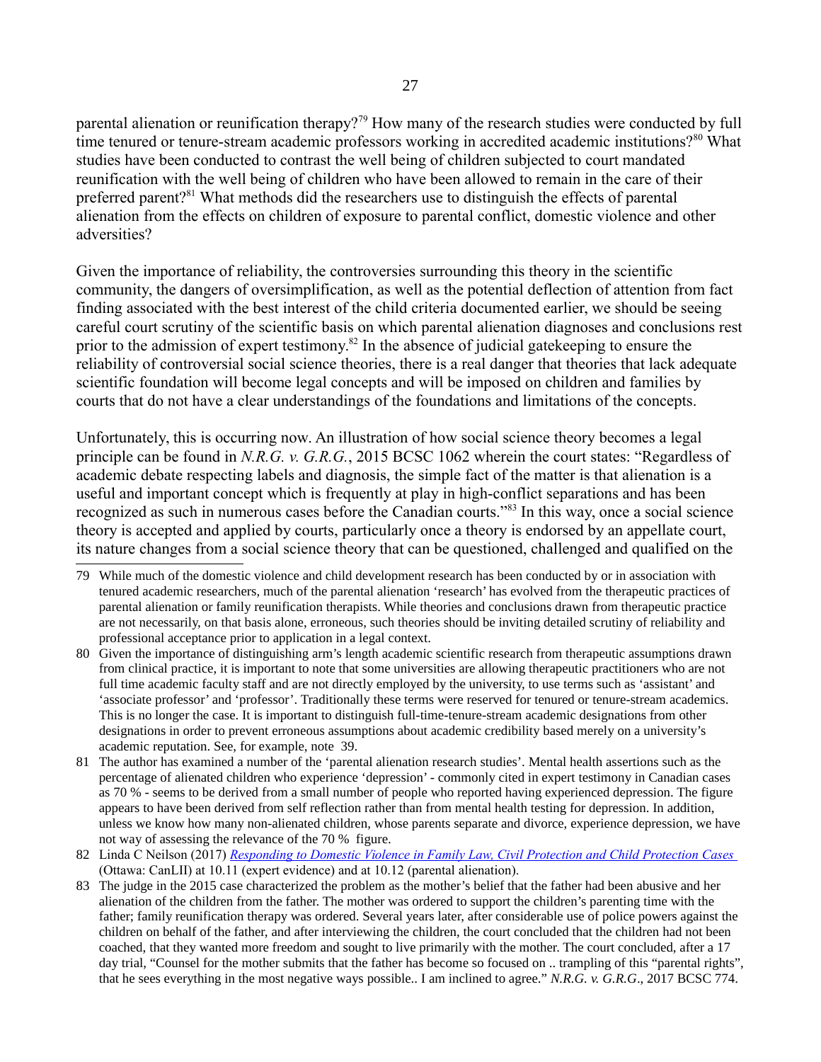parental alienation or reunification therapy?[79] How many of the research studies were conducted by full time tenured or tenure-stream academic professors working in accredited academic institutions?[80] What studies have been conducted to contrast the well being of children subjected to court mandated reunification with the well being of children who have been allowed to remain in the care of their preferred parent?[81] What methods did the researchers use to distinguish the effects of parental alienation from the effects on children of exposure to parental conflict, domestic violence and other adversities?

Given the importance of reliability, the controversies surrounding this theory in the scientific community, the dangers of oversimplification, as well as the potential deflection of attention from fact finding associated with the best interest of the child criteria documented earlier, we should be seeing careful court scrutiny of the scientific basis on which parental alienation diagnoses and conclusions rest prior to the admission of expert testimony.[82] In the absence of judicial gatekeeping to ensure the reliability of controversial social science theories, there is a real danger that theories that lack adequate scientific foundation will become legal concepts and will be imposed on children and families by courts that do not have a clear understandings of the foundations and limitations of the concepts.

Unfortunately, this is occurring now. An illustration of how social science theory becomes a legal principle can be found in *N.R.G. v. G.R.G.*, 2015 BCSC 1062 wherein the court states: "Regardless of academic debate respecting labels and diagnosis, the simple fact of the matter is that alienation is a useful and important concept which is frequently at play in high-conflict separations and has been recognized as such in numerous cases before the Canadian courts."[83] In this way, once a social science theory is accepted and applied by courts, particularly once a theory is endorsed by an appellate court, its nature changes from a social science theory that can be questioned, challenged and qualified on the

---

79 While much of the domestic violence and child development research has been conducted by or in association with tenured academic researchers, much of the parental alienation 'research' has evolved from the therapeutic practices of parental alienation or family reunification therapists. While theories and conclusions drawn from therapeutic practice are not necessarily, on that basis alone, erroneous, such theories should be inviting detailed scrutiny of reliability and professional acceptance prior to application in a legal context.

80 Given the importance of distinguishing arm's length academic scientific research from therapeutic assumptions drawn from clinical practice, it is important to note that some universities are allowing therapeutic practitioners who are not full time academic faculty staff and are not directly employed by the university, to use terms such as 'assistant' and 'associate professor' and 'professor'. Traditionally these terms were reserved for tenured or tenure-stream academics. This is no longer the case. It is important to distinguish full-time-tenure-stream academic designations from other designations in order to prevent erroneous assumptions about academic credibility based merely on a university's academic reputation. See, for example, note 39.

81 The author has examined a number of the 'parental alienation research studies'. Mental health assertions such as the percentage of alienated children who experience 'depression' - commonly cited in expert testimony in Canadian cases as 70 % - seems to be derived from a small number of people who reported having experienced depression. The figure appears to have been derived from self reflection rather than from mental health testing for depression. In addition, unless we know how many non-alienated children, whose parents separate and divorce, experience depression, we have not way of assessing the relevance of the 70 % figure.

82 Linda C Neilson (2017) *Responding to Domestic Violence in Family Law, Civil Protection and Child Protection Cases* (Ottawa: CanLII) at 10.11 (expert evidence) and at 10.12 (parental alienation).

83 The judge in the 2015 case characterized the problem as the mother's belief that the father had been abusive and her alienation of the children from the father. The mother was ordered to support the children's parenting time with the father; family reunification therapy was ordered. Several years later, after considerable use of police powers against the children on behalf of the father, and after interviewing the children, the court concluded that the children had not been coached, that they wanted more freedom and sought to live primarily with the mother. The court concluded, after a 17 day trial, "Counsel for the mother submits that the father has become so focused on .. trampling of this "parental rights", that he sees everything in the most negative ways possible.. I am inclined to agree." *N.R.G. v. G.R.G*., 2017 BCSC 774.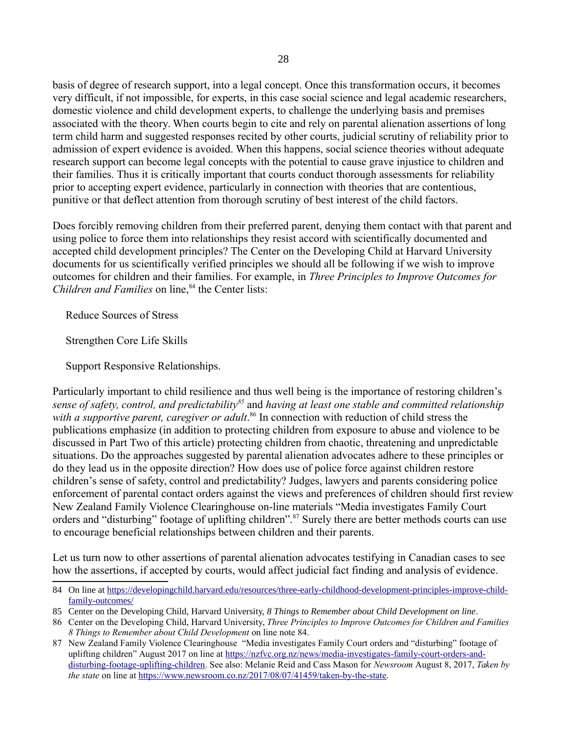basis of degree of research support, into a legal concept. Once this transformation occurs, it becomes very difficult, if not impossible, for experts, in this case social science and legal academic researchers, domestic violence and child development experts, to challenge the underlying basis and premises associated with the theory. When courts begin to cite and rely on parental alienation assertions of long term child harm and suggested responses recited by other courts, judicial scrutiny of reliability prior to admission of expert evidence is avoided. When this happens, social science theories without adequate research support can become legal concepts with the potential to cause grave injustice to children and their families. Thus it is critically important that courts conduct thorough assessments for reliability prior to accepting expert evidence, particularly in connection with theories that are contentious, punitive or that deflect attention from thorough scrutiny of best interest of the child factors.

Does forcibly removing children from their preferred parent, denying them contact with that parent and using police to force them into relationships they resist accord with scientifically documented and accepted child development principles? The Center on the Developing Child at Harvard University documents for us scientifically verified principles we should all be following if we wish to improve outcomes for children and their families. For example, in *Three Principles to Improve Outcomes for Children and Families* on line,[84] the Center lists:

Reduce Sources of Stress

Strengthen Core Life Skills

Support Responsive Relationships.

Particularly important to child resilience and thus well being is the importance of restoring children's *sense of safety, control, and predictability*[85] and *having at least one stable and committed relationship with a supportive parent, caregiver or adult*.[86] In connection with reduction of child stress the publications emphasize (in addition to protecting children from exposure to abuse and violence to be discussed in Part Two of this article) protecting children from chaotic, threatening and unpredictable situations. Do the approaches suggested by parental alienation advocates adhere to these principles or do they lead us in the opposite direction? How does use of police force against children restore children's sense of safety, control and predictability? Judges, lawyers and parents considering police enforcement of parental contact orders against the views and preferences of children should first review New Zealand Family Violence Clearinghouse on-line materials "Media investigates Family Court orders and "disturbing" footage of uplifting children".[87] Surely there are better methods courts can use to encourage beneficial relationships between children and their parents.

Let us turn now to other assertions of parental alienation advocates testifying in Canadian cases to see how the assertions, if accepted by courts, would affect judicial fact finding and analysis of evidence.

---

84 On line at https://developingchild.harvard.edu/resources/three-early-childhood-development-principles-improve-child-family-outcomes/

85 Center on the Developing Child, Harvard University, *8 Things to Remember about Child Development on line*.

86 Center on the Developing Child, Harvard University, *Three Principles to Improve Outcomes for Children and Families 8 Things to Remember about Child Development* on line note 84.

87 New Zealand Family Violence Clearinghouse "Media investigates Family Court orders and "disturbing" footage of uplifting children" August 2017 on line at https://nzfvc.org.nz/news/media-investigates-family-court-orders-and-disturbing-footage-uplifting-children. See also: Melanie Reid and Cass Mason for *Newsroom* August 8, 2017, *Taken by the state* on line at https://www.newsroom.co.nz/2017/08/07/41459/taken-by-the-state.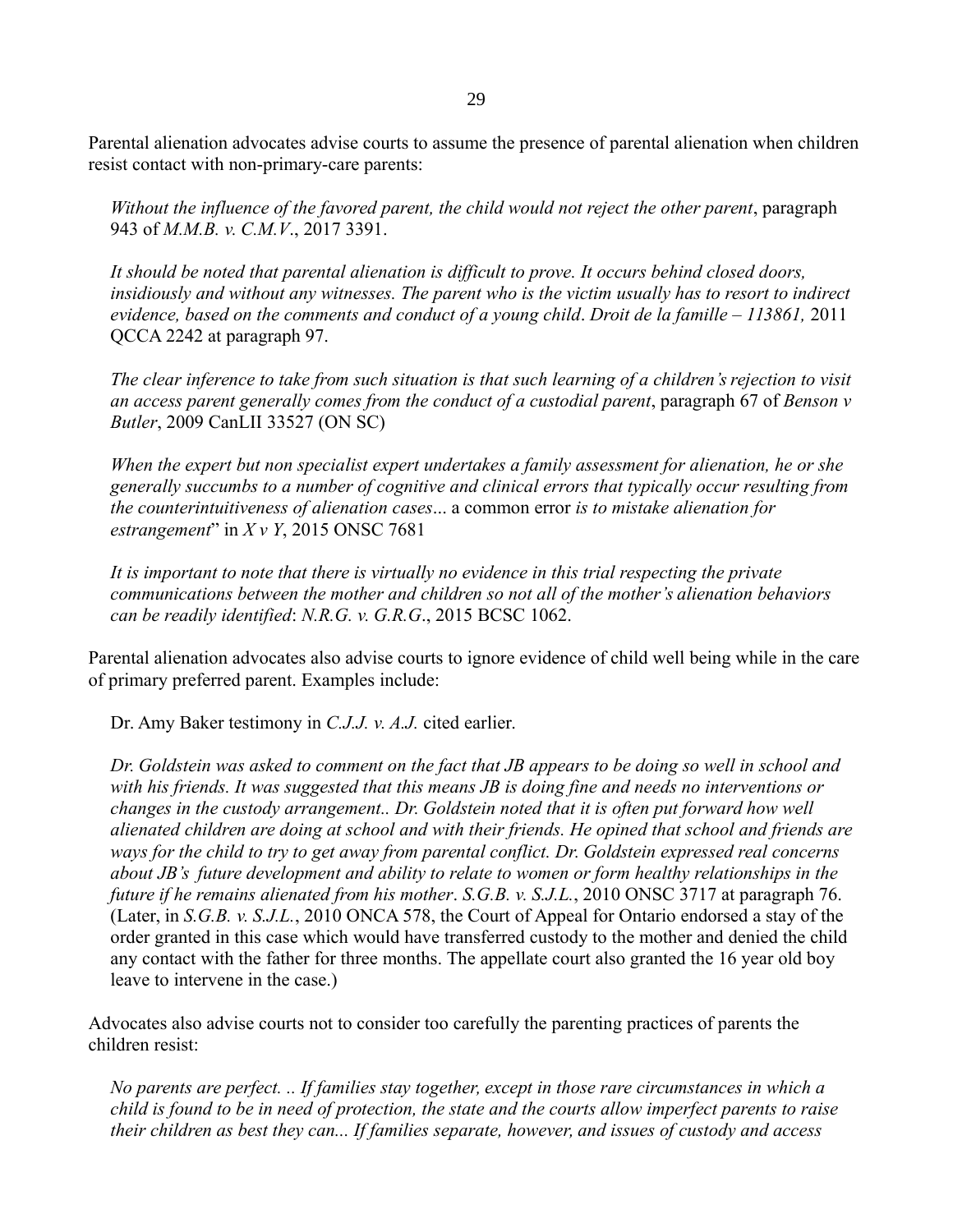Parental alienation advocates advise courts to assume the presence of parental alienation when children resist contact with non-primary-care parents:

> *Without the influence of the favored parent, the child would not reject the other parent*, paragraph 943 of *M.M.B. v. C.M.V*., 2017 3391.

> *It should be noted that parental alienation is difficult to prove. It occurs behind closed doors, insidiously and without any witnesses. The parent who is the victim usually has to resort to indirect evidence, based on the comments and conduct of a young child*. *Droit de la famille – 113861,* 2011 QCCA 2242 at paragraph 97.

> *The clear inference to take from such situation is that such learning of a children's rejection to visit an access parent generally comes from the conduct of a custodial parent*, paragraph 67 of *Benson v Butler*, 2009 CanLII 33527 (ON SC)

> *When the expert but non specialist expert undertakes a family assessment for alienation, he or she generally succumbs to a number of cognitive and clinical errors that typically occur resulting from the counterintuitiveness of alienation cases…* a common error *is to mistake alienation for estrangement*" in *X v Y*, 2015 ONSC 7681

> *It is important to note that there is virtually no evidence in this trial respecting the private communications between the mother and children so not all of the mother's alienation behaviors can be readily identified*: *N.R.G. v. G.R.G*., 2015 BCSC 1062.

Parental alienation advocates also advise courts to ignore evidence of child well being while in the care of primary preferred parent. Examples include:

> Dr. Amy Baker testimony in *C.J.J. v. A.J.* cited earlier.

> *Dr. Goldstein was asked to comment on the fact that JB appears to be doing so well in school and with his friends. It was suggested that this means JB is doing fine and needs no interventions or changes in the custody arrangement.. Dr. Goldstein noted that it is often put forward how well alienated children are doing at school and with their friends. He opined that school and friends are ways for the child to try to get away from parental conflict. Dr. Goldstein expressed real concerns about JB's future development and ability to relate to women or form healthy relationships in the future if he remains alienated from his mother*. *S.G.B. v. S.J.L.*, 2010 ONSC 3717 at paragraph 76. (Later, in *S.G.B. v. S.J.L.*, 2010 ONCA 578, the Court of Appeal for Ontario endorsed a stay of the order granted in this case which would have transferred custody to the mother and denied the child any contact with the father for three months. The appellate court also granted the 16 year old boy leave to intervene in the case.)

Advocates also advise courts not to consider too carefully the parenting practices of parents the children resist:

> *No parents are perfect. .. If families stay together, except in those rare circumstances in which a child is found to be in need of protection, the state and the courts allow imperfect parents to raise their children as best they can... If families separate, however, and issues of custody and access*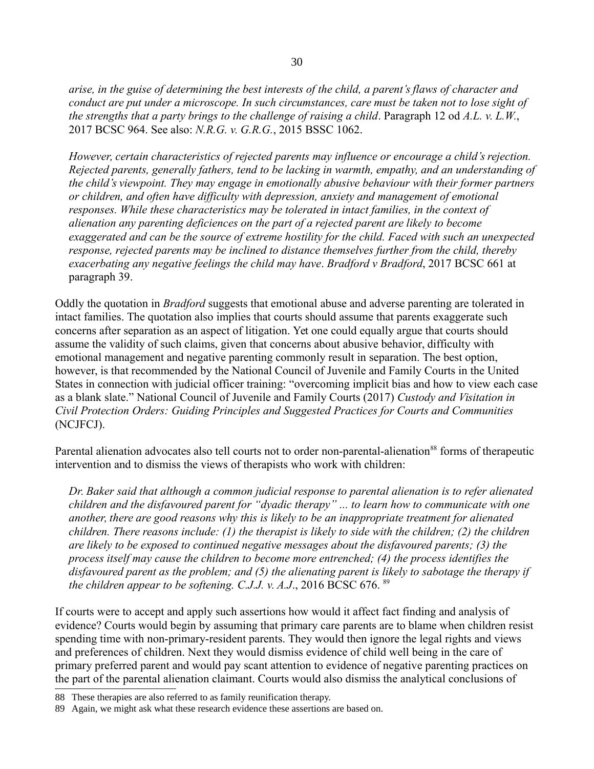> *arise, in the guise of determining the best interests of the child, a parent's flaws of character and conduct are put under a microscope. In such circumstances, care must be taken not to lose sight of the strengths that a party brings to the challenge of raising a child*. Paragraph 12 od *A.L. v. L.W.*, 2017 BCSC 964. See also: *N.R.G. v. G.R.G.*, 2015 BSSC 1062.

> *However, certain characteristics of rejected parents may influence or encourage a child's rejection. Rejected parents, generally fathers, tend to be lacking in warmth, empathy, and an understanding of the child's viewpoint. They may engage in emotionally abusive behaviour with their former partners or children, and often have difficulty with depression, anxiety and management of emotional responses. While these characteristics may be tolerated in intact families, in the context of alienation any parenting deficiences on the part of a rejected parent are likely to become exaggerated and can be the source of extreme hostility for the child. Faced with such an unexpected response, rejected parents may be inclined to distance themselves further from the child, thereby exacerbating any negative feelings the child may have*. *Bradford v Bradford*, 2017 BCSC 661 at paragraph 39.

Oddly the quotation in *Bradford* suggests that emotional abuse and adverse parenting are tolerated in intact families. The quotation also implies that courts should assume that parents exaggerate such concerns after separation as an aspect of litigation. Yet one could equally argue that courts should assume the validity of such claims, given that concerns about abusive behavior, difficulty with emotional management and negative parenting commonly result in separation. The best option, however, is that recommended by the National Council of Juvenile and Family Courts in the United States in connection with judicial officer training: "overcoming implicit bias and how to view each case as a blank slate." National Council of Juvenile and Family Courts (2017) *Custody and Visitation in Civil Protection Orders: Guiding Principles and Suggested Practices for Courts and Communities* (NCJFCJ).

Parental alienation advocates also tell courts not to order non-parental-alienation[88] forms of therapeutic intervention and to dismiss the views of therapists who work with children:

> *Dr. Baker said that although a common judicial response to parental alienation is to refer alienated children and the disfavoured parent for "dyadic therapy" ... to learn how to communicate with one another, there are good reasons why this is likely to be an inappropriate treatment for alienated children. There reasons include: (1) the therapist is likely to side with the children; (2) the children are likely to be exposed to continued negative messages about the disfavoured parents; (3) the process itself may cause the children to become more entrenched; (4) the process identifies the disfavoured parent as the problem; and (5) the alienating parent is likely to sabotage the therapy if the children appear to be softening. C.J.J. v. A.J.*, 2016 BCSC 676. [89]

If courts were to accept and apply such assertions how would it affect fact finding and analysis of evidence? Courts would begin by assuming that primary care parents are to blame when children resist spending time with non-primary-resident parents. They would then ignore the legal rights and views and preferences of children. Next they would dismiss evidence of child well being in the care of primary preferred parent and would pay scant attention to evidence of negative parenting practices on the part of the parental alienation claimant. Courts would also dismiss the analytical conclusions of

---

88 These therapies are also referred to as family reunification therapy.

89 Again, we might ask what these research evidence these assertions are based on.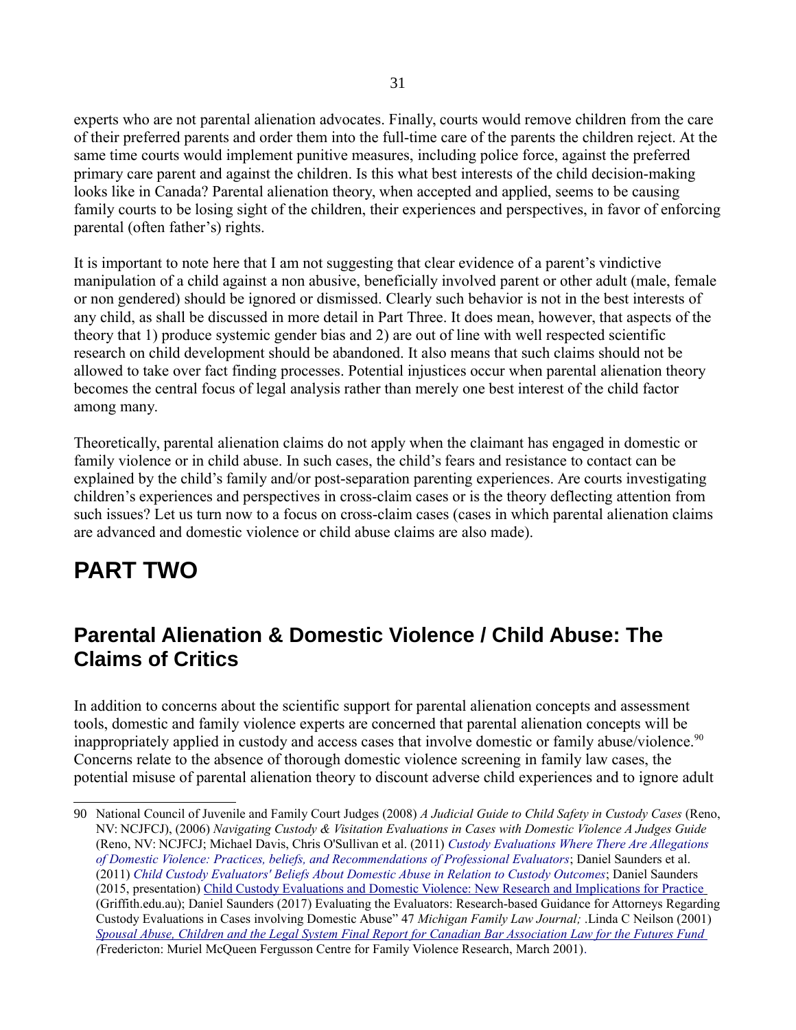experts who are not parental alienation advocates. Finally, courts would remove children from the care of their preferred parents and order them into the full-time care of the parents the children reject. At the same time courts would implement punitive measures, including police force, against the preferred primary care parent and against the children. Is this what best interests of the child decision-making looks like in Canada? Parental alienation theory, when accepted and applied, seems to be causing family courts to be losing sight of the children, their experiences and perspectives, in favor of enforcing parental (often father's) rights.

It is important to note here that I am not suggesting that clear evidence of a parent's vindictive manipulation of a child against a non abusive, beneficially involved parent or other adult (male, female or non gendered) should be ignored or dismissed. Clearly such behavior is not in the best interests of any child, as shall be discussed in more detail in Part Three. It does mean, however, that aspects of the theory that 1) produce systemic gender bias and 2) are out of line with well respected scientific research on child development should be abandoned. It also means that such claims should not be allowed to take over fact finding processes. Potential injustices occur when parental alienation theory becomes the central focus of legal analysis rather than merely one best interest of the child factor among many.

Theoretically, parental alienation claims do not apply when the claimant has engaged in domestic or family violence or in child abuse. In such cases, the child's fears and resistance to contact can be explained by the child's family and/or post-separation parenting experiences. Are courts investigating children's experiences and perspectives in cross-claim cases or is the theory deflecting attention from such issues? Let us turn now to a focus on cross-claim cases (cases in which parental alienation claims are advanced and domestic violence or child abuse claims are also made).

# PART TWO

## Parental Alienation & Domestic Violence / Child Abuse: The Claims of Critics

In addition to concerns about the scientific support for parental alienation concepts and assessment tools, domestic and family violence experts are concerned that parental alienation concepts will be inappropriately applied in custody and access cases that involve domestic or family abuse/violence.[90] Concerns relate to the absence of thorough domestic violence screening in family law cases, the potential misuse of parental alienation theory to discount adverse child experiences and to ignore adult

---

90 National Council of Juvenile and Family Court Judges (2008) *A Judicial Guide to Child Safety in Custody Cases* (Reno, NV: NCJFCJ), (2006) *Navigating Custody & Visitation Evaluations in Cases with Domestic Violence A Judges Guide* (Reno, NV: NCJFCJ; Michael Davis, Chris O'Sullivan et al. (2011) *Custody Evaluations Where There Are Allegations of Domestic Violence: Practices, beliefs, and Recommendations of Professional Evaluators*; Daniel Saunders et al. (2011) *Child Custody Evaluators' Beliefs About Domestic Abuse in Relation to Custody Outcomes*; Daniel Saunders (2015, presentation) Child Custody Evaluations and Domestic Violence: New Research and Implications for Practice (Griffith.edu.au); Daniel Saunders (2017) Evaluating the Evaluators: Research-based Guidance for Attorneys Regarding Custody Evaluations in Cases involving Domestic Abuse" 47 *Michigan Family Law Journal;* .Linda C Neilson (2001) *Spousal Abuse, Children and the Legal System Final Report for Canadian Bar Association Law for the Futures Fund (*Fredericton: Muriel McQueen Fergusson Centre for Family Violence Research, March 2001).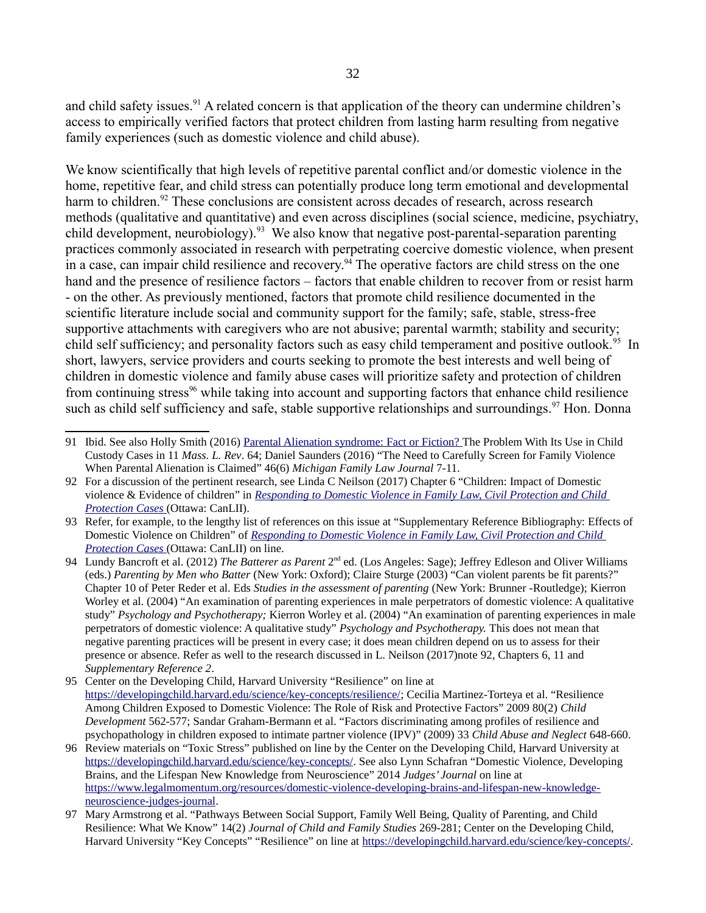and child safety issues.[91] A related concern is that application of the theory can undermine children's access to empirically verified factors that protect children from lasting harm resulting from negative family experiences (such as domestic violence and child abuse).

We know scientifically that high levels of repetitive parental conflict and/or domestic violence in the home, repetitive fear, and child stress can potentially produce long term emotional and developmental harm to children.[92] These conclusions are consistent across decades of research, across research methods (qualitative and quantitative) and even across disciplines (social science, medicine, psychiatry, child development, neurobiology).[93] We also know that negative post-parental-separation parenting practices commonly associated in research with perpetrating coercive domestic violence, when present in a case, can impair child resilience and recovery.[94] The operative factors are child stress on the one hand and the presence of resilience factors – factors that enable children to recover from or resist harm - on the other. As previously mentioned, factors that promote child resilience documented in the scientific literature include social and community support for the family; safe, stable, stress-free supportive attachments with caregivers who are not abusive; parental warmth; stability and security; child self sufficiency; and personality factors such as easy child temperament and positive outlook.[95] In short, lawyers, service providers and courts seeking to promote the best interests and well being of children in domestic violence and family abuse cases will prioritize safety and protection of children from continuing stress[96] while taking into account and supporting factors that enhance child resilience such as child self sufficiency and safe, stable supportive relationships and surroundings.[97] Hon. Donna

---

91 Ibid. See also Holly Smith (2016) Parental Alienation syndrome: Fact or Fiction? The Problem With Its Use in Child Custody Cases in 11 *Mass. L. Rev*. 64; Daniel Saunders (2016) "The Need to Carefully Screen for Family Violence When Parental Alienation is Claimed" 46(6) *Michigan Family Law Journal* 7-11.

92 For a discussion of the pertinent research, see Linda C Neilson (2017) Chapter 6 "Children: Impact of Domestic violence & Evidence of children" in ***Responding to Domestic Violence in Family Law, Civil Protection and Child Protection Cases*** (Ottawa: CanLII).

93 Refer, for example, to the lengthy list of references on this issue at "Supplementary Reference Bibliography: Effects of Domestic Violence on Children" of ***Responding to Domestic Violence in Family Law, Civil Protection and Child Protection Cases*** (Ottawa: CanLII) on line.

94 Lundy Bancroft et al. (2012) *The Batterer as Parent* 2nd ed. (Los Angeles: Sage); Jeffrey Edleson and Oliver Williams (eds.) *Parenting by Men who Batter* (New York: Oxford); Claire Sturge (2003) "Can violent parents be fit parents?" Chapter 10 of Peter Reder et al. Eds *Studies in the assessment of parenting* (New York: Brunner -Routledge); Kierron Worley et al. (2004) "An examination of parenting experiences in male perpetrators of domestic violence: A qualitative study" *Psychology and Psychotherapy;* Kierron Worley et al. (2004) "An examination of parenting experiences in male perpetrators of domestic violence: A qualitative study" *Psychology and Psychotherapy.* This does not mean that negative parenting practices will be present in every case; it does mean children depend on us to assess for their presence or absence. Refer as well to the research discussed in L. Neilson (2017)note 92, Chapters 6, 11 and *Supplementary Reference 2*.

95 Center on the Developing Child, Harvard University "Resilience" on line at https://developingchild.harvard.edu/science/key-concepts/resilience/; Cecilia Martinez-Torteya et al. "Resilience Among Children Exposed to Domestic Violence: The Role of Risk and Protective Factors" 2009 80(2) *Child Development* 562-577; Sandar Graham-Bermann et al. "Factors discriminating among profiles of resilience and psychopathology in children exposed to intimate partner violence (IPV)" (2009) 33 *Child Abuse and Neglect* 648-660.

96 Review materials on "Toxic Stress" published on line by the Center on the Developing Child, Harvard University at https://developingchild.harvard.edu/science/key-concepts/. See also Lynn Schafran "Domestic Violence, Developing Brains, and the Lifespan New Knowledge from Neuroscience" 2014 *Judges' Journal* on line at https://www.legalmomentum.org/resources/domestic-violence-developing-brains-and-lifespan-new-knowledge-neuroscience-judges-journal.

97 Mary Armstrong et al. "Pathways Between Social Support, Family Well Being, Quality of Parenting, and Child Resilience: What We Know" 14(2) *Journal of Child and Family Studies* 269-281; Center on the Developing Child, Harvard University "Key Concepts" "Resilience" on line at https://developingchild.harvard.edu/science/key-concepts/.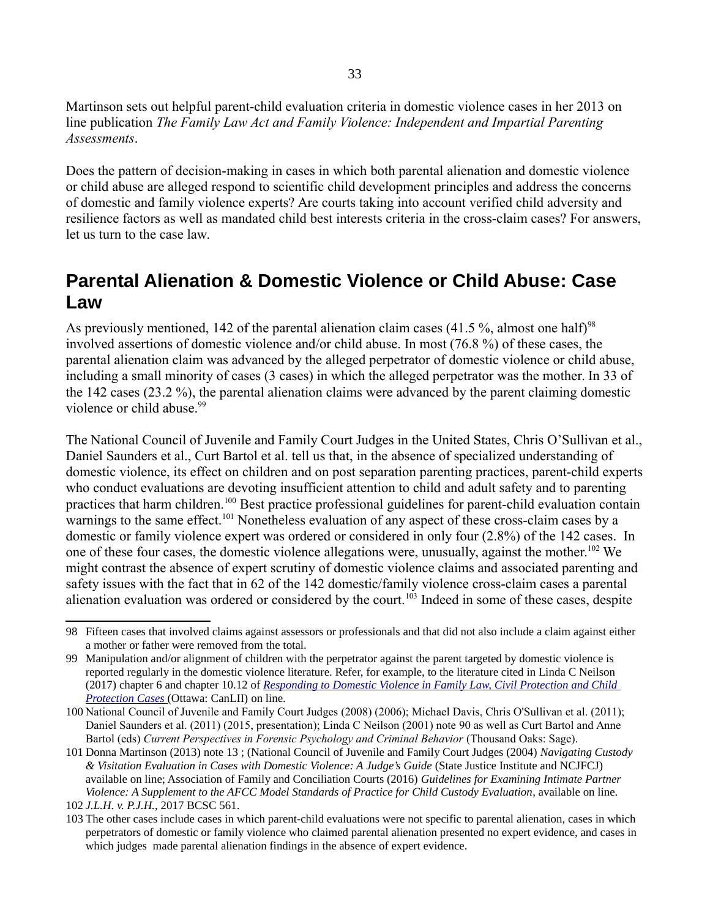Martinson sets out helpful parent-child evaluation criteria in domestic violence cases in her 2013 on line publication *The Family Law Act and Family Violence: Independent and Impartial Parenting Assessments*.

Does the pattern of decision-making in cases in which both parental alienation and domestic violence or child abuse are alleged respond to scientific child development principles and address the concerns of domestic and family violence experts? Are courts taking into account verified child adversity and resilience factors as well as mandated child best interests criteria in the cross-claim cases? For answers, let us turn to the case law.

## Parental Alienation & Domestic Violence or Child Abuse: Case Law

As previously mentioned, 142 of the parental alienation claim cases (41.5 %, almost one half)[98] involved assertions of domestic violence and/or child abuse. In most (76.8 %) of these cases, the parental alienation claim was advanced by the alleged perpetrator of domestic violence or child abuse, including a small minority of cases (3 cases) in which the alleged perpetrator was the mother. In 33 of the 142 cases (23.2 %), the parental alienation claims were advanced by the parent claiming domestic violence or child abuse.[99]

The National Council of Juvenile and Family Court Judges in the United States, Chris O'Sullivan et al., Daniel Saunders et al., Curt Bartol et al. tell us that, in the absence of specialized understanding of domestic violence, its effect on children and on post separation parenting practices, parent-child experts who conduct evaluations are devoting insufficient attention to child and adult safety and to parenting practices that harm children.[100] Best practice professional guidelines for parent-child evaluation contain warnings to the same effect.[101] Nonetheless evaluation of any aspect of these cross-claim cases by a domestic or family violence expert was ordered or considered in only four (2.8%) of the 142 cases. In one of these four cases, the domestic violence allegations were, unusually, against the mother.[102] We might contrast the absence of expert scrutiny of domestic violence claims and associated parenting and safety issues with the fact that in 62 of the 142 domestic/family violence cross-claim cases a parental alienation evaluation was ordered or considered by the court.[103] Indeed in some of these cases, despite

---

98 Fifteen cases that involved claims against assessors or professionals and that did not also include a claim against either a mother or father were removed from the total.

99 Manipulation and/or alignment of children with the perpetrator against the parent targeted by domestic violence is reported regularly in the domestic violence literature. Refer, for example, to the literature cited in Linda C Neilson (2017) chapter 6 and chapter 10.12 of *Responding to Domestic Violence in Family Law, Civil Protection and Child Protection Cases* (Ottawa: CanLII) on line.

100 National Council of Juvenile and Family Court Judges (2008) (2006); Michael Davis, Chris O'Sullivan et al. (2011); Daniel Saunders et al. (2011) (2015, presentation); Linda C Neilson (2001) note 90 as well as Curt Bartol and Anne Bartol (eds) *Current Perspectives in Forensic Psychology and Criminal Behavior* (Thousand Oaks: Sage).

101 Donna Martinson (2013) note 13 ; (National Council of Juvenile and Family Court Judges (2004) *Navigating Custody & Visitation Evaluation in Cases with Domestic Violence: A Judge's Guide* (State Justice Institute and NCJFCJ) available on line; Association of Family and Conciliation Courts (2016) *Guidelines for Examining Intimate Partner Violence: A Supplement to the AFCC Model Standards of Practice for Child Custody Evaluation*, available on line.

102 *J.L.H. v. P.J.H.*, 2017 BCSC 561.

103 The other cases include cases in which parent-child evaluations were not specific to parental alienation, cases in which perpetrators of domestic or family violence who claimed parental alienation presented no expert evidence, and cases in which judges made parental alienation findings in the absence of expert evidence.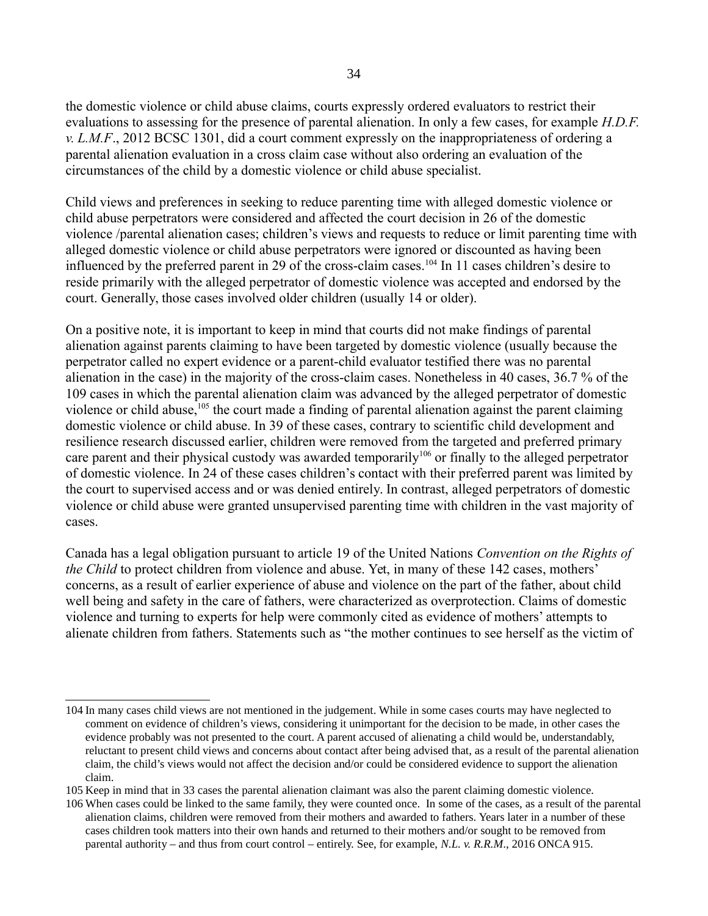the domestic violence or child abuse claims, courts expressly ordered evaluators to restrict their evaluations to assessing for the presence of parental alienation. In only a few cases, for example *H.D.F. v. L.M.F*., 2012 BCSC 1301, did a court comment expressly on the inappropriateness of ordering a parental alienation evaluation in a cross claim case without also ordering an evaluation of the circumstances of the child by a domestic violence or child abuse specialist.

Child views and preferences in seeking to reduce parenting time with alleged domestic violence or child abuse perpetrators were considered and affected the court decision in 26 of the domestic violence /parental alienation cases; children's views and requests to reduce or limit parenting time with alleged domestic violence or child abuse perpetrators were ignored or discounted as having been influenced by the preferred parent in 29 of the cross-claim cases.[104] In 11 cases children's desire to reside primarily with the alleged perpetrator of domestic violence was accepted and endorsed by the court. Generally, those cases involved older children (usually 14 or older).

On a positive note, it is important to keep in mind that courts did not make findings of parental alienation against parents claiming to have been targeted by domestic violence (usually because the perpetrator called no expert evidence or a parent-child evaluator testified there was no parental alienation in the case) in the majority of the cross-claim cases. Nonetheless in 40 cases, 36.7 % of the 109 cases in which the parental alienation claim was advanced by the alleged perpetrator of domestic violence or child abuse,[105] the court made a finding of parental alienation against the parent claiming domestic violence or child abuse. In 39 of these cases, contrary to scientific child development and resilience research discussed earlier, children were removed from the targeted and preferred primary care parent and their physical custody was awarded temporarily[106] or finally to the alleged perpetrator of domestic violence. In 24 of these cases children's contact with their preferred parent was limited by the court to supervised access and or was denied entirely. In contrast, alleged perpetrators of domestic violence or child abuse were granted unsupervised parenting time with children in the vast majority of cases.

Canada has a legal obligation pursuant to article 19 of the United Nations *Convention on the Rights of the Child* to protect children from violence and abuse. Yet, in many of these 142 cases, mothers' concerns, as a result of earlier experience of abuse and violence on the part of the father, about child well being and safety in the care of fathers, were characterized as overprotection. Claims of domestic violence and turning to experts for help were commonly cited as evidence of mothers' attempts to alienate children from fathers. Statements such as "the mother continues to see herself as the victim of

---

104 In many cases child views are not mentioned in the judgement. While in some cases courts may have neglected to comment on evidence of children's views, considering it unimportant for the decision to be made, in other cases the evidence probably was not presented to the court. A parent accused of alienating a child would be, understandably, reluctant to present child views and concerns about contact after being advised that, as a result of the parental alienation claim, the child's views would not affect the decision and/or could be considered evidence to support the alienation claim.

105 Keep in mind that in 33 cases the parental alienation claimant was also the parent claiming domestic violence.

106 When cases could be linked to the same family, they were counted once. In some of the cases, as a result of the parental alienation claims, children were removed from their mothers and awarded to fathers. Years later in a number of these cases children took matters into their own hands and returned to their mothers and/or sought to be removed from parental authority – and thus from court control – entirely. See, for example, *N.L. v. R.R.M*., 2016 ONCA 915.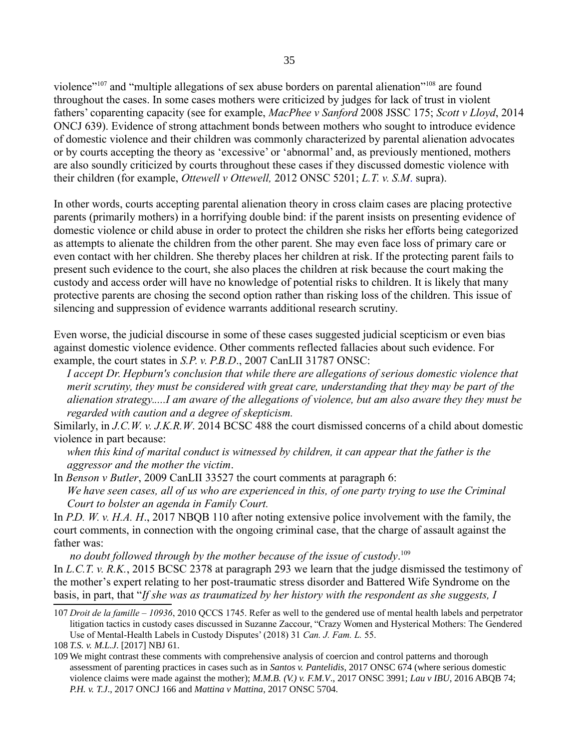violence"[107] and "multiple allegations of sex abuse borders on parental alienation"[108] are found throughout the cases. In some cases mothers were criticized by judges for lack of trust in violent fathers' coparenting capacity (see for example, *MacPhee v Sanford* 2008 JSSC 175; *Scott v Lloyd*, 2014 ONCJ 639). Evidence of strong attachment bonds between mothers who sought to introduce evidence of domestic violence and their children was commonly characterized by parental alienation advocates or by courts accepting the theory as 'excessive' or 'abnormal' and, as previously mentioned, mothers are also soundly criticized by courts throughout these cases if they discussed domestic violence with their children (for example, *Ottewell v Ottewell,* 2012 ONSC 5201; *L.T. v. S.M*. supra).

In other words, courts accepting parental alienation theory in cross claim cases are placing protective parents (primarily mothers) in a horrifying double bind: if the parent insists on presenting evidence of domestic violence or child abuse in order to protect the children she risks her efforts being categorized as attempts to alienate the children from the other parent. She may even face loss of primary care or even contact with her children. She thereby places her children at risk. If the protecting parent fails to present such evidence to the court, she also places the children at risk because the court making the custody and access order will have no knowledge of potential risks to children. It is likely that many protective parents are chosing the second option rather than risking loss of the children. This issue of silencing and suppression of evidence warrants additional research scrutiny.

Even worse, the judicial discourse in some of these cases suggested judicial scepticism or even bias against domestic violence evidence. Other comments reflected fallacies about such evidence. For example, the court states in *S.P. v. P.B.D*., 2007 CanLII 31787 ONSC:

> *I accept Dr. Hepburn's conclusion that while there are allegations of serious domestic violence that merit scrutiny, they must be considered with great care, understanding that they may be part of the alienation strategy.....I am aware of the allegations of violence, but am also aware they they must be regarded with caution and a degree of skepticism.*

Similarly, in *J.C.W. v. J.K.R.W*. 2014 BCSC 488 the court dismissed concerns of a child about domestic violence in part because:

> *when this kind of marital conduct is witnessed by children, it can appear that the father is the aggressor and the mother the victim*.

In *Benson v Butler*, 2009 CanLII 33527 the court comments at paragraph 6:

> *We have seen cases, all of us who are experienced in this, of one party trying to use the Criminal Court to bolster an agenda in Family Court.*

In *P.D. W. v. H.A. H*., 2017 NBQB 110 after noting extensive police involvement with the family, the court comments, in connection with the ongoing criminal case, that the charge of assault against the father was:

> *no doubt followed through by the mother because of the issue of custody*.[109]

In *L.C.T. v. R.K.*, 2015 BCSC 2378 at paragraph 293 we learn that the judge dismissed the testimony of the mother's expert relating to her post-traumatic stress disorder and Battered Wife Syndrome on the basis, in part, that "*If she was as traumatized by her history with the respondent as she suggests, I*

---

107 *Droit de la famille – 10936*, 2010 QCCS 1745. Refer as well to the gendered use of mental health labels and perpetrator litigation tactics in custody cases discussed in Suzanne Zaccour, "Crazy Women and Hysterical Mothers: The Gendered Use of Mental-Health Labels in Custody Disputes' (2018) 31 *Can. J. Fam. L.* 55.

108 *T.S. v. M.L.J*. [2017] NBJ 61.

109 We might contrast these comments with comprehensive analysis of coercion and control patterns and thorough assessment of parenting practices in cases such as in *Santos v. Pantelidis*, 2017 ONSC 674 (where serious domestic violence claims were made against the mother); *M.M.B. (V.) v. F.M.V*., 2017 ONSC 3991; *Lau v IBU*, 2016 ABQB 74; *P.H. v. T.J*., 2017 ONCJ 166 and *Mattina v Mattina*, 2017 ONSC 5704.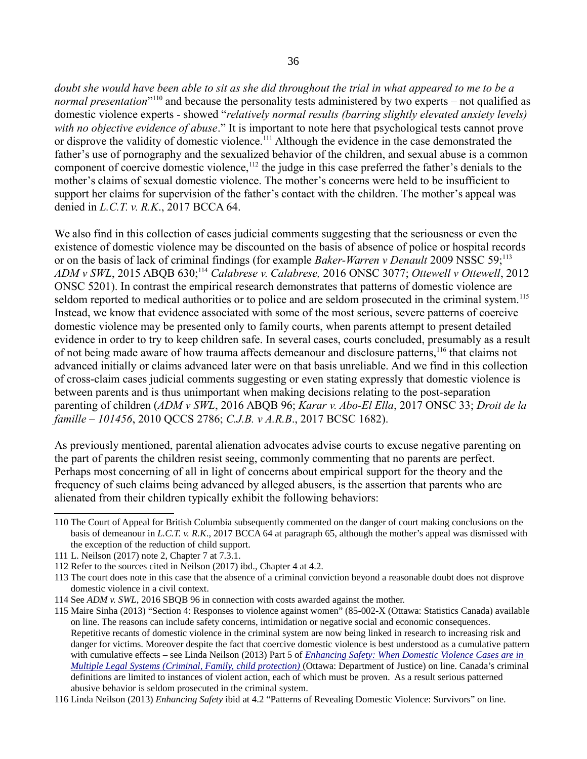*doubt she would have been able to sit as she did throughout the trial in what appeared to me to be a normal presentation*"[110] and because the personality tests administered by two experts – not qualified as domestic violence experts - showed "*relatively normal results (barring slightly elevated anxiety levels) with no objective evidence of abuse*." It is important to note here that psychological tests cannot prove or disprove the validity of domestic violence.[111] Although the evidence in the case demonstrated the father's use of pornography and the sexualized behavior of the children, and sexual abuse is a common component of coercive domestic violence,[112] the judge in this case preferred the father's denials to the mother's claims of sexual domestic violence. The mother's concerns were held to be insufficient to support her claims for supervision of the father's contact with the children. The mother's appeal was denied in *L.C.T. v. R.K*., 2017 BCCA 64.

We also find in this collection of cases judicial comments suggesting that the seriousness or even the existence of domestic violence may be discounted on the basis of absence of police or hospital records or on the basis of lack of criminal findings (for example *Baker-Warren v Denault* 2009 NSSC 59;[113] *ADM v SWL*, 2015 ABQB 630;[114] *Calabrese v. Calabrese,* 2016 ONSC 3077; *Ottewell v Ottewell*, 2012 ONSC 5201). In contrast the empirical research demonstrates that patterns of domestic violence are seldom reported to medical authorities or to police and are seldom prosecuted in the criminal system.[115] Instead, we know that evidence associated with some of the most serious, severe patterns of coercive domestic violence may be presented only to family courts, when parents attempt to present detailed evidence in order to try to keep children safe. In several cases, courts concluded, presumably as a result of not being made aware of how trauma affects demeanour and disclosure patterns,[116] that claims not advanced initially or claims advanced later were on that basis unreliable. And we find in this collection of cross-claim cases judicial comments suggesting or even stating expressly that domestic violence is between parents and is thus unimportant when making decisions relating to the post-separation parenting of children (*ADM v SWL*, 2016 ABQB 96; *Karar v. Abo-El Ella*, 2017 ONSC 33; *Droit de la famille – 101456*, 2010 QCCS 2786; *C.J.B. v A.R.B*., 2017 BCSC 1682).

As previously mentioned, parental alienation advocates advise courts to excuse negative parenting on the part of parents the children resist seeing, commonly commenting that no parents are perfect. Perhaps most concerning of all in light of concerns about empirical support for the theory and the frequency of such claims being advanced by alleged abusers, is the assertion that parents who are alienated from their children typically exhibit the following behaviors:

---

110 The Court of Appeal for British Columbia subsequently commented on the danger of court making conclusions on the basis of demeanour in *L.C.T. v. R.K*., 2017 BCCA 64 at paragraph 65, although the mother's appeal was dismissed with the exception of the reduction of child support.

111 L. Neilson (2017) note 2, Chapter 7 at 7.3.1.

112 Refer to the sources cited in Neilson (2017) ibd., Chapter 4 at 4.2.

113 The court does note in this case that the absence of a criminal conviction beyond a reasonable doubt does not disprove domestic violence in a civil context.

114 See *ADM v. SWL*, 2016 SBQB 96 in connection with costs awarded against the mother.

115 Maire Sinha (2013) "Section 4: Responses to violence against women" (85-002-X (Ottawa: Statistics Canada) available on line. The reasons can include safety concerns, intimidation or negative social and economic consequences. Repetitive recants of domestic violence in the criminal system are now being linked in research to increasing risk and danger for victims. Moreover despite the fact that coercive domestic violence is best understood as a cumulative pattern with cumulative effects – see Linda Neilson (2013) Part 5 of *Enhancing Safety: When Domestic Violence Cases are in Multiple Legal Systems (Criminal, Family, child protection)* (Ottawa: Department of Justice) on line. Canada's criminal definitions are limited to instances of violent action, each of which must be proven. As a result serious patterned abusive behavior is seldom prosecuted in the criminal system.

116 Linda Neilson (2013) *Enhancing Safety* ibid at 4.2 "Patterns of Revealing Domestic Violence: Survivors" on line.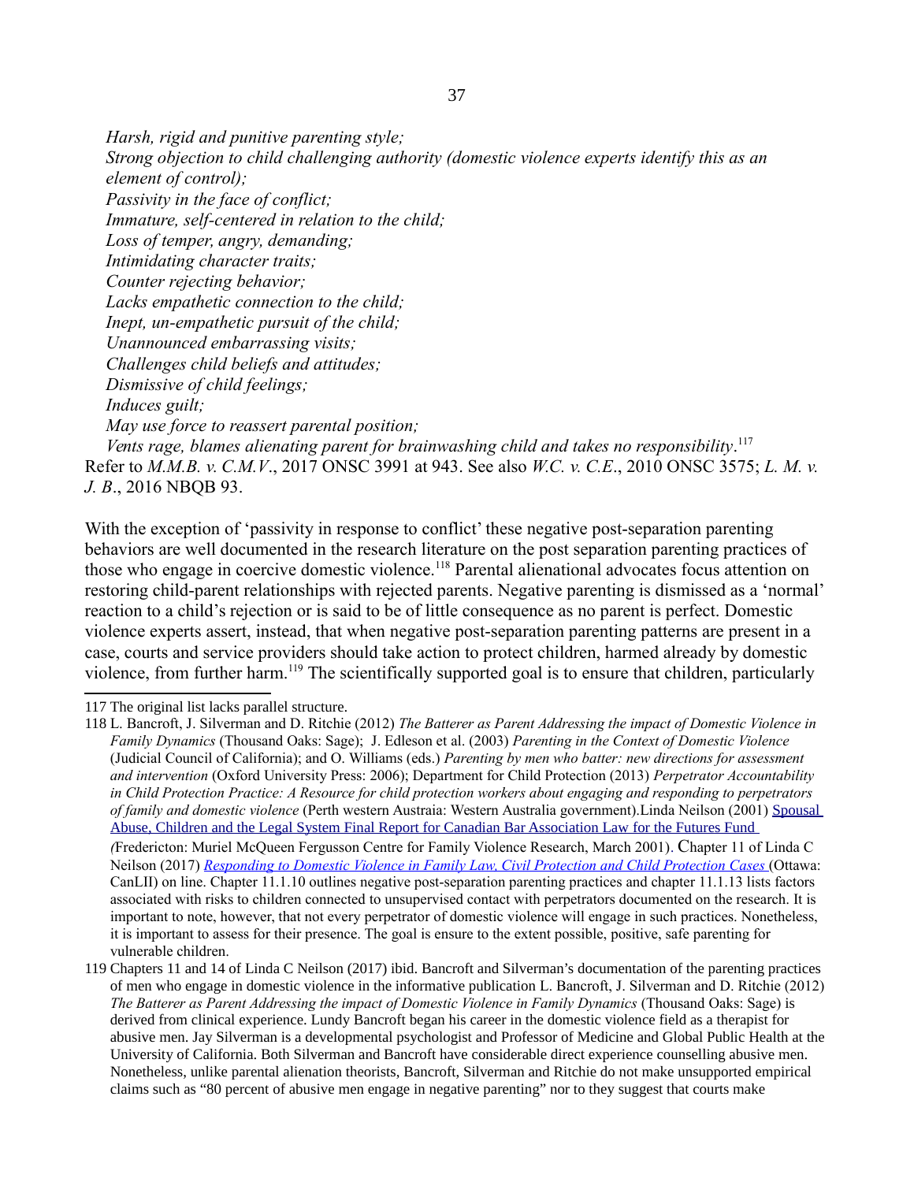*Harsh, rigid and punitive parenting style;*
*Strong objection to child challenging authority (domestic violence experts identify this as an element of control);*
*Passivity in the face of conflict;*
*Immature, self-centered in relation to the child;*
*Loss of temper, angry, demanding;*
*Intimidating character traits;*
*Counter rejecting behavior;*
*Lacks empathetic connection to the child;*
*Inept, un-empathetic pursuit of the child;*
*Unannounced embarrassing visits;*
*Challenges child beliefs and attitudes;*
*Dismissive of child feelings;*
*Induces guilt;*
*May use force to reassert parental position;*
*Vents rage, blames alienating parent for brainwashing child and takes no responsibility*.[117]

Refer to *M.M.B. v. C.M.V*., 2017 ONSC 3991 at 943. See also *W.C. v. C.E*., 2010 ONSC 3575; *L. M. v. J. B*., 2016 NBQB 93.

With the exception of 'passivity in response to conflict' these negative post-separation parenting behaviors are well documented in the research literature on the post separation parenting practices of those who engage in coercive domestic violence.[118] Parental alienational advocates focus attention on restoring child-parent relationships with rejected parents. Negative parenting is dismissed as a 'normal' reaction to a child's rejection or is said to be of little consequence as no parent is perfect. Domestic violence experts assert, instead, that when negative post-separation parenting patterns are present in a case, courts and service providers should take action to protect children, harmed already by domestic violence, from further harm.[119] The scientifically supported goal is to ensure that children, particularly

---

117 The original list lacks parallel structure.

118 L. Bancroft, J. Silverman and D. Ritchie (2012) *The Batterer as Parent Addressing the impact of Domestic Violence in Family Dynamics* (Thousand Oaks: Sage); J. Edleson et al. (2003) *Parenting in the Context of Domestic Violence* (Judicial Council of California); and O. Williams (eds.) *Parenting by men who batter: new directions for assessment and intervention* (Oxford University Press: 2006); Department for Child Protection (2013) *Perpetrator Accountability in Child Protection Practice: A Resource for child protection workers about engaging and responding to perpetrators of family and domestic violence* (Perth western Austraia: Western Australia government).Linda Neilson (2001) Spousal Abuse, Children and the Legal System Final Report for Canadian Bar Association Law for the Futures Fund *(*Fredericton: Muriel McQueen Fergusson Centre for Family Violence Research, March 2001). Chapter 11 of Linda C Neilson (2017) *Responding to Domestic Violence in Family Law, Civil Protection and Child Protection Cases* (Ottawa: CanLII) on line. Chapter 11.1.10 outlines negative post-separation parenting practices and chapter 11.1.13 lists factors associated with risks to children connected to unsupervised contact with perpetrators documented on the research. It is important to note, however, that not every perpetrator of domestic violence will engage in such practices. Nonetheless, it is important to assess for their presence. The goal is ensure to the extent possible, positive, safe parenting for vulnerable children.

119 Chapters 11 and 14 of Linda C Neilson (2017) ibid. Bancroft and Silverman's documentation of the parenting practices of men who engage in domestic violence in the informative publication L. Bancroft, J. Silverman and D. Ritchie (2012) *The Batterer as Parent Addressing the impact of Domestic Violence in Family Dynamics* (Thousand Oaks: Sage) is derived from clinical experience. Lundy Bancroft began his career in the domestic violence field as a therapist for abusive men. Jay Silverman is a developmental psychologist and Professor of Medicine and Global Public Health at the University of California. Both Silverman and Bancroft have considerable direct experience counselling abusive men. Nonetheless, unlike parental alienation theorists, Bancroft, Silverman and Ritchie do not make unsupported empirical claims such as "80 percent of abusive men engage in negative parenting" nor to they suggest that courts make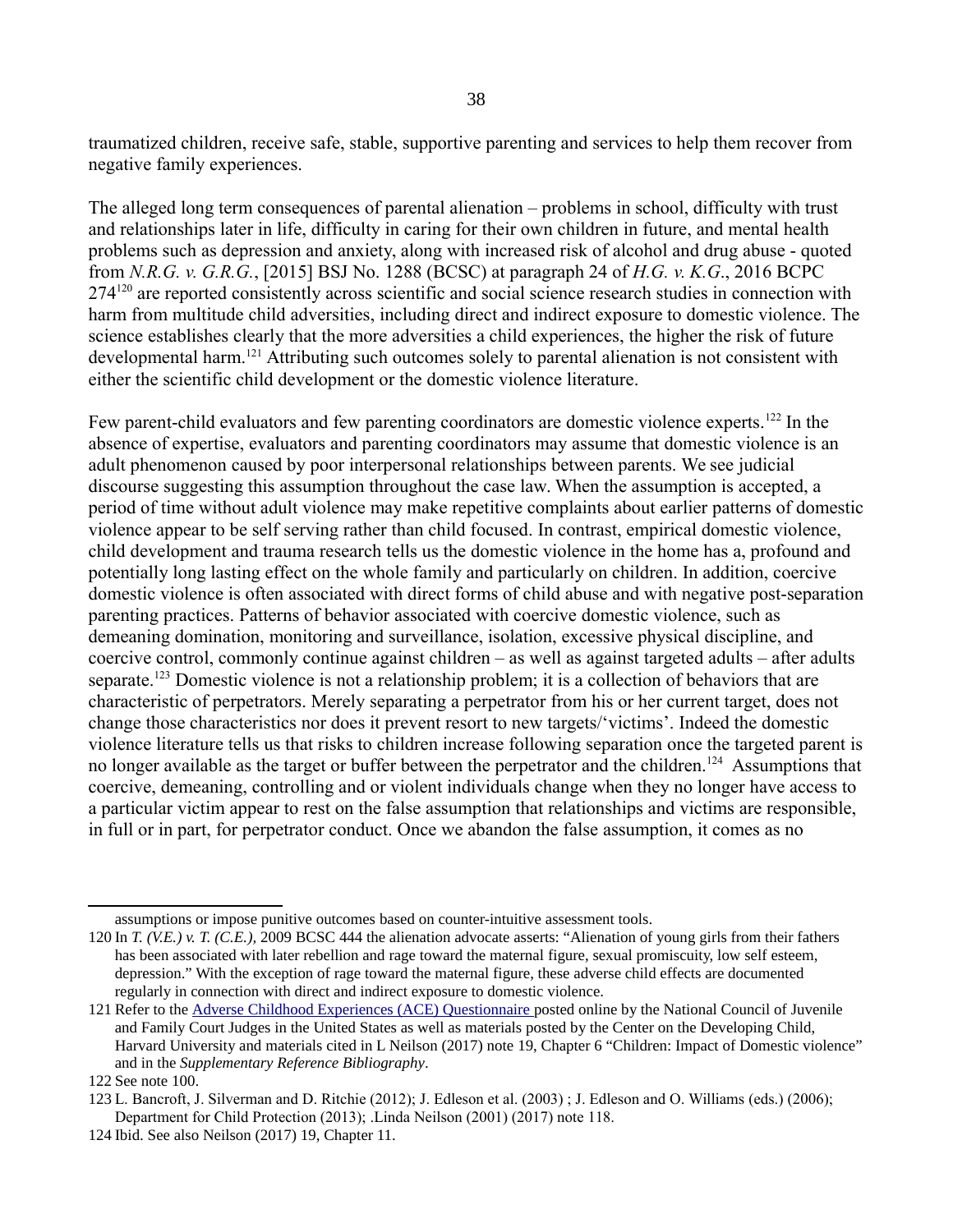traumatized children, receive safe, stable, supportive parenting and services to help them recover from negative family experiences.

The alleged long term consequences of parental alienation – problems in school, difficulty with trust and relationships later in life, difficulty in caring for their own children in future, and mental health problems such as depression and anxiety, along with increased risk of alcohol and drug abuse - quoted from *N.R.G. v. G.R.G.*, [2015] BSJ No. 1288 (BCSC) at paragraph 24 of *H.G. v. K.G*., 2016 BCPC 274[120] are reported consistently across scientific and social science research studies in connection with harm from multitude child adversities, including direct and indirect exposure to domestic violence. The science establishes clearly that the more adversities a child experiences, the higher the risk of future developmental harm.[121] Attributing such outcomes solely to parental alienation is not consistent with either the scientific child development or the domestic violence literature.

Few parent-child evaluators and few parenting coordinators are domestic violence experts.[122] In the absence of expertise, evaluators and parenting coordinators may assume that domestic violence is an adult phenomenon caused by poor interpersonal relationships between parents. We see judicial discourse suggesting this assumption throughout the case law. When the assumption is accepted, a period of time without adult violence may make repetitive complaints about earlier patterns of domestic violence appear to be self serving rather than child focused. In contrast, empirical domestic violence, child development and trauma research tells us the domestic violence in the home has a, profound and potentially long lasting effect on the whole family and particularly on children. In addition, coercive domestic violence is often associated with direct forms of child abuse and with negative post-separation parenting practices. Patterns of behavior associated with coercive domestic violence, such as demeaning domination, monitoring and surveillance, isolation, excessive physical discipline, and coercive control, commonly continue against children – as well as against targeted adults – after adults separate.[123] Domestic violence is not a relationship problem; it is a collection of behaviors that are characteristic of perpetrators. Merely separating a perpetrator from his or her current target, does not change those characteristics nor does it prevent resort to new targets/'victims'. Indeed the domestic violence literature tells us that risks to children increase following separation once the targeted parent is no longer available as the target or buffer between the perpetrator and the children.[124] Assumptions that coercive, demeaning, controlling and or violent individuals change when they no longer have access to a particular victim appear to rest on the false assumption that relationships and victims are responsible, in full or in part, for perpetrator conduct. Once we abandon the false assumption, it comes as no

---

assumptions or impose punitive outcomes based on counter-intuitive assessment tools.

120 In *T. (V.E.) v. T. (C.E.),* 2009 BCSC 444 the alienation advocate asserts: "Alienation of young girls from their fathers has been associated with later rebellion and rage toward the maternal figure, sexual promiscuity, low self esteem, depression." With the exception of rage toward the maternal figure, these adverse child effects are documented regularly in connection with direct and indirect exposure to domestic violence.

121 Refer to the Adverse Childhood Experiences (ACE) Questionnaire posted online by the National Council of Juvenile and Family Court Judges in the United States as well as materials posted by the Center on the Developing Child, Harvard University and materials cited in L Neilson (2017) note 19, Chapter 6 "Children: Impact of Domestic violence" and in the *Supplementary Reference Bibliography*.

122 See note 100.

123 L. Bancroft, J. Silverman and D. Ritchie (2012); J. Edleson et al. (2003) ; J. Edleson and O. Williams (eds.) (2006); Department for Child Protection (2013); .Linda Neilson (2001) (2017) note 118.

124 Ibid. See also Neilson (2017) 19, Chapter 11.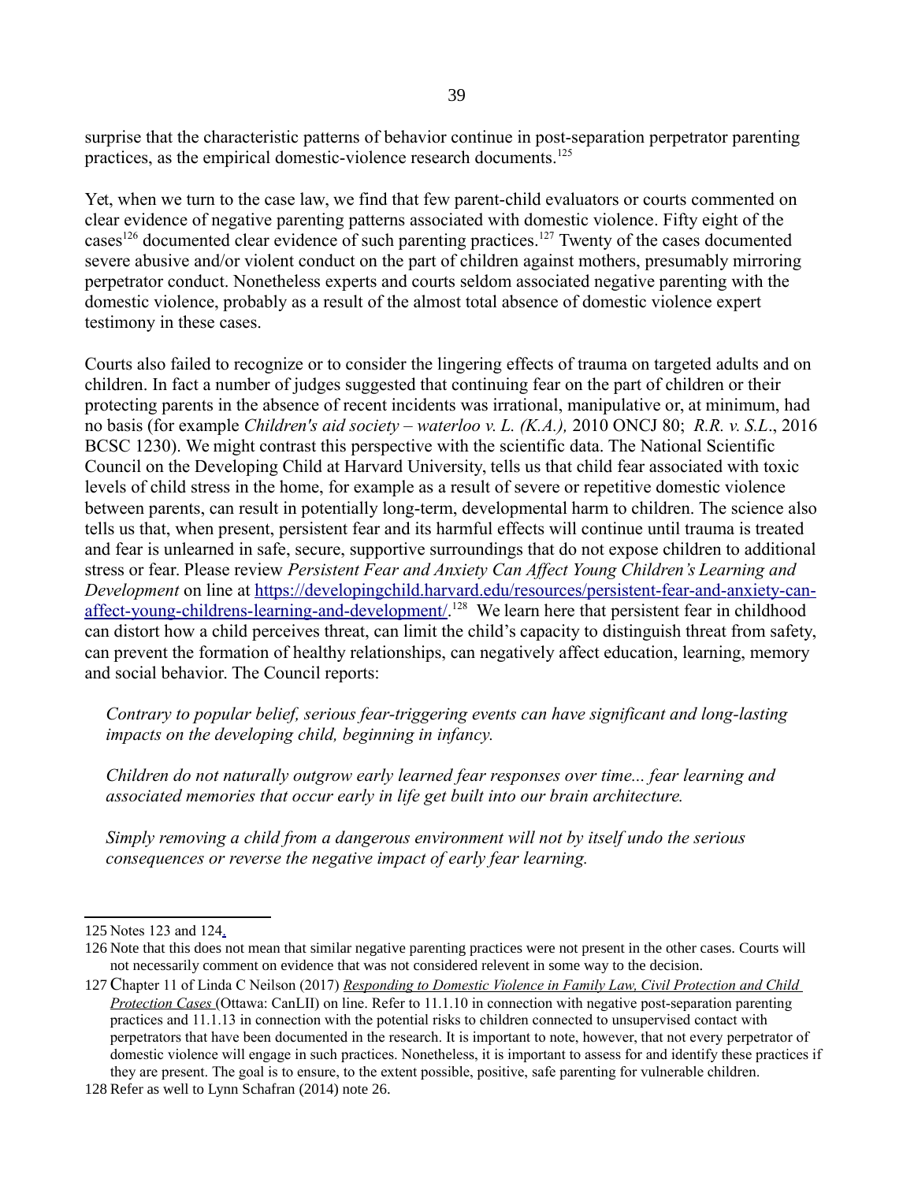surprise that the characteristic patterns of behavior continue in post-separation perpetrator parenting practices, as the empirical domestic-violence research documents.[125]

Yet, when we turn to the case law, we find that few parent-child evaluators or courts commented on clear evidence of negative parenting patterns associated with domestic violence. Fifty eight of the cases[126] documented clear evidence of such parenting practices.[127] Twenty of the cases documented severe abusive and/or violent conduct on the part of children against mothers, presumably mirroring perpetrator conduct. Nonetheless experts and courts seldom associated negative parenting with the domestic violence, probably as a result of the almost total absence of domestic violence expert testimony in these cases.

Courts also failed to recognize or to consider the lingering effects of trauma on targeted adults and on children. In fact a number of judges suggested that continuing fear on the part of children or their protecting parents in the absence of recent incidents was irrational, manipulative or, at minimum, had no basis (for example *Children's aid society – waterloo v. L. (K.A.),* 2010 ONCJ 80; *R.R. v. S.L*., 2016 BCSC 1230). We might contrast this perspective with the scientific data. The National Scientific Council on the Developing Child at Harvard University, tells us that child fear associated with toxic levels of child stress in the home, for example as a result of severe or repetitive domestic violence between parents, can result in potentially long-term, developmental harm to children. The science also tells us that, when present, persistent fear and its harmful effects will continue until trauma is treated and fear is unlearned in safe, secure, supportive surroundings that do not expose children to additional stress or fear. Please review *Persistent Fear and Anxiety Can Affect Young Children's Learning and Development* on line at https://developingchild.harvard.edu/resources/persistent-fear-and-anxiety-can-affect-young-childrens-learning-and-development/.[128] We learn here that persistent fear in childhood can distort how a child perceives threat, can limit the child's capacity to distinguish threat from safety, can prevent the formation of healthy relationships, can negatively affect education, learning, memory and social behavior. The Council reports:

> *Contrary to popular belief, serious fear-triggering events can have significant and long-lasting impacts on the developing child, beginning in infancy.*
>
> *Children do not naturally outgrow early learned fear responses over time... fear learning and associated memories that occur early in life get built into our brain architecture.*
>
> *Simply removing a child from a dangerous environment will not by itself undo the serious consequences or reverse the negative impact of early fear learning.*

---

125 Notes 123 and 124.

126 Note that this does not mean that similar negative parenting practices were not present in the other cases. Courts will not necessarily comment on evidence that was not considered relevent in some way to the decision.

127 Chapter 11 of Linda C Neilson (2017) *Responding to Domestic Violence in Family Law, Civil Protection and Child Protection Cases* (Ottawa: CanLII) on line. Refer to 11.1.10 in connection with negative post-separation parenting practices and 11.1.13 in connection with the potential risks to children connected to unsupervised contact with perpetrators that have been documented in the research. It is important to note, however, that not every perpetrator of domestic violence will engage in such practices. Nonetheless, it is important to assess for and identify these practices if they are present. The goal is to ensure, to the extent possible, positive, safe parenting for vulnerable children.

128 Refer as well to Lynn Schafran (2014) note 26.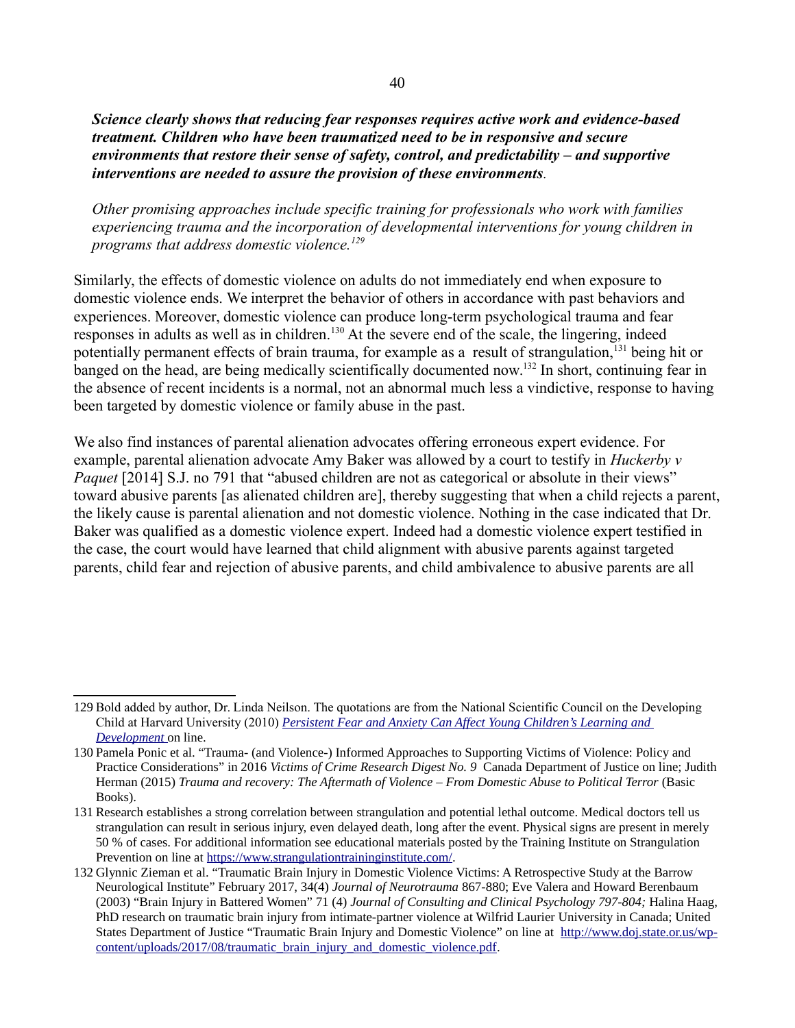> ***Science clearly shows that reducing fear responses requires active work and evidence-based treatment. Children who have been traumatized need to be in responsive and secure environments that restore their sense of safety, control, and predictability – and supportive interventions are needed to assure the provision of these environments*.**
>
> *Other promising approaches include specific training for professionals who work with families experiencing trauma and the incorporation of developmental interventions for young children in programs that address domestic violence.*[129]

Similarly, the effects of domestic violence on adults do not immediately end when exposure to domestic violence ends. We interpret the behavior of others in accordance with past behaviors and experiences. Moreover, domestic violence can produce long-term psychological trauma and fear responses in adults as well as in children.[130] At the severe end of the scale, the lingering, indeed potentially permanent effects of brain trauma, for example as a result of strangulation,[131] being hit or banged on the head, are being medically scientifically documented now.[132] In short, continuing fear in the absence of recent incidents is a normal, not an abnormal much less a vindictive, response to having been targeted by domestic violence or family abuse in the past.

We also find instances of parental alienation advocates offering erroneous expert evidence. For example, parental alienation advocate Amy Baker was allowed by a court to testify in *Huckerby v Paquet* [2014] S.J. no 791 that "abused children are not as categorical or absolute in their views" toward abusive parents [as alienated children are], thereby suggesting that when a child rejects a parent, the likely cause is parental alienation and not domestic violence. Nothing in the case indicated that Dr. Baker was qualified as a domestic violence expert. Indeed had a domestic violence expert testified in the case, the court would have learned that child alignment with abusive parents against targeted parents, child fear and rejection of abusive parents, and child ambivalence to abusive parents are all

---

129 Bold added by author, Dr. Linda Neilson. The quotations are from the National Scientific Council on the Developing Child at Harvard University (2010) *Persistent Fear and Anxiety Can Affect Young Children's Learning and Development* on line.

130 Pamela Ponic et al. "Trauma- (and Violence-) Informed Approaches to Supporting Victims of Violence: Policy and Practice Considerations" in 2016 *Victims of Crime Research Digest No. 9* Canada Department of Justice on line; Judith Herman (2015) *Trauma and recovery: The Aftermath of Violence – From Domestic Abuse to Political Terror* (Basic Books).

131 Research establishes a strong correlation between strangulation and potential lethal outcome. Medical doctors tell us strangulation can result in serious injury, even delayed death, long after the event. Physical signs are present in merely 50 % of cases. For additional information see educational materials posted by the Training Institute on Strangulation Prevention on line at https://www.strangulationtraininginstitute.com/.

132 Glynnic Zieman et al. "Traumatic Brain Injury in Domestic Violence Victims: A Retrospective Study at the Barrow Neurological Institute" February 2017, 34(4) *Journal of Neurotrauma* 867-880; Eve Valera and Howard Berenbaum (2003) "Brain Injury in Battered Women" 71 (4) *Journal of Consulting and Clinical Psychology 797-804;* Halina Haag, PhD research on traumatic brain injury from intimate-partner violence at Wilfrid Laurier University in Canada; United States Department of Justice "Traumatic Brain Injury and Domestic Violence" on line at http://www.doj.state.or.us/wp-content/uploads/2017/08/traumatic_brain_injury_and_domestic_violence.pdf.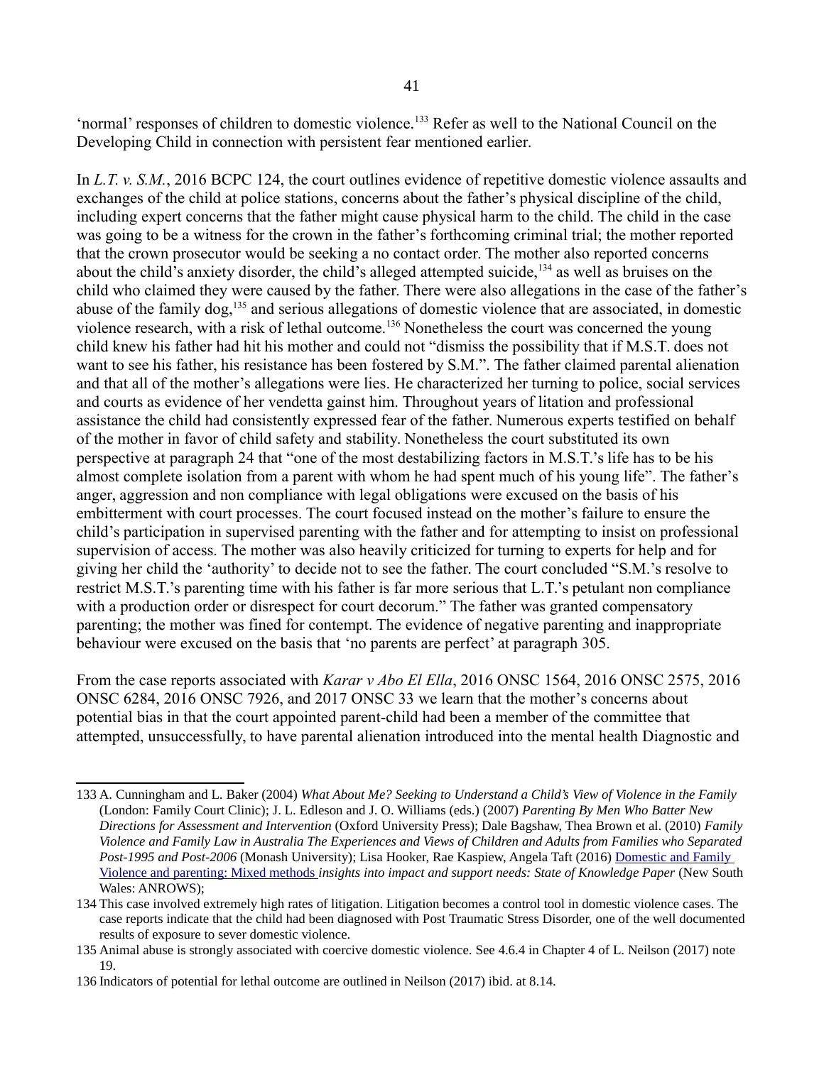'normal' responses of children to domestic violence.[133] Refer as well to the National Council on the Developing Child in connection with persistent fear mentioned earlier.

In *L.T. v. S.M.*, 2016 BCPC 124, the court outlines evidence of repetitive domestic violence assaults and exchanges of the child at police stations, concerns about the father's physical discipline of the child, including expert concerns that the father might cause physical harm to the child. The child in the case was going to be a witness for the crown in the father's forthcoming criminal trial; the mother reported that the crown prosecutor would be seeking a no contact order. The mother also reported concerns about the child's anxiety disorder, the child's alleged attempted suicide,[134] as well as bruises on the child who claimed they were caused by the father. There were also allegations in the case of the father's abuse of the family dog,[135] and serious allegations of domestic violence that are associated, in domestic violence research, with a risk of lethal outcome.[136] Nonetheless the court was concerned the young child knew his father had hit his mother and could not "dismiss the possibility that if M.S.T. does not want to see his father, his resistance has been fostered by S.M.". The father claimed parental alienation and that all of the mother's allegations were lies. He characterized her turning to police, social services and courts as evidence of her vendetta gainst him. Throughout years of litation and professional assistance the child had consistently expressed fear of the father. Numerous experts testified on behalf of the mother in favor of child safety and stability. Nonetheless the court substituted its own perspective at paragraph 24 that "one of the most destabilizing factors in M.S.T.'s life has to be his almost complete isolation from a parent with whom he had spent much of his young life". The father's anger, aggression and non compliance with legal obligations were excused on the basis of his embitterment with court processes. The court focused instead on the mother's failure to ensure the child's participation in supervised parenting with the father and for attempting to insist on professional supervision of access. The mother was also heavily criticized for turning to experts for help and for giving her child the 'authority' to decide not to see the father. The court concluded "S.M.'s resolve to restrict M.S.T.'s parenting time with his father is far more serious that L.T.'s petulant non compliance with a production order or disrespect for court decorum." The father was granted compensatory parenting; the mother was fined for contempt. The evidence of negative parenting and inappropriate behaviour were excused on the basis that 'no parents are perfect' at paragraph 305.

From the case reports associated with *Karar v Abo El Ella*, 2016 ONSC 1564, 2016 ONSC 2575, 2016 ONSC 6284, 2016 ONSC 7926, and 2017 ONSC 33 we learn that the mother's concerns about potential bias in that the court appointed parent-child had been a member of the committee that attempted, unsuccessfully, to have parental alienation introduced into the mental health Diagnostic and

---

133 A. Cunningham and L. Baker (2004) *What About Me? Seeking to Understand a Child's View of Violence in the Family* (London: Family Court Clinic); J. L. Edleson and J. O. Williams (eds.) (2007) *Parenting By Men Who Batter New Directions for Assessment and Intervention* (Oxford University Press); Dale Bagshaw, Thea Brown et al. (2010) *Family Violence and Family Law in Australia The Experiences and Views of Children and Adults from Families who Separated Post-1995 and Post-2006* (Monash University); Lisa Hooker, Rae Kaspiew, Angela Taft (2016) Domestic and Family Violence and parenting: Mixed methods *insights into impact and support needs: State of Knowledge Paper* (New South Wales: ANROWS);

134 This case involved extremely high rates of litigation. Litigation becomes a control tool in domestic violence cases. The case reports indicate that the child had been diagnosed with Post Traumatic Stress Disorder, one of the well documented results of exposure to sever domestic violence.

135 Animal abuse is strongly associated with coercive domestic violence. See 4.6.4 in Chapter 4 of L. Neilson (2017) note 19.

136 Indicators of potential for lethal outcome are outlined in Neilson (2017) ibid. at 8.14.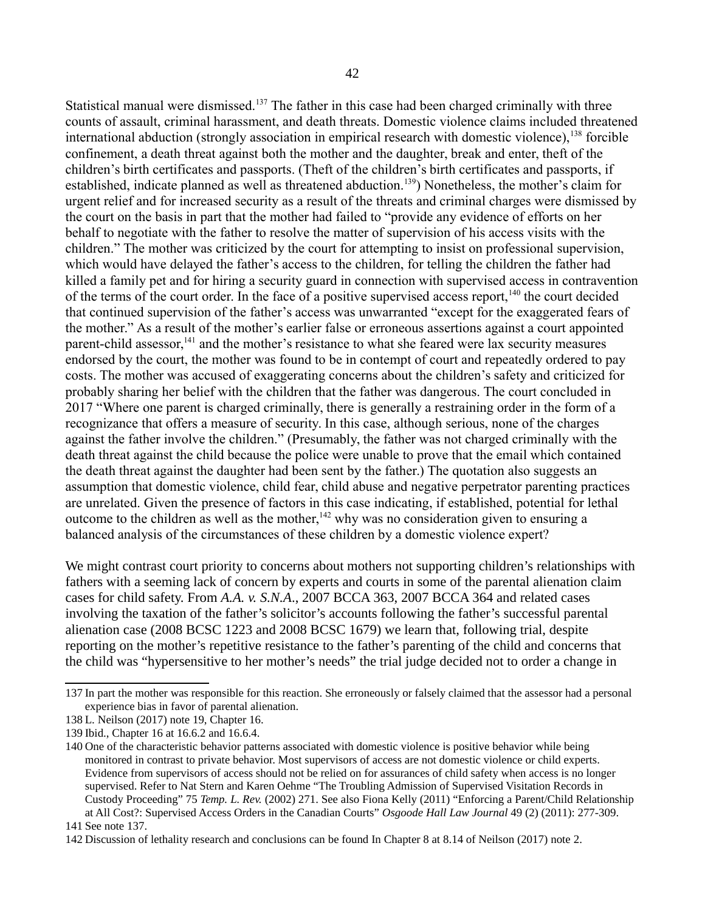Statistical manual were dismissed.[137] The father in this case had been charged criminally with three counts of assault, criminal harassment, and death threats. Domestic violence claims included threatened international abduction (strongly association in empirical research with domestic violence),[138] forcible confinement, a death threat against both the mother and the daughter, break and enter, theft of the children's birth certificates and passports. (Theft of the children's birth certificates and passports, if established, indicate planned as well as threatened abduction.[139]) Nonetheless, the mother's claim for urgent relief and for increased security as a result of the threats and criminal charges were dismissed by the court on the basis in part that the mother had failed to "provide any evidence of efforts on her behalf to negotiate with the father to resolve the matter of supervision of his access visits with the children." The mother was criticized by the court for attempting to insist on professional supervision, which would have delayed the father's access to the children, for telling the children the father had killed a family pet and for hiring a security guard in connection with supervised access in contravention of the terms of the court order. In the face of a positive supervised access report,[140] the court decided that continued supervision of the father's access was unwarranted "except for the exaggerated fears of the mother." As a result of the mother's earlier false or erroneous assertions against a court appointed parent-child assessor,[141] and the mother's resistance to what she feared were lax security measures endorsed by the court, the mother was found to be in contempt of court and repeatedly ordered to pay costs. The mother was accused of exaggerating concerns about the children's safety and criticized for probably sharing her belief with the children that the father was dangerous. The court concluded in 2017 "Where one parent is charged criminally, there is generally a restraining order in the form of a recognizance that offers a measure of security. In this case, although serious, none of the charges against the father involve the children." (Presumably, the father was not charged criminally with the death threat against the child because the police were unable to prove that the email which contained the death threat against the daughter had been sent by the father.) The quotation also suggests an assumption that domestic violence, child fear, child abuse and negative perpetrator parenting practices are unrelated. Given the presence of factors in this case indicating, if established, potential for lethal outcome to the children as well as the mother,[142] why was no consideration given to ensuring a balanced analysis of the circumstances of these children by a domestic violence expert?

We might contrast court priority to concerns about mothers not supporting children's relationships with fathers with a seeming lack of concern by experts and courts in some of the parental alienation claim cases for child safety. From *A.A. v. S.N.A.*, 2007 BCCA 363, 2007 BCCA 364 and related cases involving the taxation of the father's solicitor's accounts following the father's successful parental alienation case (2008 BCSC 1223 and 2008 BCSC 1679) we learn that, following trial, despite reporting on the mother's repetitive resistance to the father's parenting of the child and concerns that the child was "hypersensitive to her mother's needs" the trial judge decided not to order a change in

---

137 In part the mother was responsible for this reaction. She erroneously or falsely claimed that the assessor had a personal experience bias in favor of parental alienation.

138 L. Neilson (2017) note 19, Chapter 16.

139 Ibid., Chapter 16 at 16.6.2 and 16.6.4.

140 One of the characteristic behavior patterns associated with domestic violence is positive behavior while being monitored in contrast to private behavior. Most supervisors of access are not domestic violence or child experts. Evidence from supervisors of access should not be relied on for assurances of child safety when access is no longer supervised. Refer to Nat Stern and Karen Oehme "The Troubling Admission of Supervised Visitation Records in Custody Proceeding" 75 *Temp. L. Rev.* (2002) 271. See also Fiona Kelly (2011) "Enforcing a Parent/Child Relationship at All Cost?: Supervised Access Orders in the Canadian Courts" *Osgoode Hall Law Journal* 49 (2) (2011): 277-309.

141 See note 137.

142 Discussion of lethality research and conclusions can be found In Chapter 8 at 8.14 of Neilson (2017) note 2.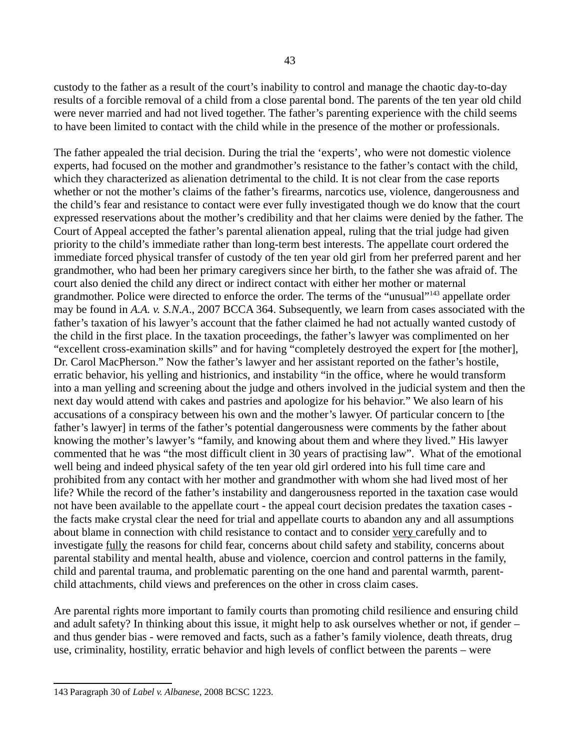custody to the father as a result of the court's inability to control and manage the chaotic day-to-day results of a forcible removal of a child from a close parental bond. The parents of the ten year old child were never married and had not lived together. The father's parenting experience with the child seems to have been limited to contact with the child while in the presence of the mother or professionals.

The father appealed the trial decision. During the trial the 'experts', who were not domestic violence experts, had focused on the mother and grandmother's resistance to the father's contact with the child, which they characterized as alienation detrimental to the child. It is not clear from the case reports whether or not the mother's claims of the father's firearms, narcotics use, violence, dangerousness and the child's fear and resistance to contact were ever fully investigated though we do know that the court expressed reservations about the mother's credibility and that her claims were denied by the father. The Court of Appeal accepted the father's parental alienation appeal, ruling that the trial judge had given priority to the child's immediate rather than long-term best interests. The appellate court ordered the immediate forced physical transfer of custody of the ten year old girl from her preferred parent and her grandmother, who had been her primary caregivers since her birth, to the father she was afraid of. The court also denied the child any direct or indirect contact with either her mother or maternal grandmother. Police were directed to enforce the order. The terms of the "unusual"[143] appellate order may be found in *A.A. v. S.N.A*., 2007 BCCA 364. Subsequently, we learn from cases associated with the father's taxation of his lawyer's account that the father claimed he had not actually wanted custody of the child in the first place. In the taxation proceedings, the father's lawyer was complimented on her "excellent cross-examination skills" and for having "completely destroyed the expert for [the mother], Dr. Carol MacPherson." Now the father's lawyer and her assistant reported on the father's hostile, erratic behavior, his yelling and histrionics, and instability "in the office, where he would transform into a man yelling and screening about the judge and others involved in the judicial system and then the next day would attend with cakes and pastries and apologize for his behavior." We also learn of his accusations of a conspiracy between his own and the mother's lawyer. Of particular concern to [the father's lawyer] in terms of the father's potential dangerousness were comments by the father about knowing the mother's lawyer's "family, and knowing about them and where they lived." His lawyer commented that he was "the most difficult client in 30 years of practising law". What of the emotional well being and indeed physical safety of the ten year old girl ordered into his full time care and prohibited from any contact with her mother and grandmother with whom she had lived most of her life? While the record of the father's instability and dangerousness reported in the taxation case would not have been available to the appellate court - the appeal court decision predates the taxation cases - the facts make crystal clear the need for trial and appellate courts to abandon any and all assumptions about blame in connection with child resistance to contact and to consider <u>very</u> carefully and to investigate <u>fully</u> the reasons for child fear, concerns about child safety and stability, concerns about parental stability and mental health, abuse and violence, coercion and control patterns in the family, child and parental trauma, and problematic parenting on the one hand and parental warmth, parent-child attachments, child views and preferences on the other in cross claim cases.

Are parental rights more important to family courts than promoting child resilience and ensuring child and adult safety? In thinking about this issue, it might help to ask ourselves whether or not, if gender – and thus gender bias - were removed and facts, such as a father's family violence, death threats, drug use, criminality, hostility, erratic behavior and high levels of conflict between the parents – were

143 Paragraph 30 of *Label v. Albanese*, 2008 BCSC 1223.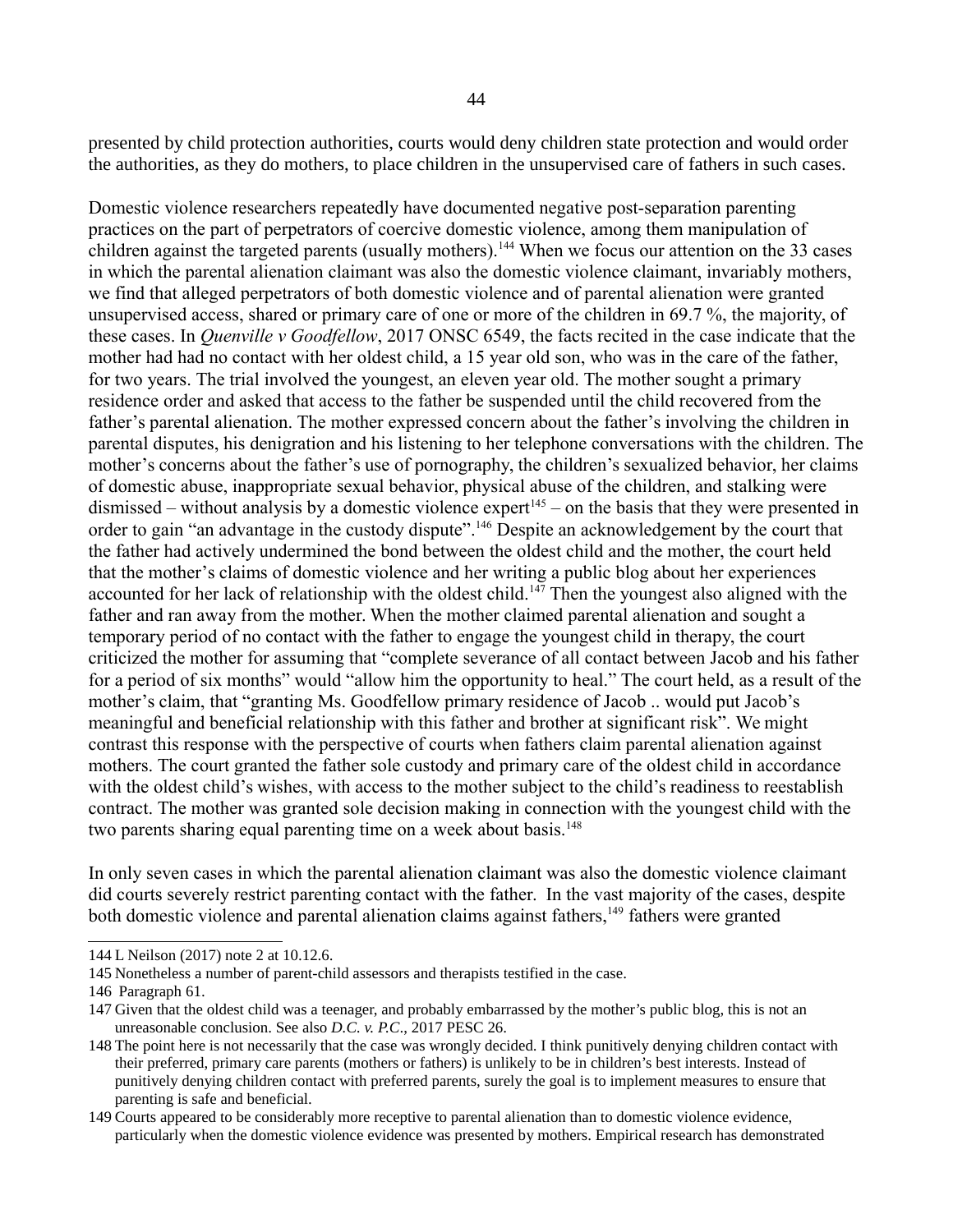presented by child protection authorities, courts would deny children state protection and would order the authorities, as they do mothers, to place children in the unsupervised care of fathers in such cases.

Domestic violence researchers repeatedly have documented negative post-separation parenting practices on the part of perpetrators of coercive domestic violence, among them manipulation of children against the targeted parents (usually mothers).[144] When we focus our attention on the 33 cases in which the parental alienation claimant was also the domestic violence claimant, invariably mothers, we find that alleged perpetrators of both domestic violence and of parental alienation were granted unsupervised access, shared or primary care of one or more of the children in 69.7 %, the majority, of these cases. In *Quenville v Goodfellow*, 2017 ONSC 6549, the facts recited in the case indicate that the mother had had no contact with her oldest child, a 15 year old son, who was in the care of the father, for two years. The trial involved the youngest, an eleven year old. The mother sought a primary residence order and asked that access to the father be suspended until the child recovered from the father's parental alienation. The mother expressed concern about the father's involving the children in parental disputes, his denigration and his listening to her telephone conversations with the children. The mother's concerns about the father's use of pornography, the children's sexualized behavior, her claims of domestic abuse, inappropriate sexual behavior, physical abuse of the children, and stalking were dismissed – without analysis by a domestic violence expert[145] – on the basis that they were presented in order to gain "an advantage in the custody dispute".[146] Despite an acknowledgement by the court that the father had actively undermined the bond between the oldest child and the mother, the court held that the mother's claims of domestic violence and her writing a public blog about her experiences accounted for her lack of relationship with the oldest child.[147] Then the youngest also aligned with the father and ran away from the mother. When the mother claimed parental alienation and sought a temporary period of no contact with the father to engage the youngest child in therapy, the court criticized the mother for assuming that "complete severance of all contact between Jacob and his father for a period of six months" would "allow him the opportunity to heal." The court held, as a result of the mother's claim, that "granting Ms. Goodfellow primary residence of Jacob .. would put Jacob's meaningful and beneficial relationship with this father and brother at significant risk". We might contrast this response with the perspective of courts when fathers claim parental alienation against mothers. The court granted the father sole custody and primary care of the oldest child in accordance with the oldest child's wishes, with access to the mother subject to the child's readiness to reestablish contract. The mother was granted sole decision making in connection with the youngest child with the two parents sharing equal parenting time on a week about basis.[148]

In only seven cases in which the parental alienation claimant was also the domestic violence claimant did courts severely restrict parenting contact with the father. In the vast majority of the cases, despite both domestic violence and parental alienation claims against fathers,[149] fathers were granted

---

144 L Neilson (2017) note 2 at 10.12.6.

145 Nonetheless a number of parent-child assessors and therapists testified in the case.

146 Paragraph 61.

147 Given that the oldest child was a teenager, and probably embarrassed by the mother's public blog, this is not an unreasonable conclusion. See also *D.C. v. P.C.*, 2017 PESC 26.

148 The point here is not necessarily that the case was wrongly decided. I think punitively denying children contact with their preferred, primary care parents (mothers or fathers) is unlikely to be in children's best interests. Instead of punitively denying children contact with preferred parents, surely the goal is to implement measures to ensure that parenting is safe and beneficial.

149 Courts appeared to be considerably more receptive to parental alienation than to domestic violence evidence, particularly when the domestic violence evidence was presented by mothers. Empirical research has demonstrated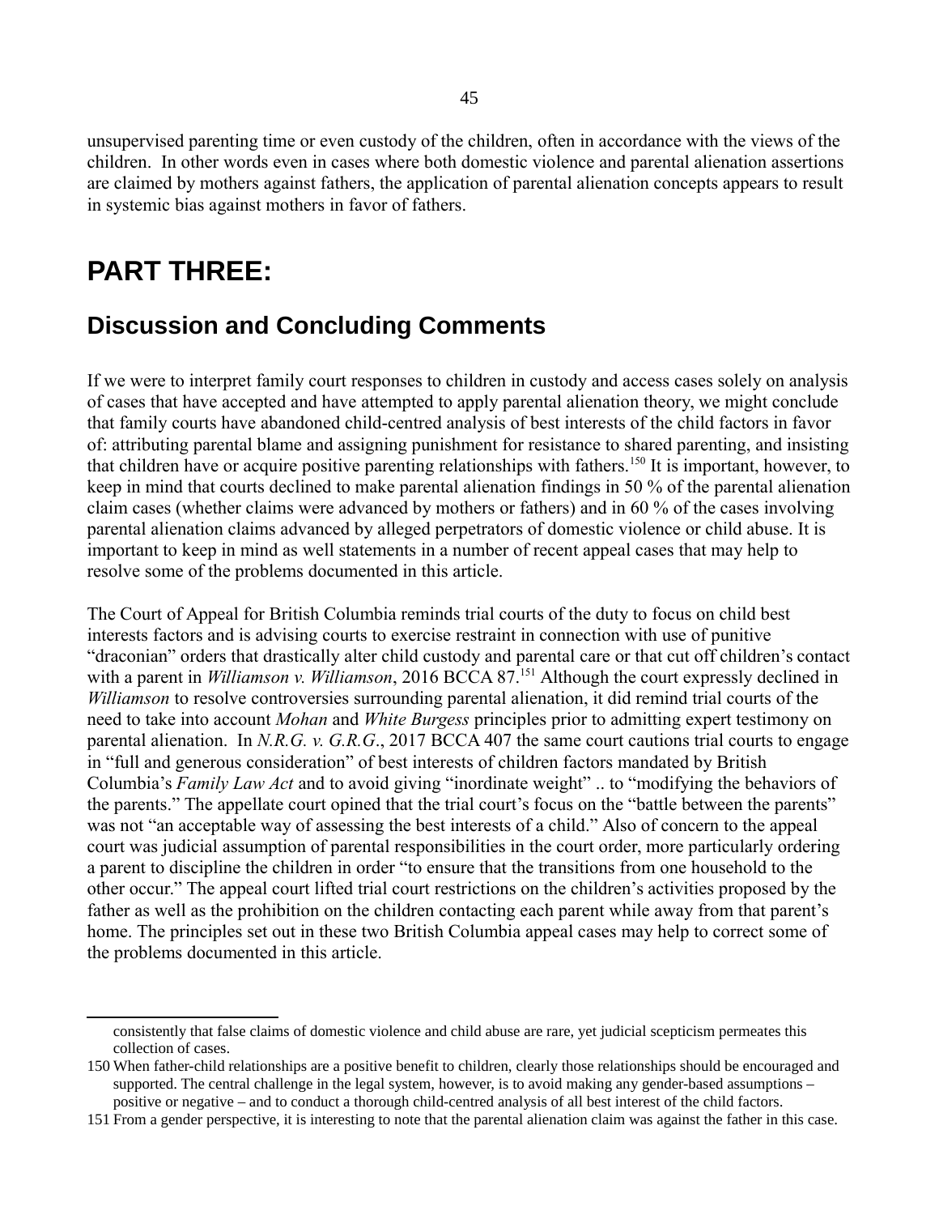unsupervised parenting time or even custody of the children, often in accordance with the views of the children. In other words even in cases where both domestic violence and parental alienation assertions are claimed by mothers against fathers, the application of parental alienation concepts appears to result in systemic bias against mothers in favor of fathers.

# PART THREE:

## Discussion and Concluding Comments

If we were to interpret family court responses to children in custody and access cases solely on analysis of cases that have accepted and have attempted to apply parental alienation theory, we might conclude that family courts have abandoned child-centred analysis of best interests of the child factors in favor of: attributing parental blame and assigning punishment for resistance to shared parenting, and insisting that children have or acquire positive parenting relationships with fathers.[150] It is important, however, to keep in mind that courts declined to make parental alienation findings in 50 % of the parental alienation claim cases (whether claims were advanced by mothers or fathers) and in 60 % of the cases involving parental alienation claims advanced by alleged perpetrators of domestic violence or child abuse. It is important to keep in mind as well statements in a number of recent appeal cases that may help to resolve some of the problems documented in this article.

The Court of Appeal for British Columbia reminds trial courts of the duty to focus on child best interests factors and is advising courts to exercise restraint in connection with use of punitive "draconian" orders that drastically alter child custody and parental care or that cut off children's contact with a parent in *Williamson v. Williamson*, 2016 BCCA 87.[151] Although the court expressly declined in *Williamson* to resolve controversies surrounding parental alienation, it did remind trial courts of the need to take into account *Mohan* and *White Burgess* principles prior to admitting expert testimony on parental alienation. In *N.R.G. v. G.R.G*., 2017 BCCA 407 the same court cautions trial courts to engage in "full and generous consideration" of best interests of children factors mandated by British Columbia's *Family Law Act* and to avoid giving "inordinate weight" .. to "modifying the behaviors of the parents." The appellate court opined that the trial court's focus on the "battle between the parents" was not "an acceptable way of assessing the best interests of a child." Also of concern to the appeal court was judicial assumption of parental responsibilities in the court order, more particularly ordering a parent to discipline the children in order "to ensure that the transitions from one household to the other occur." The appeal court lifted trial court restrictions on the children's activities proposed by the father as well as the prohibition on the children contacting each parent while away from that parent's home. The principles set out in these two British Columbia appeal cases may help to correct some of the problems documented in this article.

---

consistently that false claims of domestic violence and child abuse are rare, yet judicial scepticism permeates this collection of cases.

150 When father-child relationships are a positive benefit to children, clearly those relationships should be encouraged and supported. The central challenge in the legal system, however, is to avoid making any gender-based assumptions – positive or negative – and to conduct a thorough child-centred analysis of all best interest of the child factors.

151 From a gender perspective, it is interesting to note that the parental alienation claim was against the father in this case.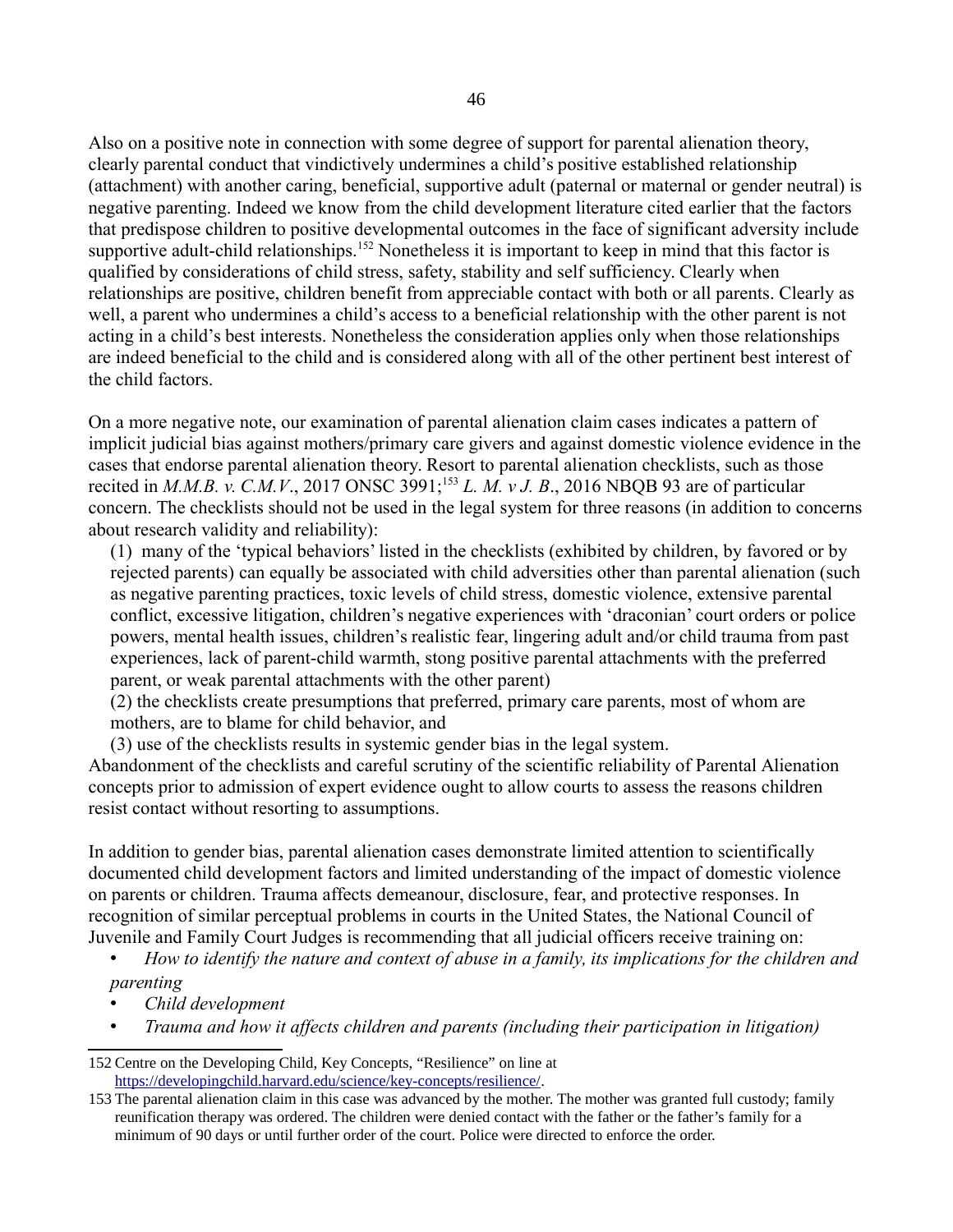Also on a positive note in connection with some degree of support for parental alienation theory, clearly parental conduct that vindictively undermines a child's positive established relationship (attachment) with another caring, beneficial, supportive adult (paternal or maternal or gender neutral) is negative parenting. Indeed we know from the child development literature cited earlier that the factors that predispose children to positive developmental outcomes in the face of significant adversity include supportive adult-child relationships.[152] Nonetheless it is important to keep in mind that this factor is qualified by considerations of child stress, safety, stability and self sufficiency. Clearly when relationships are positive, children benefit from appreciable contact with both or all parents. Clearly as well, a parent who undermines a child's access to a beneficial relationship with the other parent is not acting in a child's best interests. Nonetheless the consideration applies only when those relationships are indeed beneficial to the child and is considered along with all of the other pertinent best interest of the child factors.

On a more negative note, our examination of parental alienation claim cases indicates a pattern of implicit judicial bias against mothers/primary care givers and against domestic violence evidence in the cases that endorse parental alienation theory. Resort to parental alienation checklists, such as those recited in *M.M.B. v. C.M.V*., 2017 ONSC 3991;[153] *L. M. v J. B*., 2016 NBQB 93 are of particular concern. The checklists should not be used in the legal system for three reasons (in addition to concerns about research validity and reliability):

(1) many of the 'typical behaviors' listed in the checklists (exhibited by children, by favored or by rejected parents) can equally be associated with child adversities other than parental alienation (such as negative parenting practices, toxic levels of child stress, domestic violence, extensive parental conflict, excessive litigation, children's negative experiences with 'draconian' court orders or police powers, mental health issues, children's realistic fear, lingering adult and/or child trauma from past experiences, lack of parent-child warmth, stong positive parental attachments with the preferred parent, or weak parental attachments with the other parent)

(2) the checklists create presumptions that preferred, primary care parents, most of whom are mothers, are to blame for child behavior, and

(3) use of the checklists results in systemic gender bias in the legal system.

Abandonment of the checklists and careful scrutiny of the scientific reliability of Parental Alienation concepts prior to admission of expert evidence ought to allow courts to assess the reasons children resist contact without resorting to assumptions.

In addition to gender bias, parental alienation cases demonstrate limited attention to scientifically documented child development factors and limited understanding of the impact of domestic violence on parents or children. Trauma affects demeanour, disclosure, fear, and protective responses. In recognition of similar perceptual problems in courts in the United States, the National Council of Juvenile and Family Court Judges is recommending that all judicial officers receive training on:

- *How to identify the nature and context of abuse in a family, its implications for the children and parenting*
- *Child development*
- *Trauma and how it affects children and parents (including their participation in litigation)*

---

152 Centre on the Developing Child, Key Concepts, "Resilience" on line at https://developingchild.harvard.edu/science/key-concepts/resilience/.

153 The parental alienation claim in this case was advanced by the mother. The mother was granted full custody; family reunification therapy was ordered. The children were denied contact with the father or the father's family for a minimum of 90 days or until further order of the court. Police were directed to enforce the order.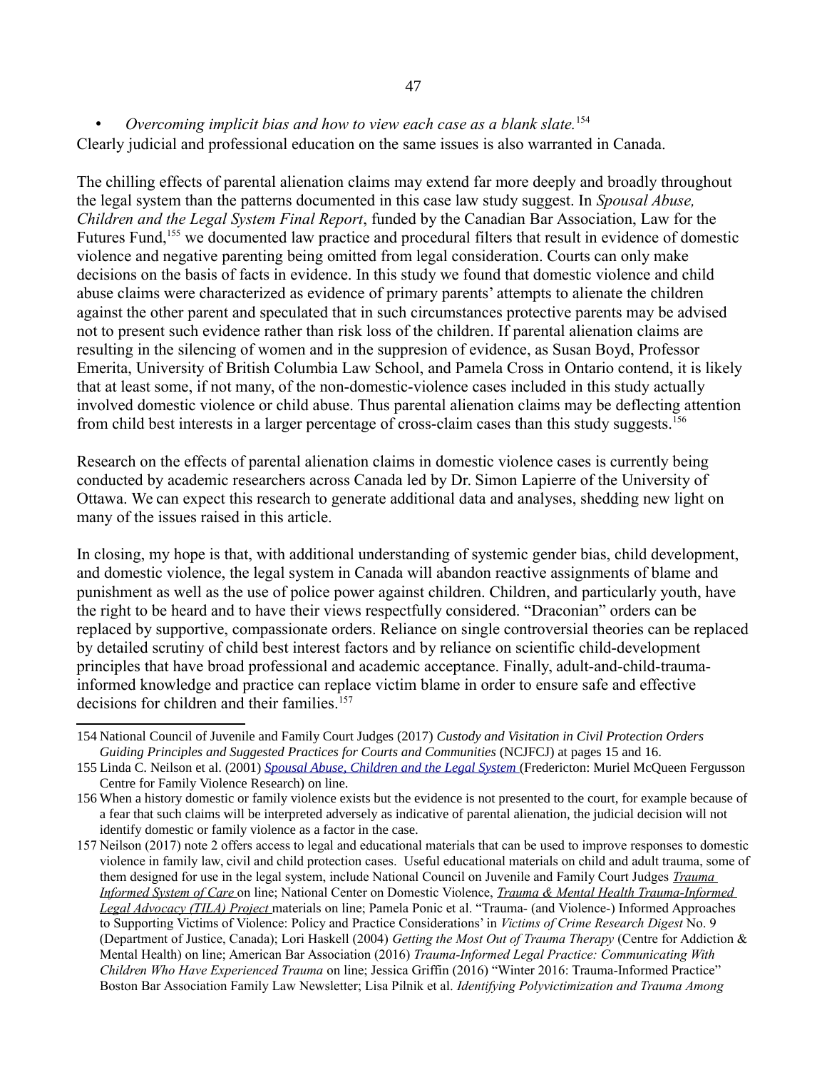- *Overcoming implicit bias and how to view each case as a blank slate.*[154]

Clearly judicial and professional education on the same issues is also warranted in Canada.

The chilling effects of parental alienation claims may extend far more deeply and broadly throughout the legal system than the patterns documented in this case law study suggest. In *Spousal Abuse, Children and the Legal System Final Report*, funded by the Canadian Bar Association, Law for the Futures Fund,[155] we documented law practice and procedural filters that result in evidence of domestic violence and negative parenting being omitted from legal consideration. Courts can only make decisions on the basis of facts in evidence. In this study we found that domestic violence and child abuse claims were characterized as evidence of primary parents' attempts to alienate the children against the other parent and speculated that in such circumstances protective parents may be advised not to present such evidence rather than risk loss of the children. If parental alienation claims are resulting in the silencing of women and in the suppresion of evidence, as Susan Boyd, Professor Emerita, University of British Columbia Law School, and Pamela Cross in Ontario contend, it is likely that at least some, if not many, of the non-domestic-violence cases included in this study actually involved domestic violence or child abuse. Thus parental alienation claims may be deflecting attention from child best interests in a larger percentage of cross-claim cases than this study suggests.[156]

Research on the effects of parental alienation claims in domestic violence cases is currently being conducted by academic researchers across Canada led by Dr. Simon Lapierre of the University of Ottawa. We can expect this research to generate additional data and analyses, shedding new light on many of the issues raised in this article.

In closing, my hope is that, with additional understanding of systemic gender bias, child development, and domestic violence, the legal system in Canada will abandon reactive assignments of blame and punishment as well as the use of police power against children. Children, and particularly youth, have the right to be heard and to have their views respectfully considered. "Draconian" orders can be replaced by supportive, compassionate orders. Reliance on single controversial theories can be replaced by detailed scrutiny of child best interest factors and by reliance on scientific child-development principles that have broad professional and academic acceptance. Finally, adult-and-child-trauma-informed knowledge and practice can replace victim blame in order to ensure safe and effective decisions for children and their families.[157]

---

154 National Council of Juvenile and Family Court Judges (2017) *Custody and Visitation in Civil Protection Orders Guiding Principles and Suggested Practices for Courts and Communities* (NCJFCJ) at pages 15 and 16.

155 Linda C. Neilson et al. (2001) *Spousal Abuse, Children and the Legal System* (Fredericton: Muriel McQueen Fergusson Centre for Family Violence Research) on line.

156 When a history domestic or family violence exists but the evidence is not presented to the court, for example because of a fear that such claims will be interpreted adversely as indicative of parental alienation, the judicial decision will not identify domestic or family violence as a factor in the case.

157 Neilson (2017) note 2 offers access to legal and educational materials that can be used to improve responses to domestic violence in family law, civil and child protection cases. Useful educational materials on child and adult trauma, some of them designed for use in the legal system, include National Council on Juvenile and Family Court Judges *Trauma Informed System of Care* on line; National Center on Domestic Violence, *Trauma & Mental Health Trauma-Informed Legal Advocacy (TILA) Project* materials on line; Pamela Ponic et al. "Trauma- (and Violence-) Informed Approaches to Supporting Victims of Violence: Policy and Practice Considerations' in *Victims of Crime Research Digest* No. 9 (Department of Justice, Canada); Lori Haskell (2004) *Getting the Most Out of Trauma Therapy* (Centre for Addiction & Mental Health) on line; American Bar Association (2016) *Trauma-Informed Legal Practice: Communicating With Children Who Have Experienced Trauma* on line; Jessica Griffin (2016) "Winter 2016: Trauma-Informed Practice" Boston Bar Association Family Law Newsletter; Lisa Pilnik et al. *Identifying Polyvictimization and Trauma Among*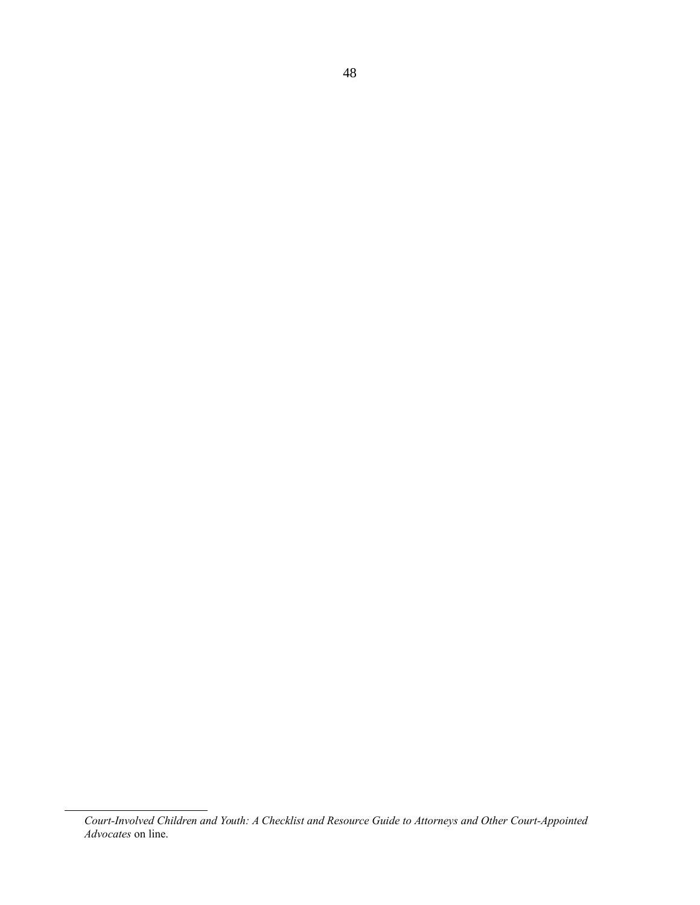*Court-Involved Children and Youth: A Checklist and Resource Guide to Attorneys and Other Court-Appointed Advocates* on line.